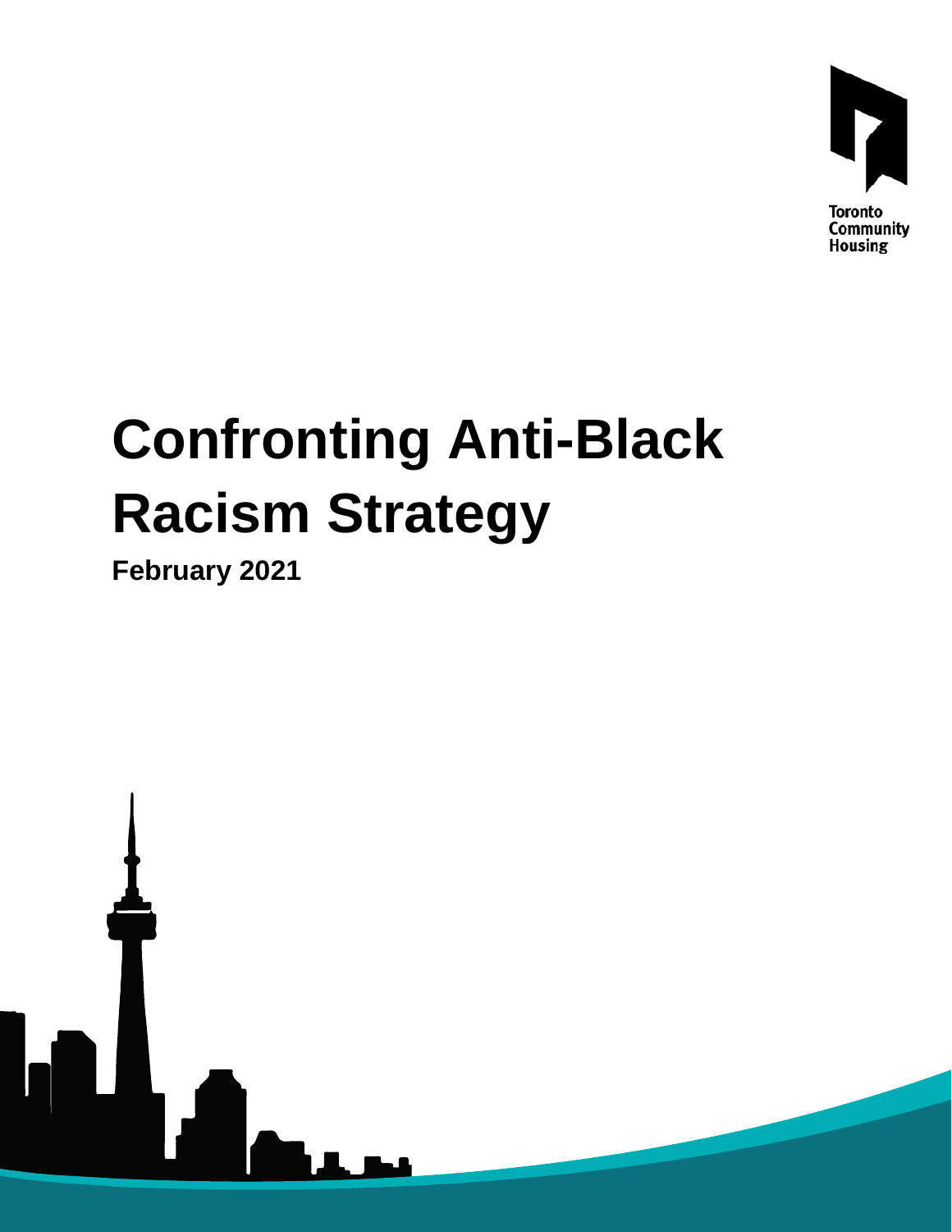Toronto Community Housing

# Confronting Anti-Black Racism Strategy

**February 2021**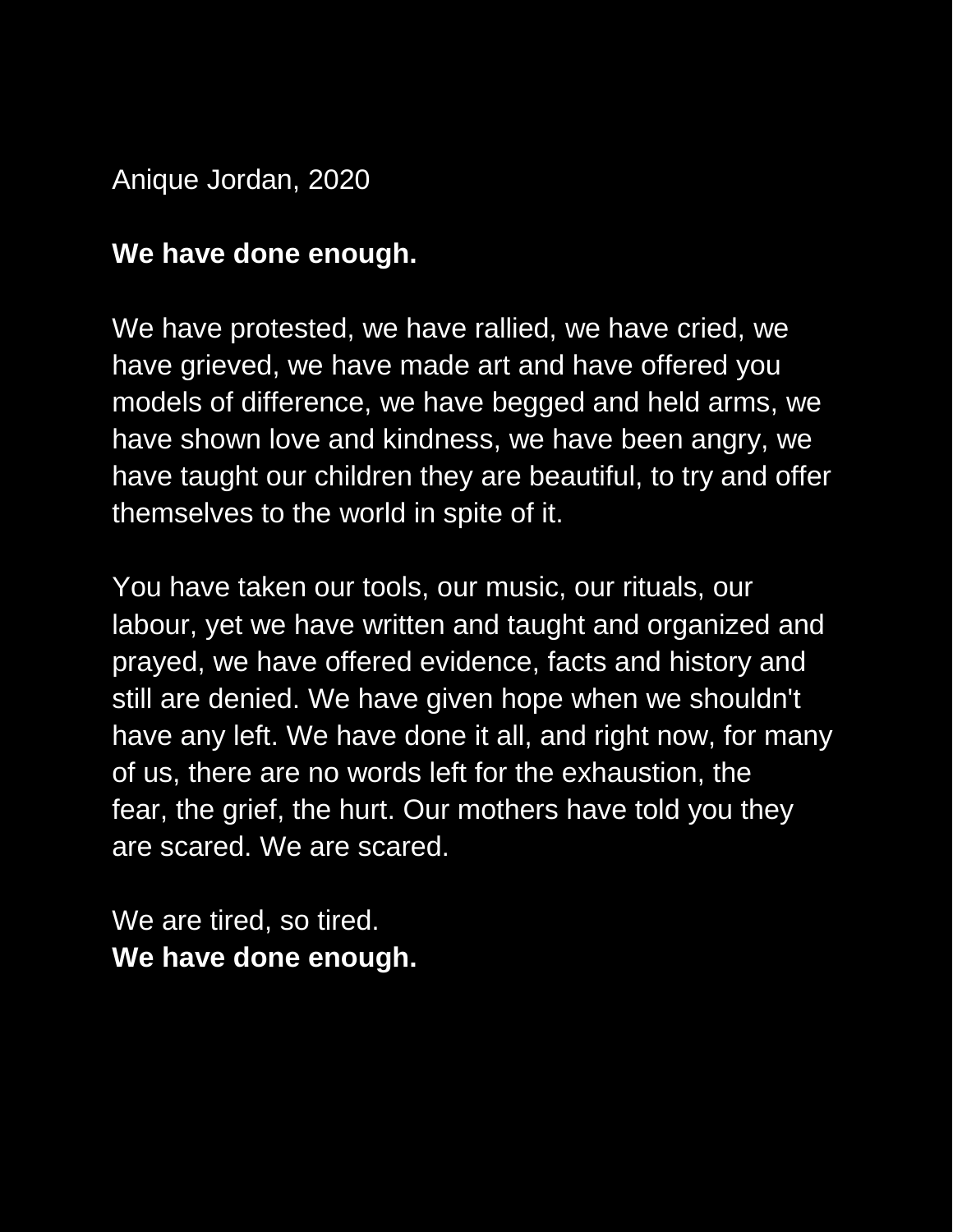Anique Jordan, 2020

**We have done enough.**

We have protested, we have rallied, we have cried, we have grieved, we have made art and have offered you models of difference, we have begged and held arms, we have shown love and kindness, we have been angry, we have taught our children they are beautiful, to try and offer themselves to the world in spite of it.

You have taken our tools, our music, our rituals, our labour, yet we have written and taught and organized and prayed, we have offered evidence, facts and history and still are denied. We have given hope when we shouldn't have any left. We have done it all, and right now, for many of us, there are no words left for the exhaustion, the fear, the grief, the hurt. Our mothers have told you they are scared. We are scared.

We are tired, so tired.
**We have done enough.**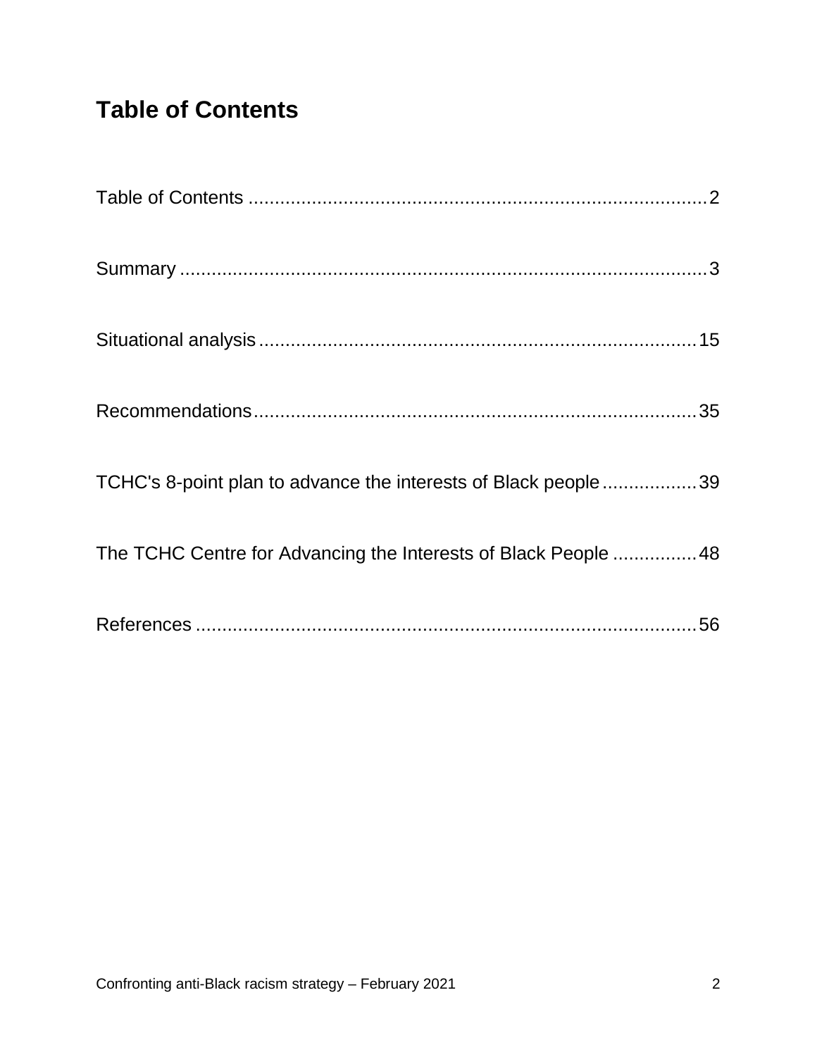# Table of Contents

Table of Contents ........................................................................................ 2

Summary ..................................................................................................... 3

Situational analysis .................................................................................. 15

Recommendations ..................................................................................... 35

TCHC's 8-point plan to advance the interests of Black people .................. 39

The TCHC Centre for Advancing the Interests of Black People ................ 48

References ................................................................................................ 56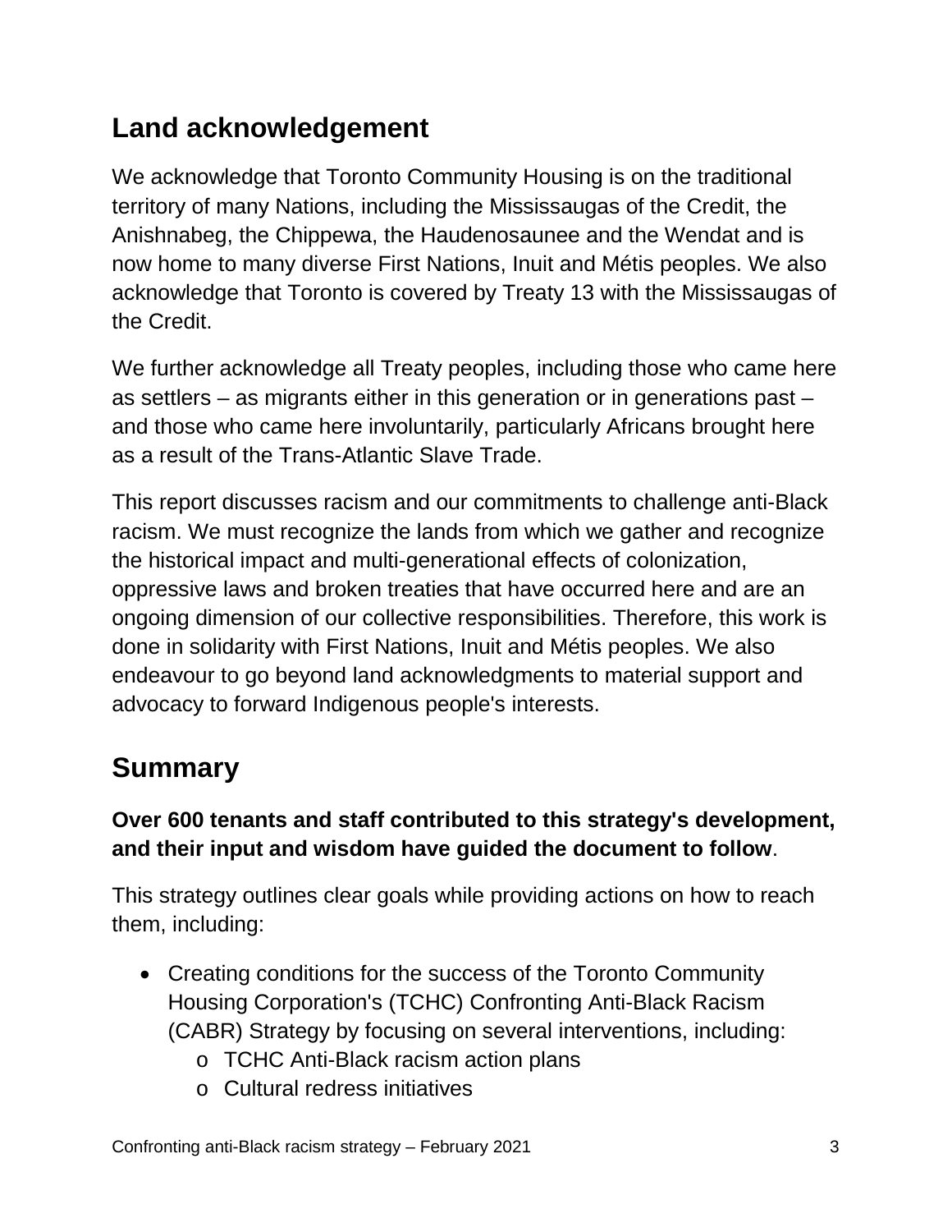## Land acknowledgement

We acknowledge that Toronto Community Housing is on the traditional territory of many Nations, including the Mississaugas of the Credit, the Anishnabeg, the Chippewa, the Haudenosaunee and the Wendat and is now home to many diverse First Nations, Inuit and Métis peoples. We also acknowledge that Toronto is covered by Treaty 13 with the Mississaugas of the Credit.

We further acknowledge all Treaty peoples, including those who came here as settlers – as migrants either in this generation or in generations past – and those who came here involuntarily, particularly Africans brought here as a result of the Trans-Atlantic Slave Trade.

This report discusses racism and our commitments to challenge anti-Black racism. We must recognize the lands from which we gather and recognize the historical impact and multi-generational effects of colonization, oppressive laws and broken treaties that have occurred here and are an ongoing dimension of our collective responsibilities. Therefore, this work is done in solidarity with First Nations, Inuit and Métis peoples. We also endeavour to go beyond land acknowledgments to material support and advocacy to forward Indigenous people's interests.

## Summary

**Over 600 tenants and staff contributed to this strategy's development, and their input and wisdom have guided the document to follow**.

This strategy outlines clear goals while providing actions on how to reach them, including:

- Creating conditions for the success of the Toronto Community Housing Corporation's (TCHC) Confronting Anti-Black Racism (CABR) Strategy by focusing on several interventions, including:
  - TCHC Anti-Black racism action plans
  - Cultural redress initiatives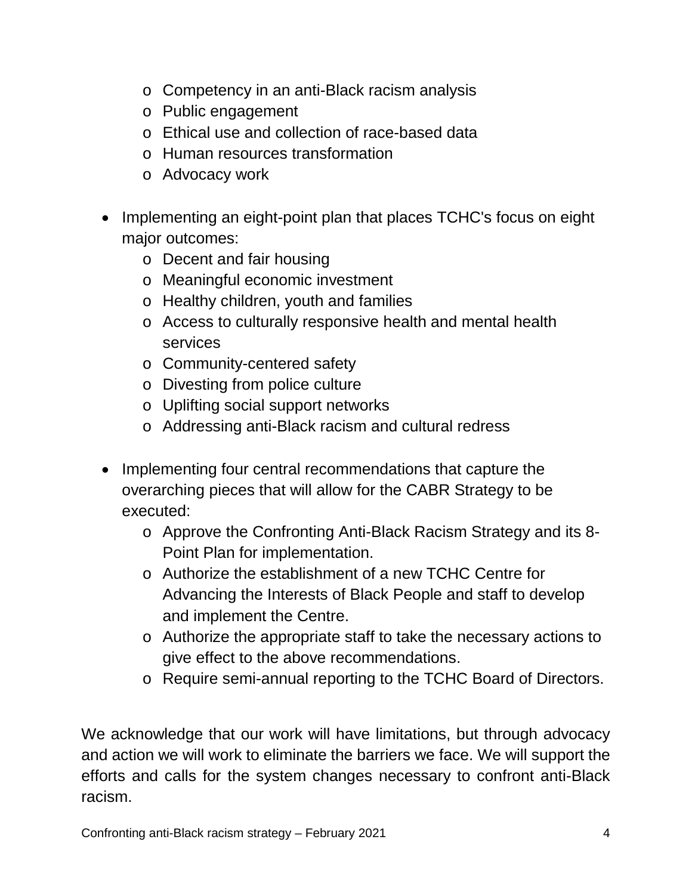- Competency in an anti-Black racism analysis
    - Public engagement
    - Ethical use and collection of race-based data
    - Human resources transformation
    - Advocacy work

- Implementing an eight-point plan that places TCHC's focus on eight major outcomes:
    - Decent and fair housing
    - Meaningful economic investment
    - Healthy children, youth and families
    - Access to culturally responsive health and mental health services
    - Community-centered safety
    - Divesting from police culture
    - Uplifting social support networks
    - Addressing anti-Black racism and cultural redress

- Implementing four central recommendations that capture the overarching pieces that will allow for the CABR Strategy to be executed:
    - Approve the Confronting Anti-Black Racism Strategy and its 8-Point Plan for implementation.
    - Authorize the establishment of a new TCHC Centre for Advancing the Interests of Black People and staff to develop and implement the Centre.
    - Authorize the appropriate staff to take the necessary actions to give effect to the above recommendations.
    - Require semi-annual reporting to the TCHC Board of Directors.

We acknowledge that our work will have limitations, but through advocacy and action we will work to eliminate the barriers we face. We will support the efforts and calls for the system changes necessary to confront anti-Black racism.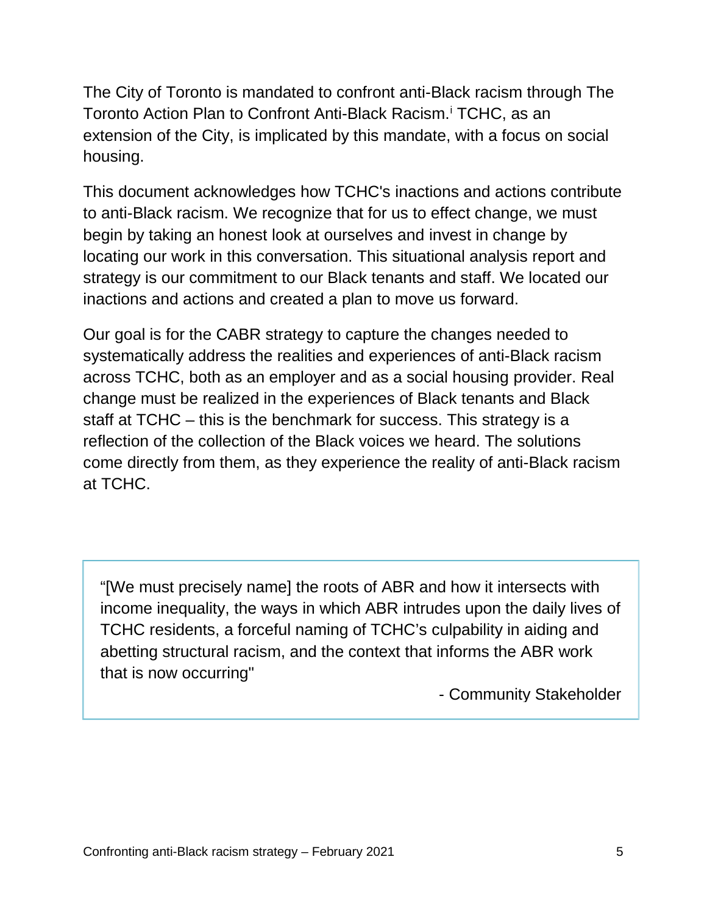The City of Toronto is mandated to confront anti-Black racism through The Toronto Action Plan to Confront Anti-Black Racism.[i] TCHC, as an extension of the City, is implicated by this mandate, with a focus on social housing.

This document acknowledges how TCHC's inactions and actions contribute to anti-Black racism. We recognize that for us to effect change, we must begin by taking an honest look at ourselves and invest in change by locating our work in this conversation. This situational analysis report and strategy is our commitment to our Black tenants and staff. We located our inactions and actions and created a plan to move us forward.

Our goal is for the CABR strategy to capture the changes needed to systematically address the realities and experiences of anti-Black racism across TCHC, both as an employer and as a social housing provider. Real change must be realized in the experiences of Black tenants and Black staff at TCHC – this is the benchmark for success. This strategy is a reflection of the collection of the Black voices we heard. The solutions come directly from them, as they experience the reality of anti-Black racism at TCHC.

> "[We must precisely name] the roots of ABR and how it intersects with income inequality, the ways in which ABR intrudes upon the daily lives of TCHC residents, a forceful naming of TCHC's culpability in aiding and abetting structural racism, and the context that informs the ABR work that is now occurring"
>
> \- Community Stakeholder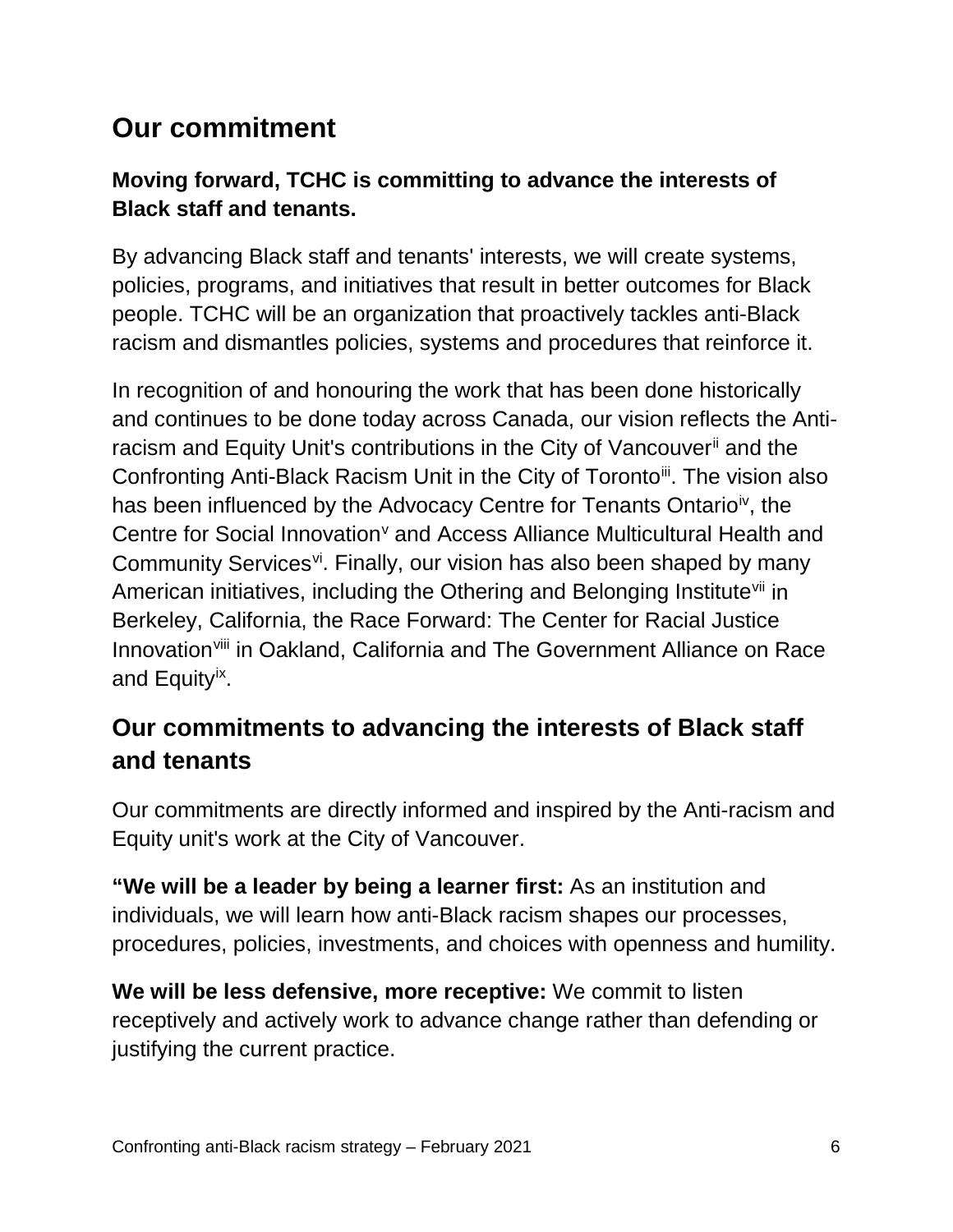## Our commitment

### Moving forward, TCHC is committing to advance the interests of Black staff and tenants.

By advancing Black staff and tenants' interests, we will create systems, policies, programs, and initiatives that result in better outcomes for Black people. TCHC will be an organization that proactively tackles anti-Black racism and dismantles policies, systems and procedures that reinforce it.

In recognition of and honouring the work that has been done historically and continues to be done today across Canada, our vision reflects the Anti-racism and Equity Unit's contributions in the City of Vancouver[ii] and the Confronting Anti-Black Racism Unit in the City of Toronto[iii]. The vision also has been influenced by the Advocacy Centre for Tenants Ontario[iv], the Centre for Social Innovation[v] and Access Alliance Multicultural Health and Community Services[vi]. Finally, our vision has also been shaped by many American initiatives, including the Othering and Belonging Institute[vii] in Berkeley, California, the Race Forward: The Center for Racial Justice Innovation[viii] in Oakland, California and The Government Alliance on Race and Equity[ix].

## Our commitments to advancing the interests of Black staff and tenants

Our commitments are directly informed and inspired by the Anti-racism and Equity unit's work at the City of Vancouver.

**"We will be a leader by being a learner first:** As an institution and individuals, we will learn how anti-Black racism shapes our processes, procedures, policies, investments, and choices with openness and humility.

**We will be less defensive, more receptive:** We commit to listen receptively and actively work to advance change rather than defending or justifying the current practice.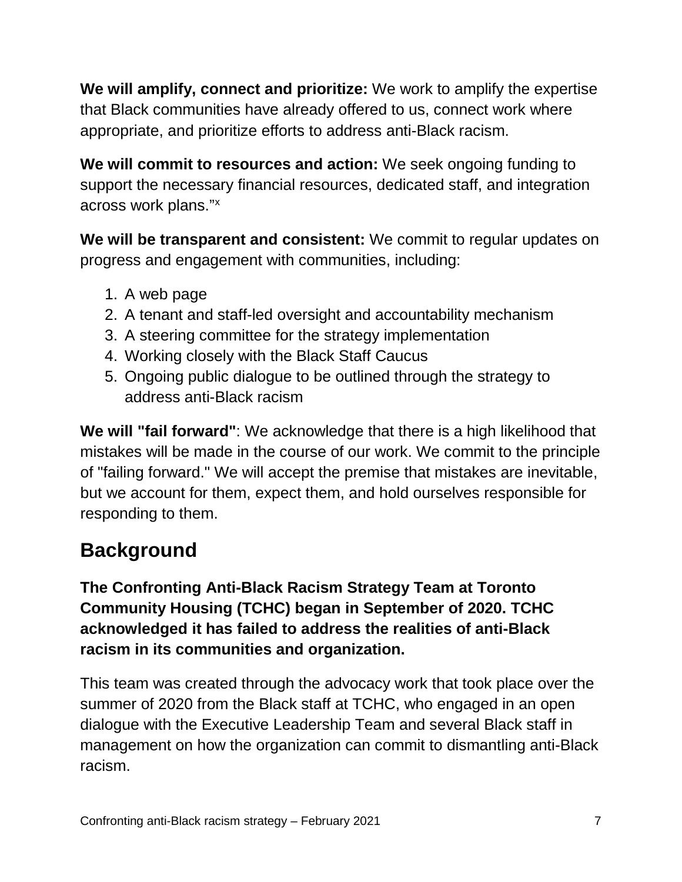**We will amplify, connect and prioritize:** We work to amplify the expertise that Black communities have already offered to us, connect work where appropriate, and prioritize efforts to address anti-Black racism.

**We will commit to resources and action:** We seek ongoing funding to support the necessary financial resources, dedicated staff, and integration across work plans."[x]

**We will be transparent and consistent:** We commit to regular updates on progress and engagement with communities, including:

1. A web page
2. A tenant and staff-led oversight and accountability mechanism
3. A steering committee for the strategy implementation
4. Working closely with the Black Staff Caucus
5. Ongoing public dialogue to be outlined through the strategy to address anti-Black racism

**We will "fail forward"**: We acknowledge that there is a high likelihood that mistakes will be made in the course of our work. We commit to the principle of "failing forward." We will accept the premise that mistakes are inevitable, but we account for them, expect them, and hold ourselves responsible for responding to them.

## Background

**The Confronting Anti-Black Racism Strategy Team at Toronto Community Housing (TCHC) began in September of 2020. TCHC acknowledged it has failed to address the realities of anti-Black racism in its communities and organization.**

This team was created through the advocacy work that took place over the summer of 2020 from the Black staff at TCHC, who engaged in an open dialogue with the Executive Leadership Team and several Black staff in management on how the organization can commit to dismantling anti-Black racism.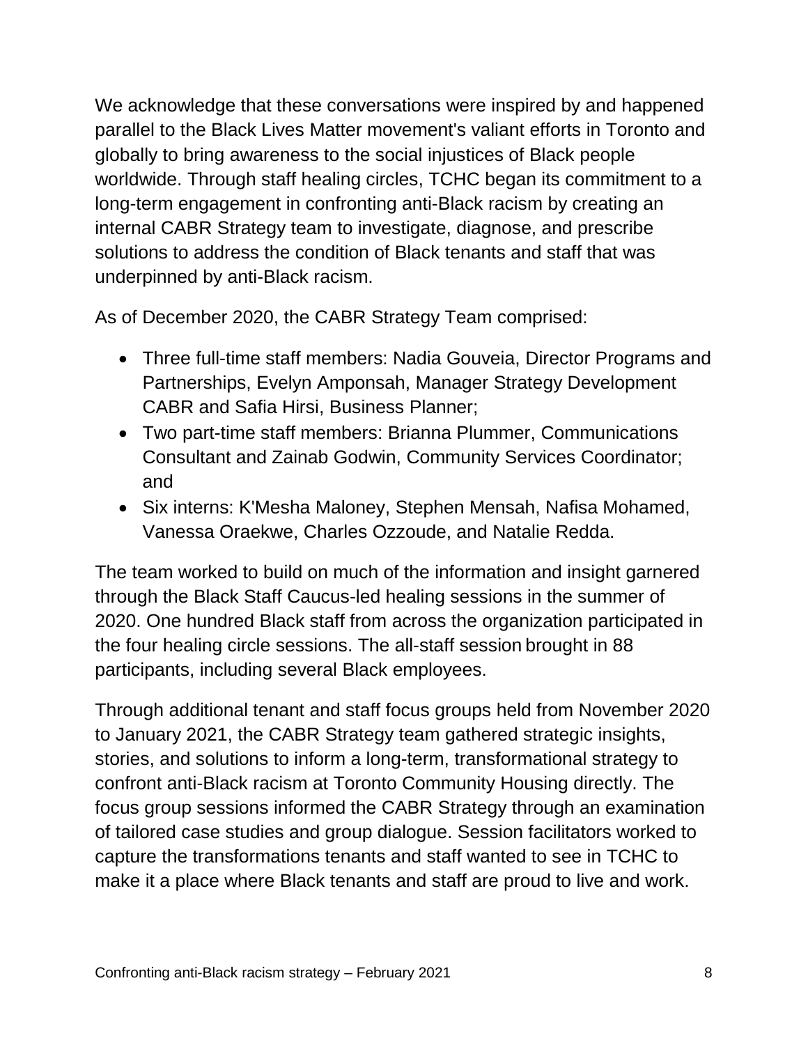We acknowledge that these conversations were inspired by and happened parallel to the Black Lives Matter movement's valiant efforts in Toronto and globally to bring awareness to the social injustices of Black people worldwide. Through staff healing circles, TCHC began its commitment to a long-term engagement in confronting anti-Black racism by creating an internal CABR Strategy team to investigate, diagnose, and prescribe solutions to address the condition of Black tenants and staff that was underpinned by anti-Black racism.

As of December 2020, the CABR Strategy Team comprised:

- Three full-time staff members: Nadia Gouveia, Director Programs and Partnerships, Evelyn Amponsah, Manager Strategy Development CABR and Safia Hirsi, Business Planner;
- Two part-time staff members: Brianna Plummer, Communications Consultant and Zainab Godwin, Community Services Coordinator; and
- Six interns: K'Mesha Maloney, Stephen Mensah, Nafisa Mohamed, Vanessa Oraekwe, Charles Ozzoude, and Natalie Redda.

The team worked to build on much of the information and insight garnered through the Black Staff Caucus-led healing sessions in the summer of 2020. One hundred Black staff from across the organization participated in the four healing circle sessions. The all-staff session brought in 88 participants, including several Black employees.

Through additional tenant and staff focus groups held from November 2020 to January 2021, the CABR Strategy team gathered strategic insights, stories, and solutions to inform a long-term, transformational strategy to confront anti-Black racism at Toronto Community Housing directly. The focus group sessions informed the CABR Strategy through an examination of tailored case studies and group dialogue. Session facilitators worked to capture the transformations tenants and staff wanted to see in TCHC to make it a place where Black tenants and staff are proud to live and work.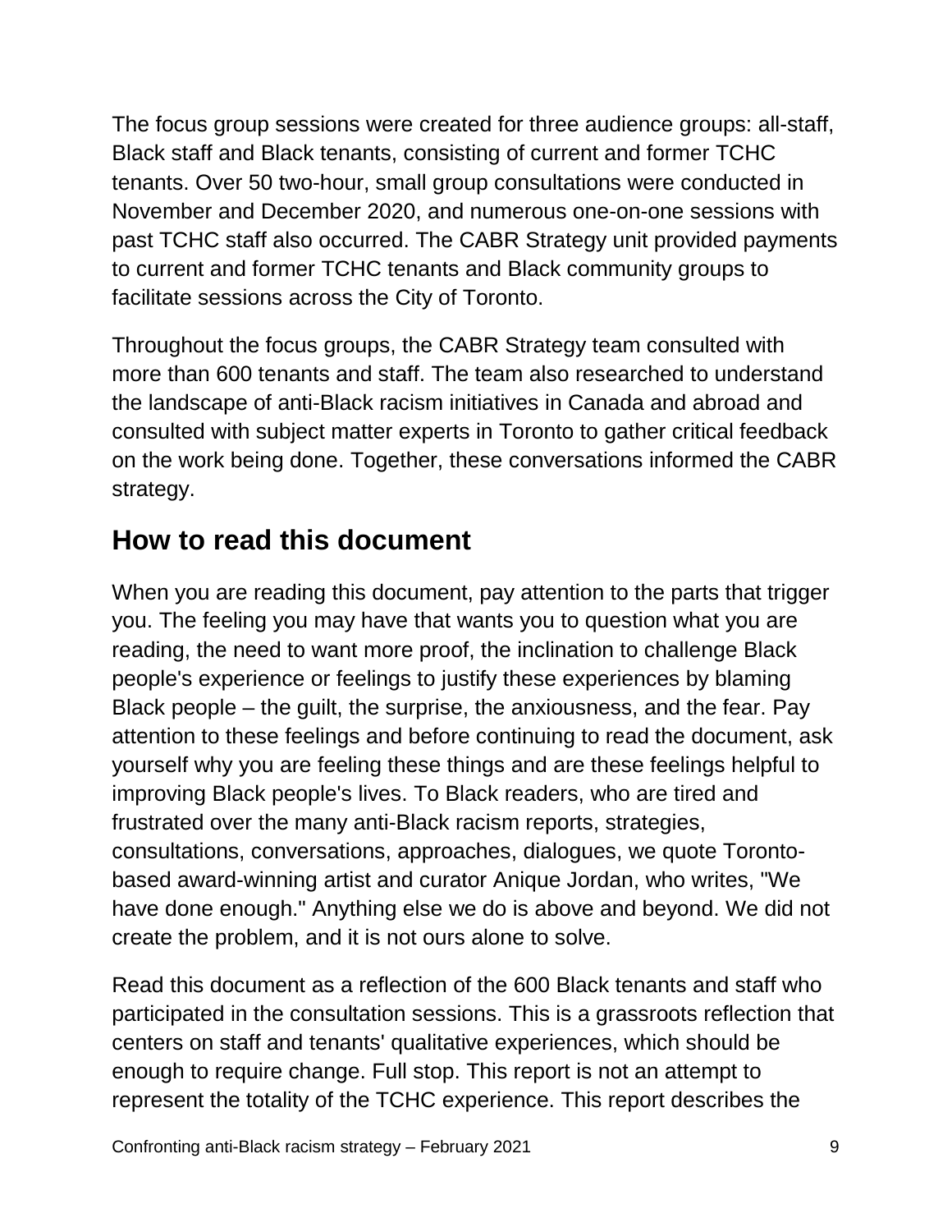The focus group sessions were created for three audience groups: all-staff, Black staff and Black tenants, consisting of current and former TCHC tenants. Over 50 two-hour, small group consultations were conducted in November and December 2020, and numerous one-on-one sessions with past TCHC staff also occurred. The CABR Strategy unit provided payments to current and former TCHC tenants and Black community groups to facilitate sessions across the City of Toronto.

Throughout the focus groups, the CABR Strategy team consulted with more than 600 tenants and staff. The team also researched to understand the landscape of anti-Black racism initiatives in Canada and abroad and consulted with subject matter experts in Toronto to gather critical feedback on the work being done. Together, these conversations informed the CABR strategy.

## How to read this document

When you are reading this document, pay attention to the parts that trigger you. The feeling you may have that wants you to question what you are reading, the need to want more proof, the inclination to challenge Black people's experience or feelings to justify these experiences by blaming Black people – the guilt, the surprise, the anxiousness, and the fear. Pay attention to these feelings and before continuing to read the document, ask yourself why you are feeling these things and are these feelings helpful to improving Black people's lives. To Black readers, who are tired and frustrated over the many anti-Black racism reports, strategies, consultations, conversations, approaches, dialogues, we quote Toronto-based award-winning artist and curator Anique Jordan, who writes, "We have done enough." Anything else we do is above and beyond. We did not create the problem, and it is not ours alone to solve.

Read this document as a reflection of the 600 Black tenants and staff who participated in the consultation sessions. This is a grassroots reflection that centers on staff and tenants' qualitative experiences, which should be enough to require change. Full stop. This report is not an attempt to represent the totality of the TCHC experience. This report describes the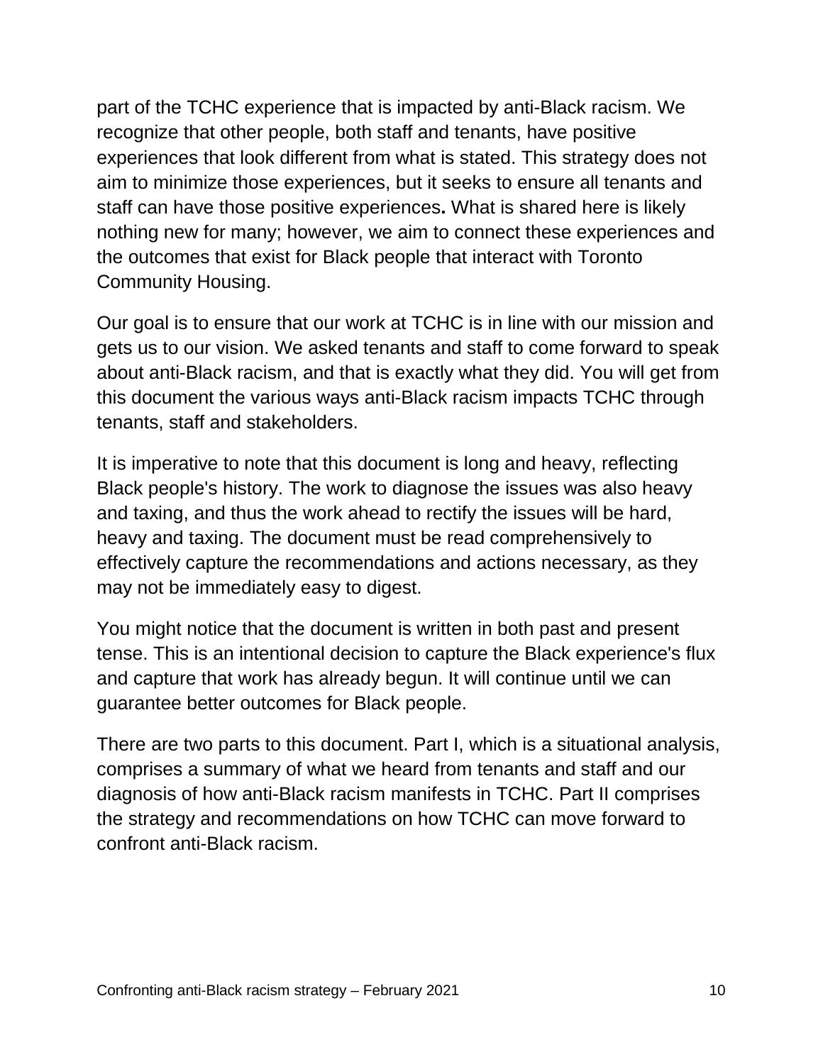part of the TCHC experience that is impacted by anti-Black racism. We recognize that other people, both staff and tenants, have positive experiences that look different from what is stated. This strategy does not aim to minimize those experiences, but it seeks to ensure all tenants and staff can have those positive experiences**.** What is shared here is likely nothing new for many; however, we aim to connect these experiences and the outcomes that exist for Black people that interact with Toronto Community Housing.

Our goal is to ensure that our work at TCHC is in line with our mission and gets us to our vision. We asked tenants and staff to come forward to speak about anti-Black racism, and that is exactly what they did. You will get from this document the various ways anti-Black racism impacts TCHC through tenants, staff and stakeholders.

It is imperative to note that this document is long and heavy, reflecting Black people's history. The work to diagnose the issues was also heavy and taxing, and thus the work ahead to rectify the issues will be hard, heavy and taxing. The document must be read comprehensively to effectively capture the recommendations and actions necessary, as they may not be immediately easy to digest.

You might notice that the document is written in both past and present tense. This is an intentional decision to capture the Black experience's flux and capture that work has already begun. It will continue until we can guarantee better outcomes for Black people.

There are two parts to this document. Part I, which is a situational analysis, comprises a summary of what we heard from tenants and staff and our diagnosis of how anti-Black racism manifests in TCHC. Part II comprises the strategy and recommendations on how TCHC can move forward to confront anti-Black racism.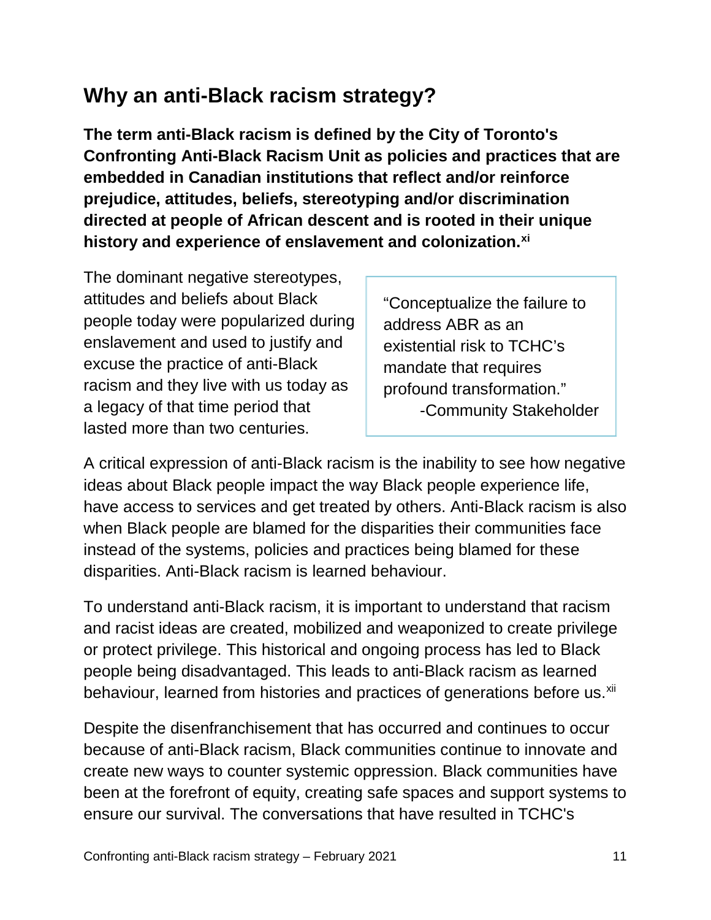## Why an anti-Black racism strategy?

**The term anti-Black racism is defined by the City of Toronto's Confronting Anti-Black Racism Unit as policies and practices that are embedded in Canadian institutions that reflect and/or reinforce prejudice, attitudes, beliefs, stereotyping and/or discrimination directed at people of African descent and is rooted in their unique history and experience of enslavement and colonization.[xi]**

The dominant negative stereotypes, attitudes and beliefs about Black people today were popularized during enslavement and used to justify and excuse the practice of anti-Black racism and they live with us today as a legacy of that time period that lasted more than two centuries.

> "Conceptualize the failure to address ABR as an existential risk to TCHC's mandate that requires profound transformation."
> -Community Stakeholder

A critical expression of anti-Black racism is the inability to see how negative ideas about Black people impact the way Black people experience life, have access to services and get treated by others. Anti-Black racism is also when Black people are blamed for the disparities their communities face instead of the systems, policies and practices being blamed for these disparities. Anti-Black racism is learned behaviour.

To understand anti-Black racism, it is important to understand that racism and racist ideas are created, mobilized and weaponized to create privilege or protect privilege. This historical and ongoing process has led to Black people being disadvantaged. This leads to anti-Black racism as learned behaviour, learned from histories and practices of generations before us.[xii]

Despite the disenfranchisement that has occurred and continues to occur because of anti-Black racism, Black communities continue to innovate and create new ways to counter systemic oppression. Black communities have been at the forefront of equity, creating safe spaces and support systems to ensure our survival. The conversations that have resulted in TCHC's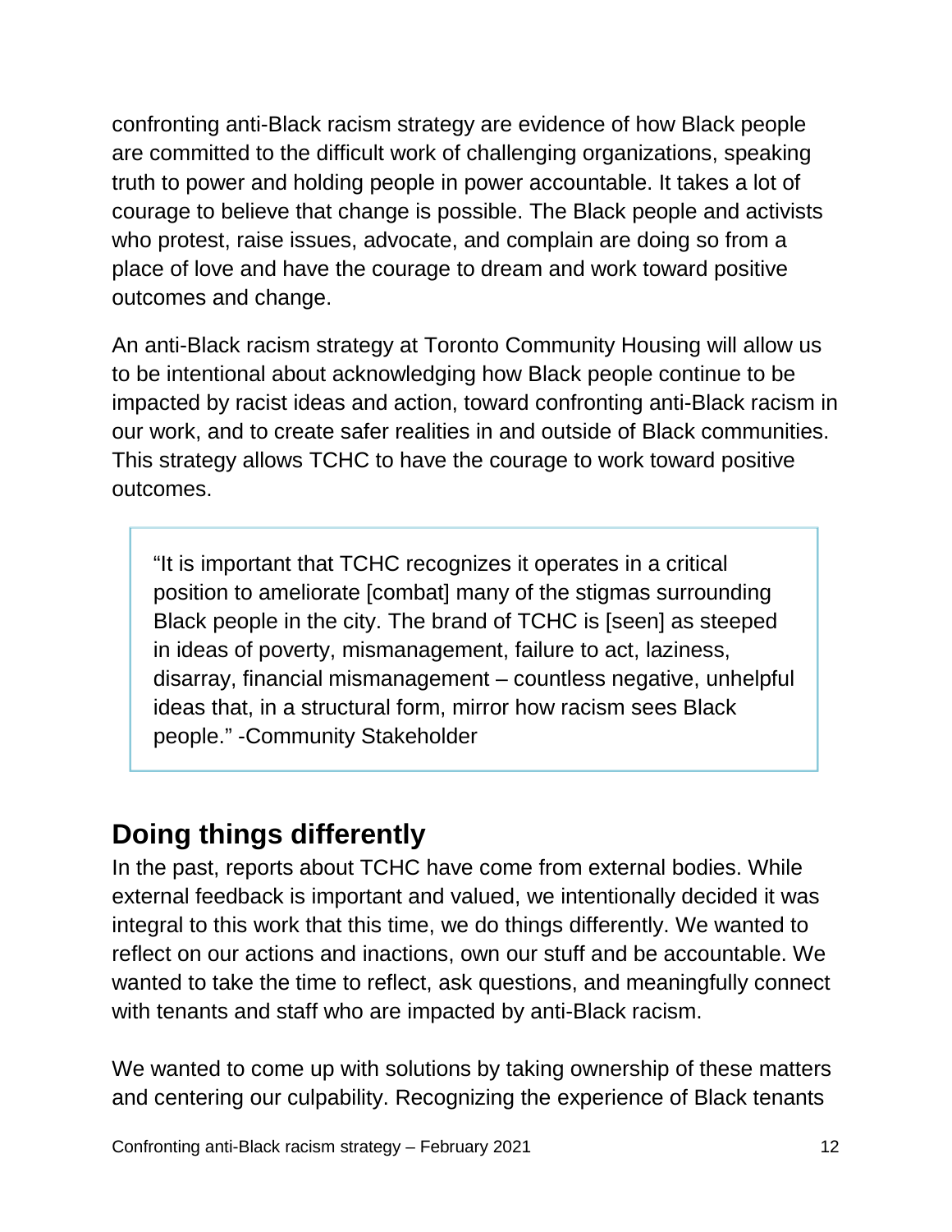confronting anti-Black racism strategy are evidence of how Black people are committed to the difficult work of challenging organizations, speaking truth to power and holding people in power accountable. It takes a lot of courage to believe that change is possible. The Black people and activists who protest, raise issues, advocate, and complain are doing so from a place of love and have the courage to dream and work toward positive outcomes and change.

An anti-Black racism strategy at Toronto Community Housing will allow us to be intentional about acknowledging how Black people continue to be impacted by racist ideas and action, toward confronting anti-Black racism in our work, and to create safer realities in and outside of Black communities. This strategy allows TCHC to have the courage to work toward positive outcomes.

> "It is important that TCHC recognizes it operates in a critical position to ameliorate [combat] many of the stigmas surrounding Black people in the city. The brand of TCHC is [seen] as steeped in ideas of poverty, mismanagement, failure to act, laziness, disarray, financial mismanagement – countless negative, unhelpful ideas that, in a structural form, mirror how racism sees Black people." -Community Stakeholder

## Doing things differently

In the past, reports about TCHC have come from external bodies. While external feedback is important and valued, we intentionally decided it was integral to this work that this time, we do things differently. We wanted to reflect on our actions and inactions, own our stuff and be accountable. We wanted to take the time to reflect, ask questions, and meaningfully connect with tenants and staff who are impacted by anti-Black racism.

We wanted to come up with solutions by taking ownership of these matters and centering our culpability. Recognizing the experience of Black tenants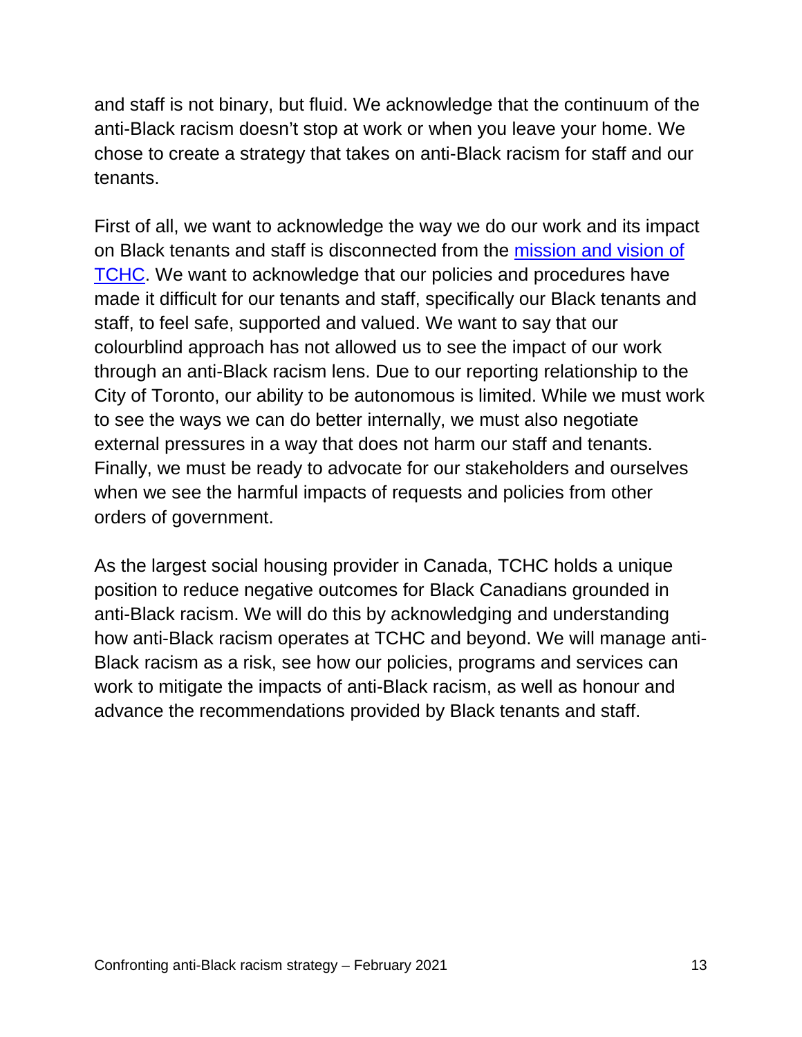and staff is not binary, but fluid. We acknowledge that the continuum of the anti-Black racism doesn't stop at work or when you leave your home. We chose to create a strategy that takes on anti-Black racism for staff and our tenants.

First of all, we want to acknowledge the way we do our work and its impact on Black tenants and staff is disconnected from the mission and vision of TCHC. We want to acknowledge that our policies and procedures have made it difficult for our tenants and staff, specifically our Black tenants and staff, to feel safe, supported and valued. We want to say that our colourblind approach has not allowed us to see the impact of our work through an anti-Black racism lens. Due to our reporting relationship to the City of Toronto, our ability to be autonomous is limited. While we must work to see the ways we can do better internally, we must also negotiate external pressures in a way that does not harm our staff and tenants. Finally, we must be ready to advocate for our stakeholders and ourselves when we see the harmful impacts of requests and policies from other orders of government.

As the largest social housing provider in Canada, TCHC holds a unique position to reduce negative outcomes for Black Canadians grounded in anti-Black racism. We will do this by acknowledging and understanding how anti-Black racism operates at TCHC and beyond. We will manage anti-Black racism as a risk, see how our policies, programs and services can work to mitigate the impacts of anti-Black racism, as well as honour and advance the recommendations provided by Black tenants and staff.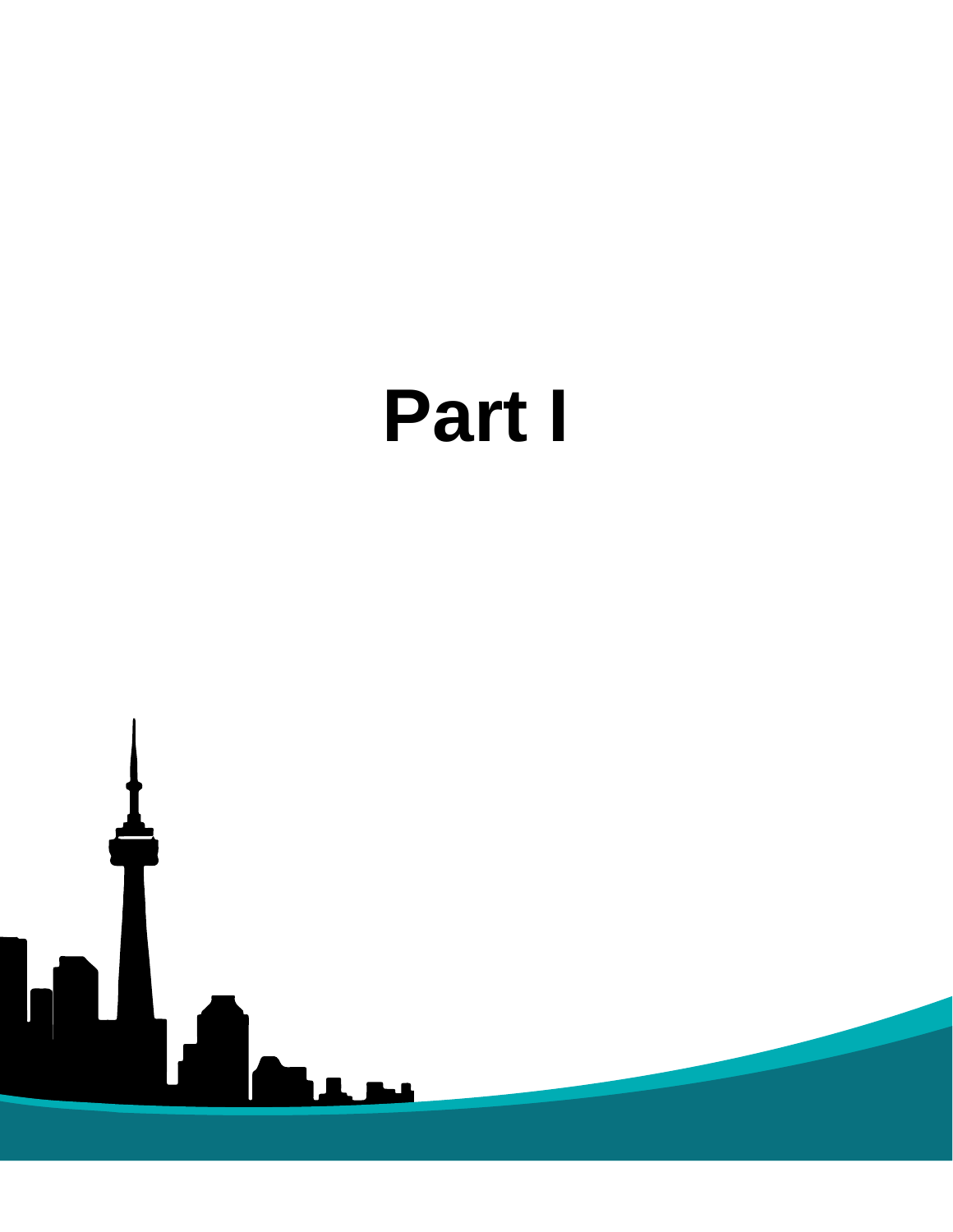# Part I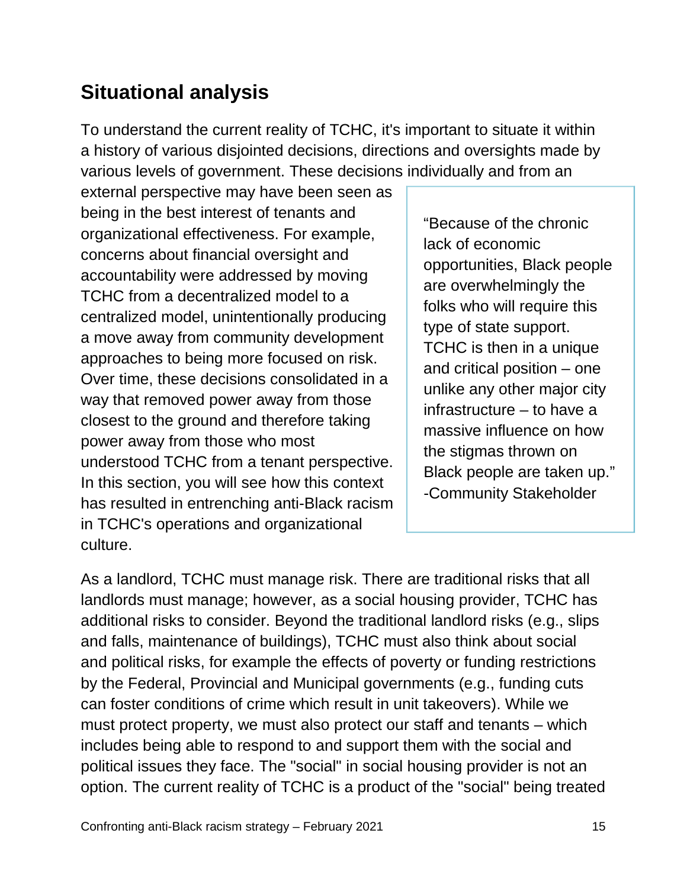## Situational analysis

To understand the current reality of TCHC, it's important to situate it within a history of various disjointed decisions, directions and oversights made by various levels of government. These decisions individually and from an external perspective may have been seen as being in the best interest of tenants and organizational effectiveness. For example, concerns about financial oversight and accountability were addressed by moving TCHC from a decentralized model to a centralized model, unintentionally producing a move away from community development approaches to being more focused on risk. Over time, these decisions consolidated in a way that removed power away from those closest to the ground and therefore taking power away from those who most understood TCHC from a tenant perspective. In this section, you will see how this context has resulted in entrenching anti-Black racism in TCHC's operations and organizational culture.

> "Because of the chronic lack of economic opportunities, Black people are overwhelmingly the folks who will require this type of state support. TCHC is then in a unique and critical position – one unlike any other major city infrastructure – to have a massive influence on how the stigmas thrown on Black people are taken up."
> -Community Stakeholder

As a landlord, TCHC must manage risk. There are traditional risks that all landlords must manage; however, as a social housing provider, TCHC has additional risks to consider. Beyond the traditional landlord risks (e.g., slips and falls, maintenance of buildings), TCHC must also think about social and political risks, for example the effects of poverty or funding restrictions by the Federal, Provincial and Municipal governments (e.g., funding cuts can foster conditions of crime which result in unit takeovers). While we must protect property, we must also protect our staff and tenants – which includes being able to respond to and support them with the social and political issues they face. The "social" in social housing provider is not an option. The current reality of TCHC is a product of the "social" being treated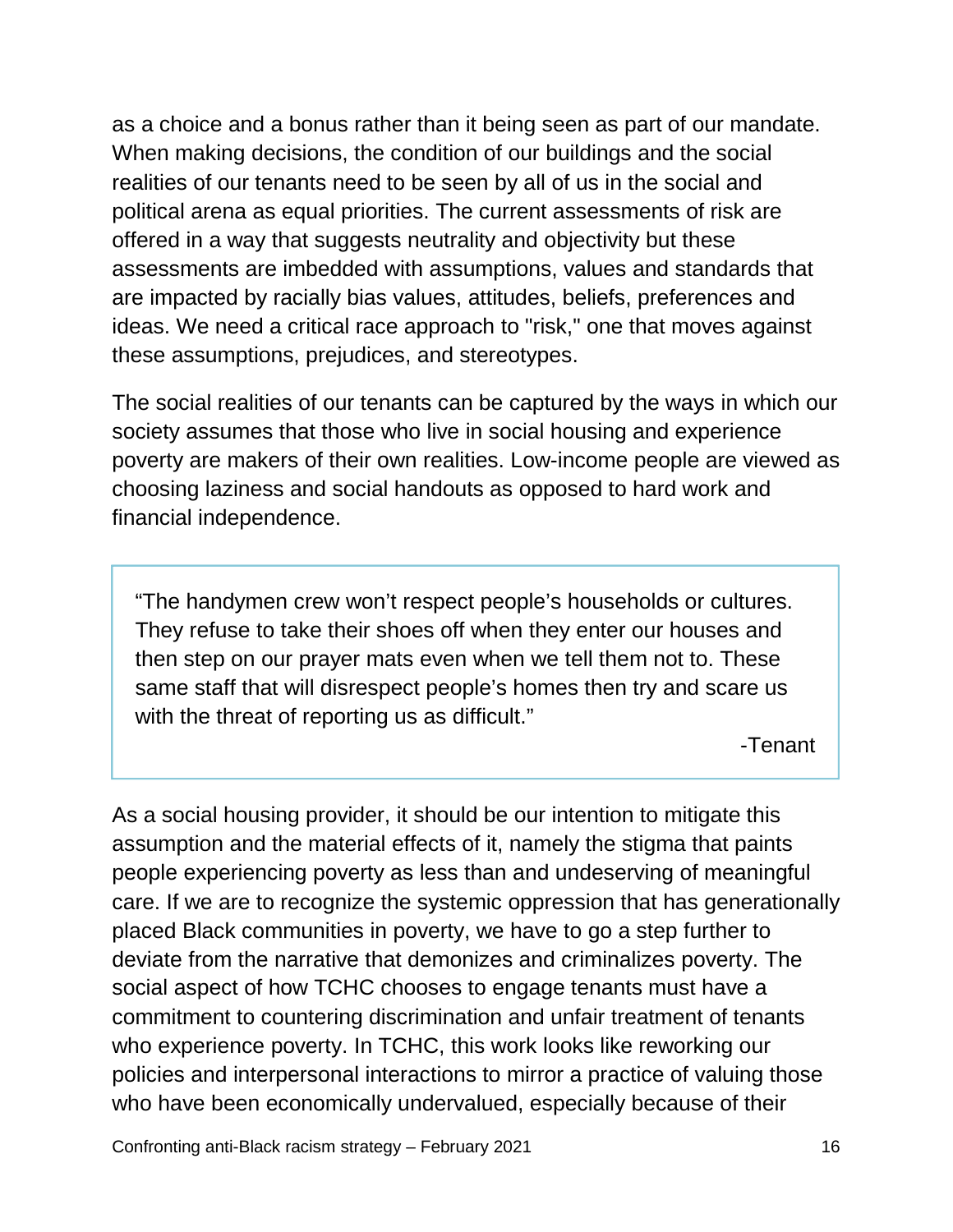as a choice and a bonus rather than it being seen as part of our mandate. When making decisions, the condition of our buildings and the social realities of our tenants need to be seen by all of us in the social and political arena as equal priorities. The current assessments of risk are offered in a way that suggests neutrality and objectivity but these assessments are imbedded with assumptions, values and standards that are impacted by racially bias values, attitudes, beliefs, preferences and ideas. We need a critical race approach to "risk," one that moves against these assumptions, prejudices, and stereotypes.

The social realities of our tenants can be captured by the ways in which our society assumes that those who live in social housing and experience poverty are makers of their own realities. Low-income people are viewed as choosing laziness and social handouts as opposed to hard work and financial independence.

> "The handymen crew won't respect people's households or cultures. They refuse to take their shoes off when they enter our houses and then step on our prayer mats even when we tell them not to. These same staff that will disrespect people's homes then try and scare us with the threat of reporting us as difficult."
>
> -Tenant

As a social housing provider, it should be our intention to mitigate this assumption and the material effects of it, namely the stigma that paints people experiencing poverty as less than and undeserving of meaningful care. If we are to recognize the systemic oppression that has generationally placed Black communities in poverty, we have to go a step further to deviate from the narrative that demonizes and criminalizes poverty. The social aspect of how TCHC chooses to engage tenants must have a commitment to countering discrimination and unfair treatment of tenants who experience poverty. In TCHC, this work looks like reworking our policies and interpersonal interactions to mirror a practice of valuing those who have been economically undervalued, especially because of their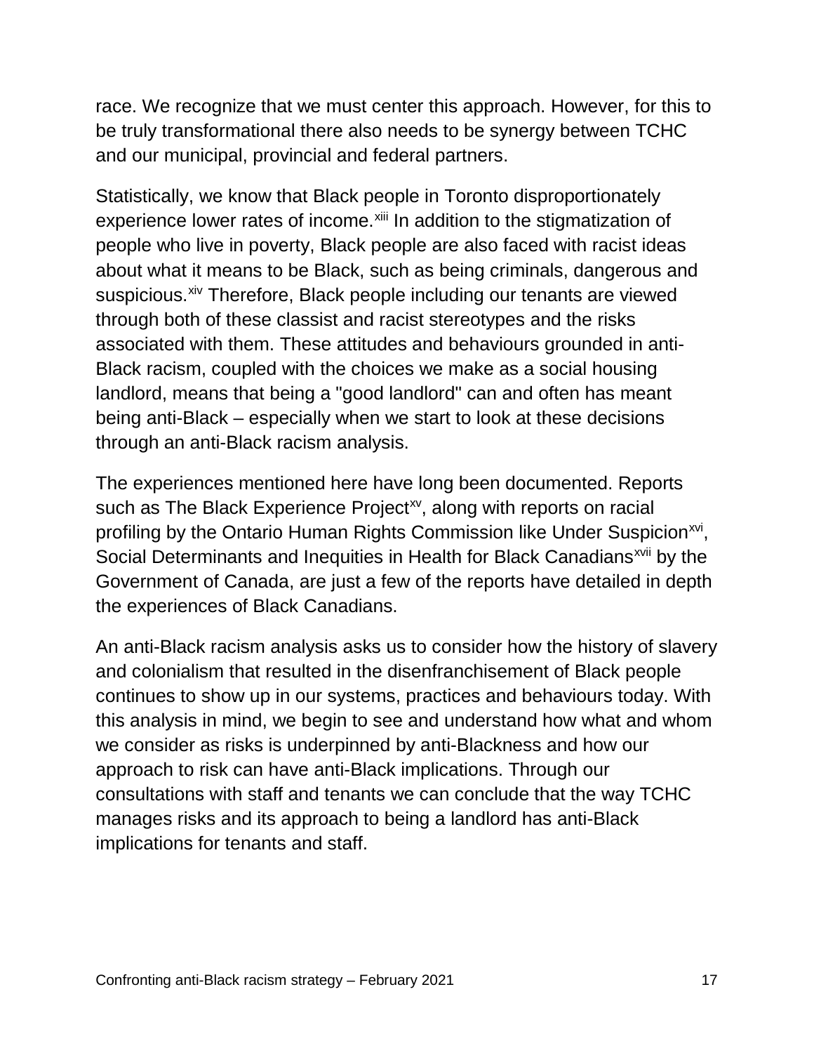race. We recognize that we must center this approach. However, for this to be truly transformational there also needs to be synergy between TCHC and our municipal, provincial and federal partners.

Statistically, we know that Black people in Toronto disproportionately experience lower rates of income.[xiii] In addition to the stigmatization of people who live in poverty, Black people are also faced with racist ideas about what it means to be Black, such as being criminals, dangerous and suspicious.[xiv] Therefore, Black people including our tenants are viewed through both of these classist and racist stereotypes and the risks associated with them. These attitudes and behaviours grounded in anti-Black racism, coupled with the choices we make as a social housing landlord, means that being a "good landlord" can and often has meant being anti-Black – especially when we start to look at these decisions through an anti-Black racism analysis.

The experiences mentioned here have long been documented. Reports such as The Black Experience Project[xv], along with reports on racial profiling by the Ontario Human Rights Commission like Under Suspicion[xvi], Social Determinants and Inequities in Health for Black Canadians[xvii] by the Government of Canada, are just a few of the reports have detailed in depth the experiences of Black Canadians.

An anti-Black racism analysis asks us to consider how the history of slavery and colonialism that resulted in the disenfranchisement of Black people continues to show up in our systems, practices and behaviours today. With this analysis in mind, we begin to see and understand how what and whom we consider as risks is underpinned by anti-Blackness and how our approach to risk can have anti-Black implications. Through our consultations with staff and tenants we can conclude that the way TCHC manages risks and its approach to being a landlord has anti-Black implications for tenants and staff.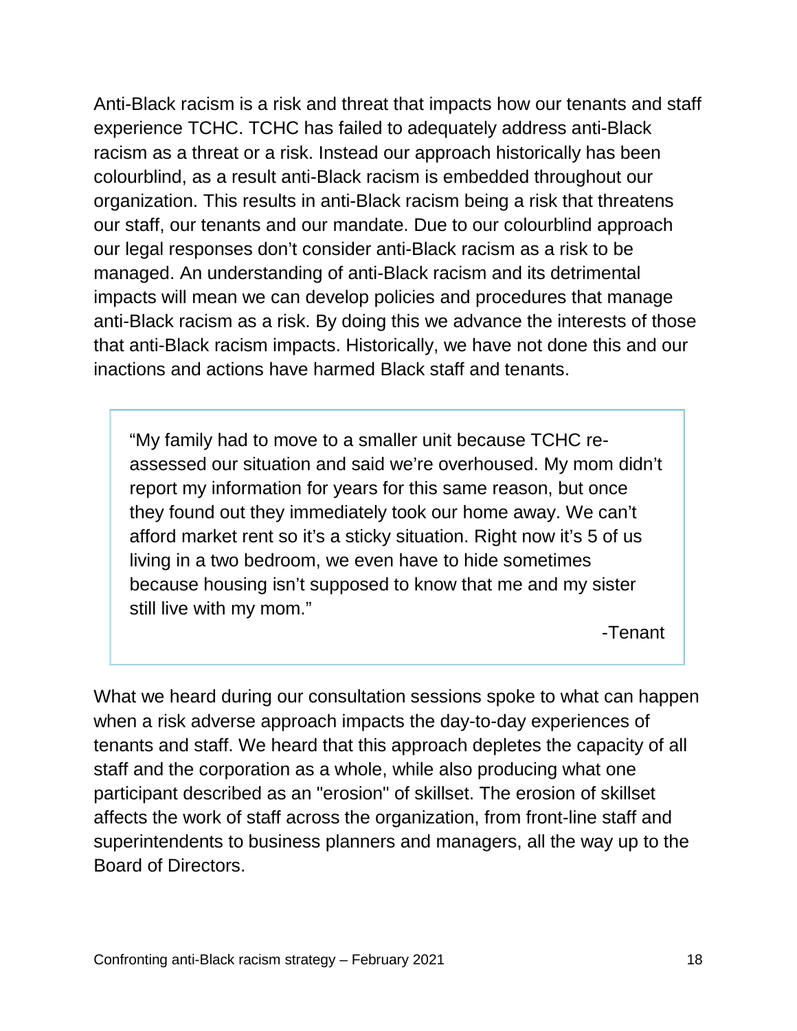Anti-Black racism is a risk and threat that impacts how our tenants and staff experience TCHC. TCHC has failed to adequately address anti-Black racism as a threat or a risk. Instead our approach historically has been colourblind, as a result anti-Black racism is embedded throughout our organization. This results in anti-Black racism being a risk that threatens our staff, our tenants and our mandate. Due to our colourblind approach our legal responses don't consider anti-Black racism as a risk to be managed. An understanding of anti-Black racism and its detrimental impacts will mean we can develop policies and procedures that manage anti-Black racism as a risk. By doing this we advance the interests of those that anti-Black racism impacts. Historically, we have not done this and our inactions and actions have harmed Black staff and tenants.

> "My family had to move to a smaller unit because TCHC re-assessed our situation and said we're overhoused. My mom didn't report my information for years for this same reason, but once they found out they immediately took our home away. We can't afford market rent so it's a sticky situation. Right now it's 5 of us living in a two bedroom, we even have to hide sometimes because housing isn't supposed to know that me and my sister still live with my mom."
>
> -Tenant

What we heard during our consultation sessions spoke to what can happen when a risk adverse approach impacts the day-to-day experiences of tenants and staff. We heard that this approach depletes the capacity of all staff and the corporation as a whole, while also producing what one participant described as an "erosion" of skillset. The erosion of skillset affects the work of staff across the organization, from front-line staff and superintendents to business planners and managers, all the way up to the Board of Directors.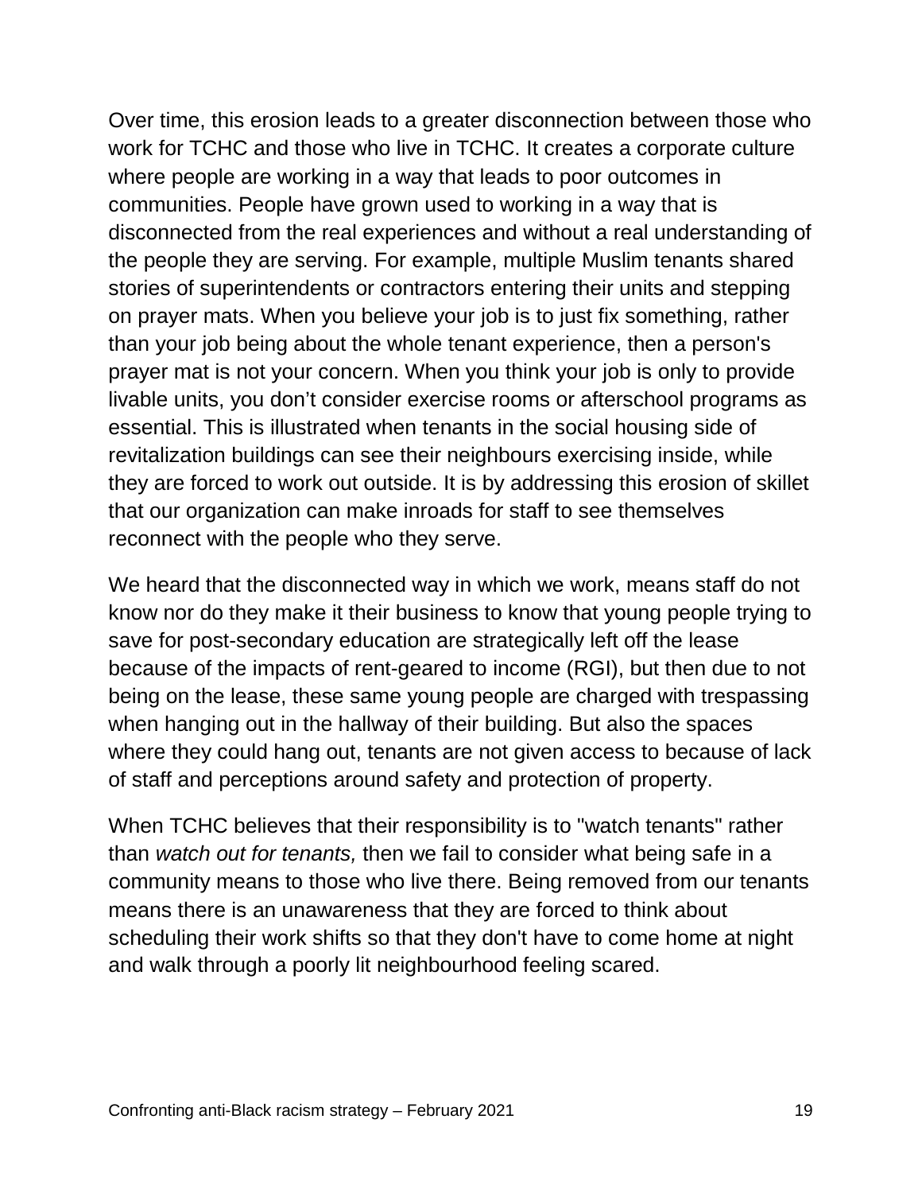Over time, this erosion leads to a greater disconnection between those who work for TCHC and those who live in TCHC. It creates a corporate culture where people are working in a way that leads to poor outcomes in communities. People have grown used to working in a way that is disconnected from the real experiences and without a real understanding of the people they are serving. For example, multiple Muslim tenants shared stories of superintendents or contractors entering their units and stepping on prayer mats. When you believe your job is to just fix something, rather than your job being about the whole tenant experience, then a person's prayer mat is not your concern. When you think your job is only to provide livable units, you don't consider exercise rooms or afterschool programs as essential. This is illustrated when tenants in the social housing side of revitalization buildings can see their neighbours exercising inside, while they are forced to work out outside. It is by addressing this erosion of skillet that our organization can make inroads for staff to see themselves reconnect with the people who they serve.

We heard that the disconnected way in which we work, means staff do not know nor do they make it their business to know that young people trying to save for post-secondary education are strategically left off the lease because of the impacts of rent-geared to income (RGI), but then due to not being on the lease, these same young people are charged with trespassing when hanging out in the hallway of their building. But also the spaces where they could hang out, tenants are not given access to because of lack of staff and perceptions around safety and protection of property.

When TCHC believes that their responsibility is to "watch tenants" rather than *watch out for tenants,* then we fail to consider what being safe in a community means to those who live there. Being removed from our tenants means there is an unawareness that they are forced to think about scheduling their work shifts so that they don't have to come home at night and walk through a poorly lit neighbourhood feeling scared.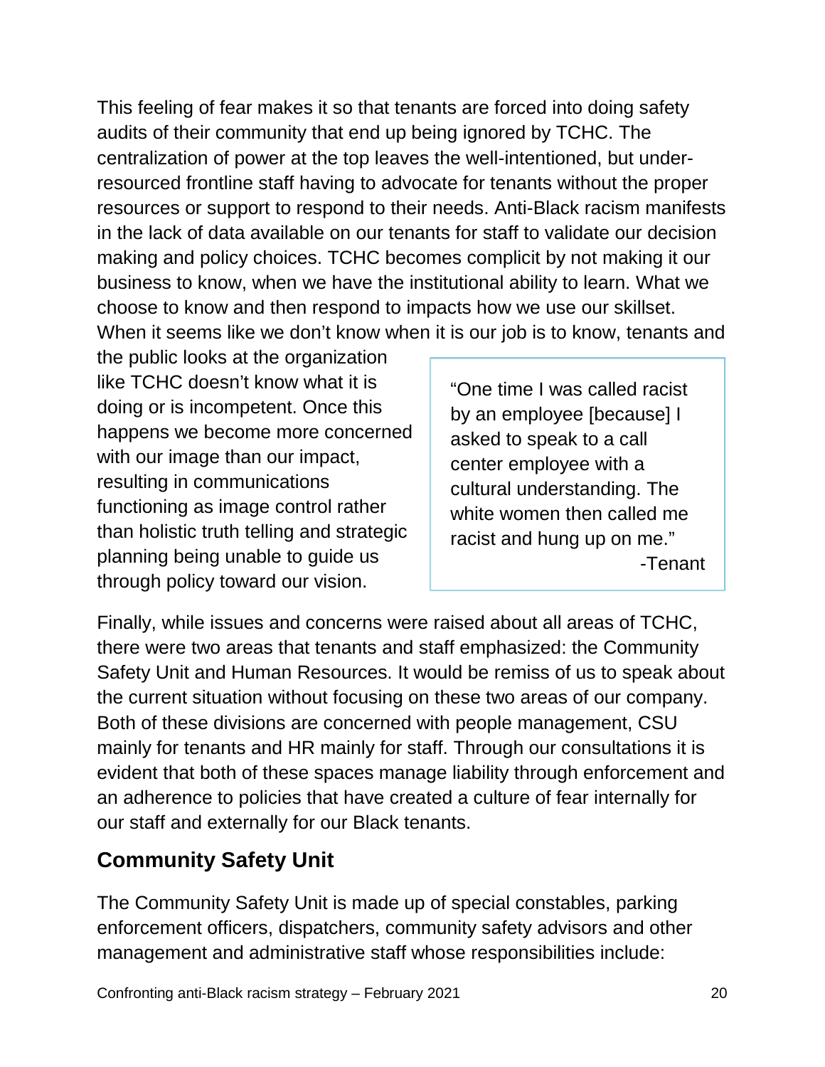This feeling of fear makes it so that tenants are forced into doing safety audits of their community that end up being ignored by TCHC. The centralization of power at the top leaves the well-intentioned, but under-resourced frontline staff having to advocate for tenants without the proper resources or support to respond to their needs. Anti-Black racism manifests in the lack of data available on our tenants for staff to validate our decision making and policy choices. TCHC becomes complicit by not making it our business to know, when we have the institutional ability to learn. What we choose to know and then respond to impacts how we use our skillset. When it seems like we don't know when it is our job is to know, tenants and the public looks at the organization like TCHC doesn't know what it is doing or is incompetent. Once this happens we become more concerned with our image than our impact, resulting in communications functioning as image control rather than holistic truth telling and strategic planning being unable to guide us through policy toward our vision.

> "One time I was called racist by an employee [because] I asked to speak to a call center employee with a cultural understanding. The white women then called me racist and hung up on me."
>
> -Tenant

Finally, while issues and concerns were raised about all areas of TCHC, there were two areas that tenants and staff emphasized: the Community Safety Unit and Human Resources. It would be remiss of us to speak about the current situation without focusing on these two areas of our company. Both of these divisions are concerned with people management, CSU mainly for tenants and HR mainly for staff. Through our consultations it is evident that both of these spaces manage liability through enforcement and an adherence to policies that have created a culture of fear internally for our staff and externally for our Black tenants.

## Community Safety Unit

The Community Safety Unit is made up of special constables, parking enforcement officers, dispatchers, community safety advisors and other management and administrative staff whose responsibilities include: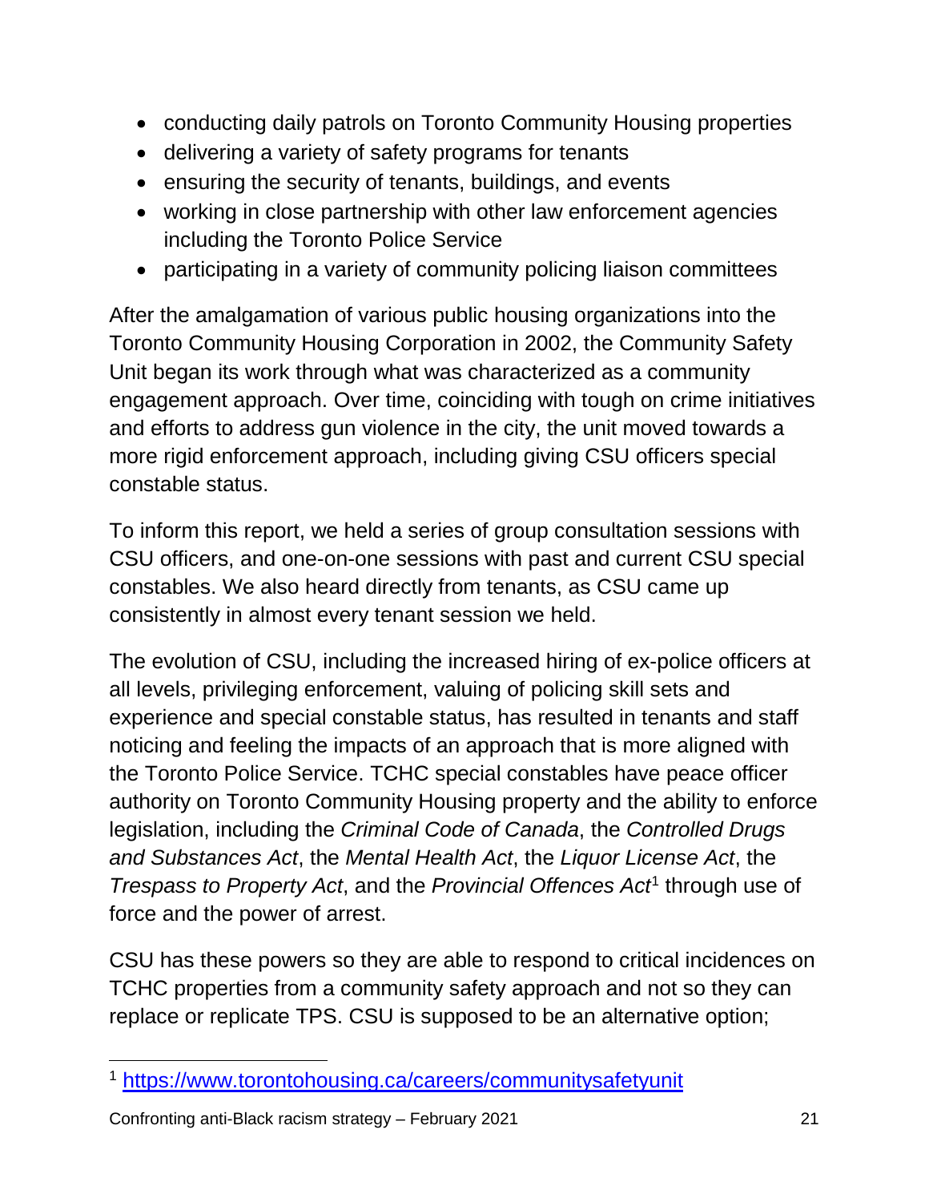- conducting daily patrols on Toronto Community Housing properties
- delivering a variety of safety programs for tenants
- ensuring the security of tenants, buildings, and events
- working in close partnership with other law enforcement agencies including the Toronto Police Service
- participating in a variety of community policing liaison committees

After the amalgamation of various public housing organizations into the Toronto Community Housing Corporation in 2002, the Community Safety Unit began its work through what was characterized as a community engagement approach. Over time, coinciding with tough on crime initiatives and efforts to address gun violence in the city, the unit moved towards a more rigid enforcement approach, including giving CSU officers special constable status.

To inform this report, we held a series of group consultation sessions with CSU officers, and one-on-one sessions with past and current CSU special constables. We also heard directly from tenants, as CSU came up consistently in almost every tenant session we held.

The evolution of CSU, including the increased hiring of ex-police officers at all levels, privileging enforcement, valuing of policing skill sets and experience and special constable status, has resulted in tenants and staff noticing and feeling the impacts of an approach that is more aligned with the Toronto Police Service. TCHC special constables have peace officer authority on Toronto Community Housing property and the ability to enforce legislation, including the *Criminal Code of Canada*, the *Controlled Drugs and Substances Act*, the *Mental Health Act*, the *Liquor License Act*, the *Trespass to Property Act*, and the *Provincial Offences Act*[1] through use of force and the power of arrest.

CSU has these powers so they are able to respond to critical incidences on TCHC properties from a community safety approach and not so they can replace or replicate TPS. CSU is supposed to be an alternative option;

[1] https://www.torontohousing.ca/careers/communitysafetyunit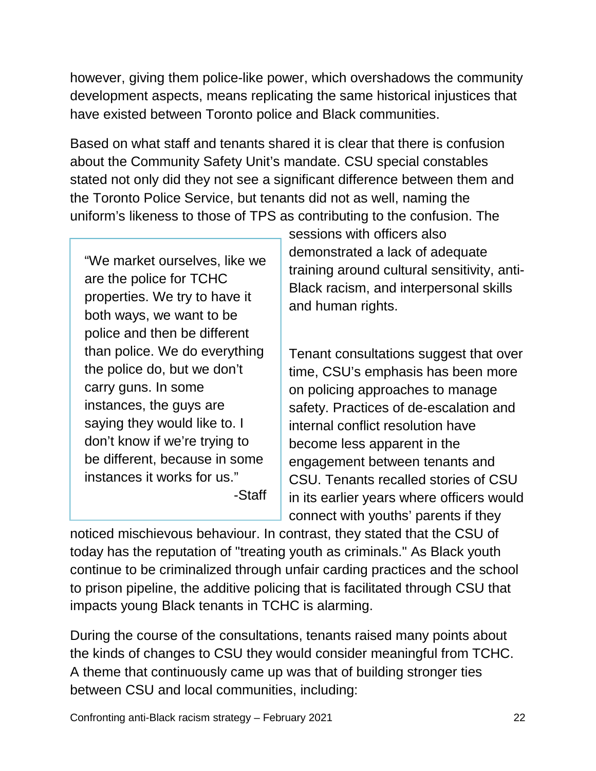however, giving them police-like power, which overshadows the community development aspects, means replicating the same historical injustices that have existed between Toronto police and Black communities.

Based on what staff and tenants shared it is clear that there is confusion about the Community Safety Unit's mandate. CSU special constables stated not only did they not see a significant difference between them and the Toronto Police Service, but tenants did not as well, naming the uniform's likeness to those of TPS as contributing to the confusion. The sessions with officers also demonstrated a lack of adequate training around cultural sensitivity, anti-Black racism, and interpersonal skills and human rights.

> "We market ourselves, like we are the police for TCHC properties. We try to have it both ways, we want to be police and then be different than police. We do everything the police do, but we don't carry guns. In some instances, the guys are saying they would like to. I don't know if we're trying to be different, because in some instances it works for us."
>
> -Staff

Tenant consultations suggest that over time, CSU's emphasis has been more on policing approaches to manage safety. Practices of de-escalation and internal conflict resolution have become less apparent in the engagement between tenants and CSU. Tenants recalled stories of CSU in its earlier years where officers would connect with youths' parents if they noticed mischievous behaviour. In contrast, they stated that the CSU of today has the reputation of "treating youth as criminals." As Black youth continue to be criminalized through unfair carding practices and the school to prison pipeline, the additive policing that is facilitated through CSU that impacts young Black tenants in TCHC is alarming.

During the course of the consultations, tenants raised many points about the kinds of changes to CSU they would consider meaningful from TCHC. A theme that continuously came up was that of building stronger ties between CSU and local communities, including: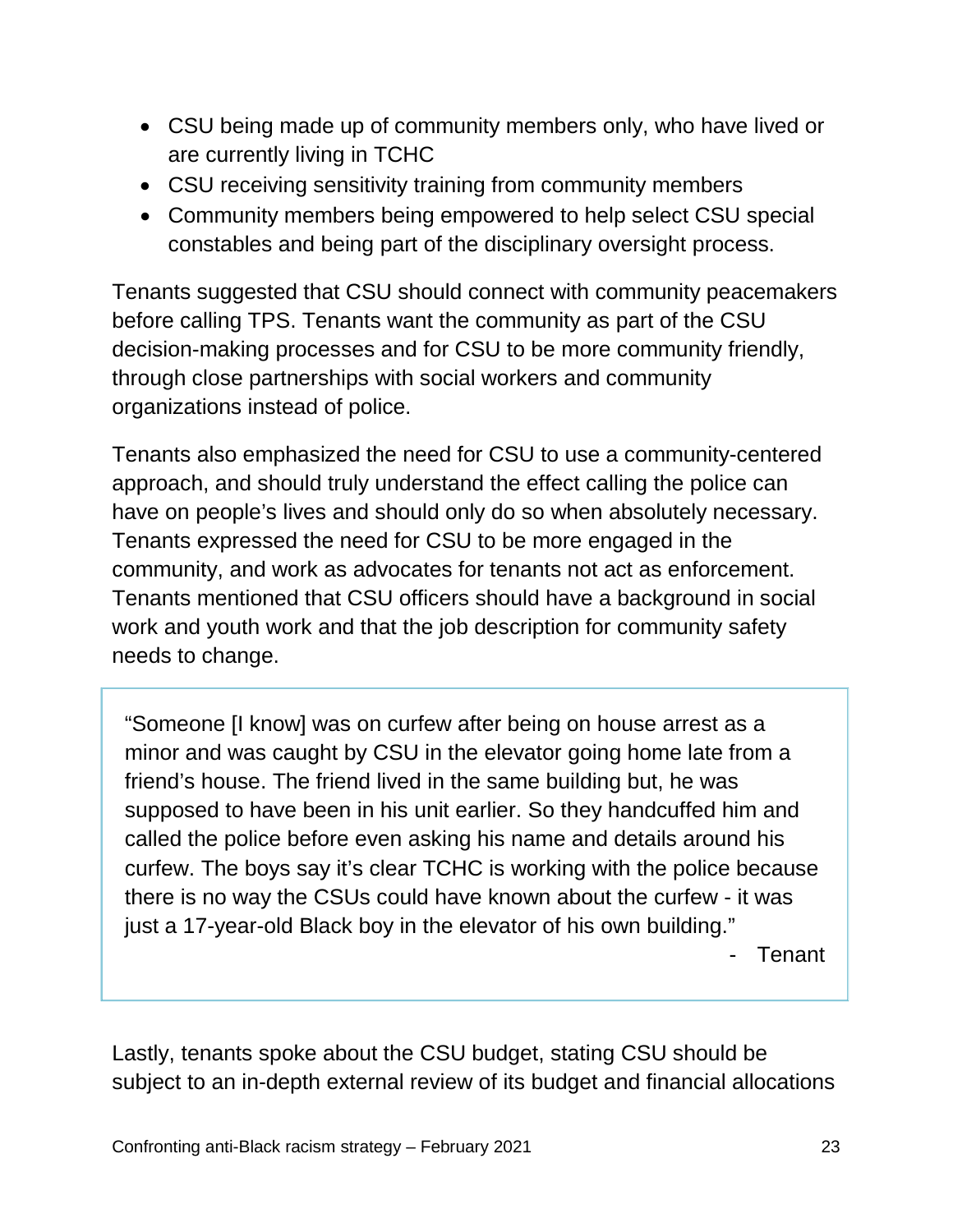- CSU being made up of community members only, who have lived or are currently living in TCHC
- CSU receiving sensitivity training from community members
- Community members being empowered to help select CSU special constables and being part of the disciplinary oversight process.

Tenants suggested that CSU should connect with community peacemakers before calling TPS. Tenants want the community as part of the CSU decision-making processes and for CSU to be more community friendly, through close partnerships with social workers and community organizations instead of police.

Tenants also emphasized the need for CSU to use a community-centered approach, and should truly understand the effect calling the police can have on people's lives and should only do so when absolutely necessary. Tenants expressed the need for CSU to be more engaged in the community, and work as advocates for tenants not act as enforcement. Tenants mentioned that CSU officers should have a background in social work and youth work and that the job description for community safety needs to change.

> "Someone [I know] was on curfew after being on house arrest as a minor and was caught by CSU in the elevator going home late from a friend's house. The friend lived in the same building but, he was supposed to have been in his unit earlier. So they handcuffed him and called the police before even asking his name and details around his curfew. The boys say it's clear TCHC is working with the police because there is no way the CSUs could have known about the curfew - it was just a 17-year-old Black boy in the elevator of his own building."
>
> \- Tenant

Lastly, tenants spoke about the CSU budget, stating CSU should be subject to an in-depth external review of its budget and financial allocations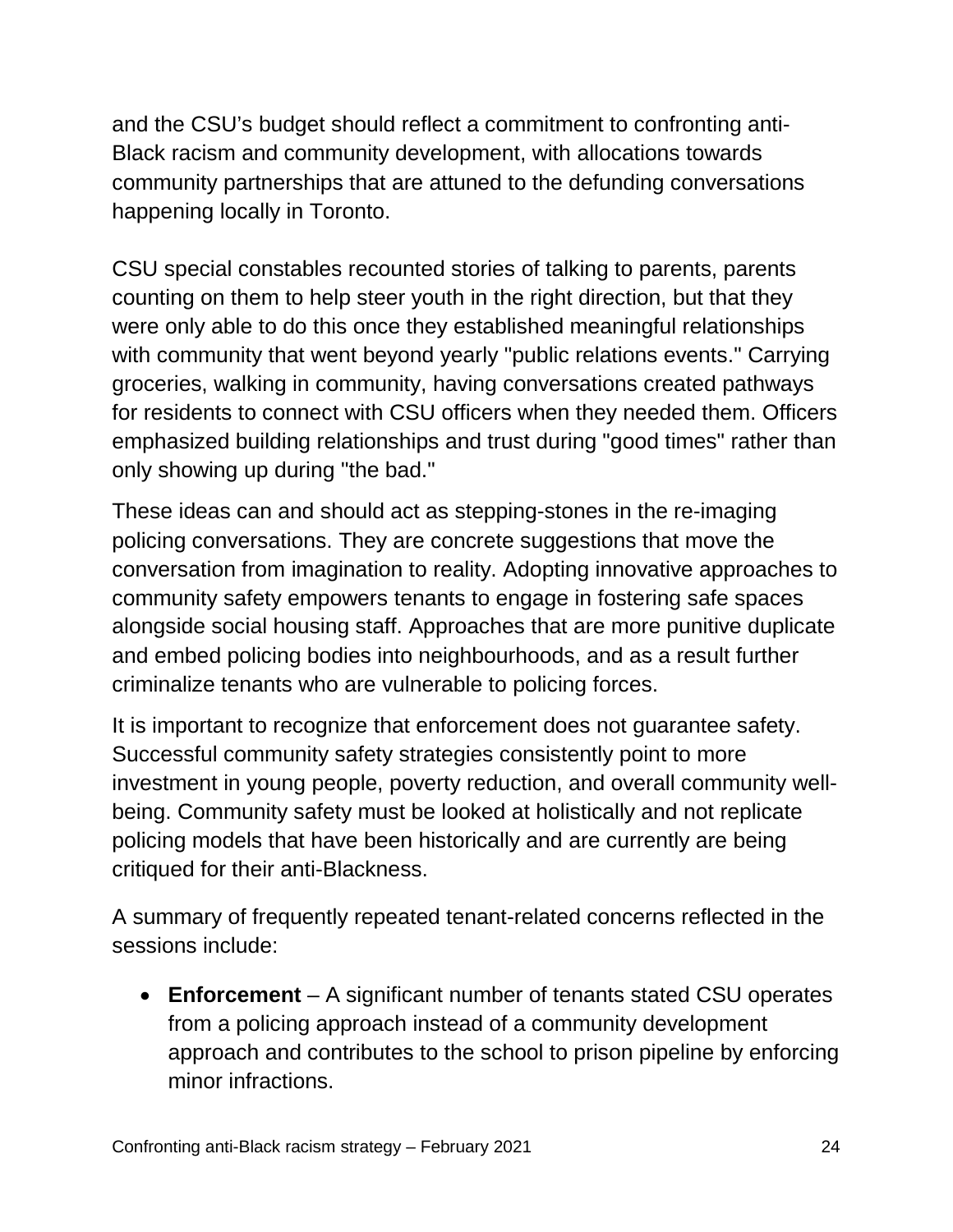and the CSU's budget should reflect a commitment to confronting anti-Black racism and community development, with allocations towards community partnerships that are attuned to the defunding conversations happening locally in Toronto.

CSU special constables recounted stories of talking to parents, parents counting on them to help steer youth in the right direction, but that they were only able to do this once they established meaningful relationships with community that went beyond yearly "public relations events." Carrying groceries, walking in community, having conversations created pathways for residents to connect with CSU officers when they needed them. Officers emphasized building relationships and trust during "good times" rather than only showing up during "the bad."

These ideas can and should act as stepping-stones in the re-imaging policing conversations. They are concrete suggestions that move the conversation from imagination to reality. Adopting innovative approaches to community safety empowers tenants to engage in fostering safe spaces alongside social housing staff. Approaches that are more punitive duplicate and embed policing bodies into neighbourhoods, and as a result further criminalize tenants who are vulnerable to policing forces.

It is important to recognize that enforcement does not guarantee safety. Successful community safety strategies consistently point to more investment in young people, poverty reduction, and overall community well-being. Community safety must be looked at holistically and not replicate policing models that have been historically and are currently are being critiqued for their anti-Blackness.

A summary of frequently repeated tenant-related concerns reflected in the sessions include:

- **Enforcement** – A significant number of tenants stated CSU operates from a policing approach instead of a community development approach and contributes to the school to prison pipeline by enforcing minor infractions.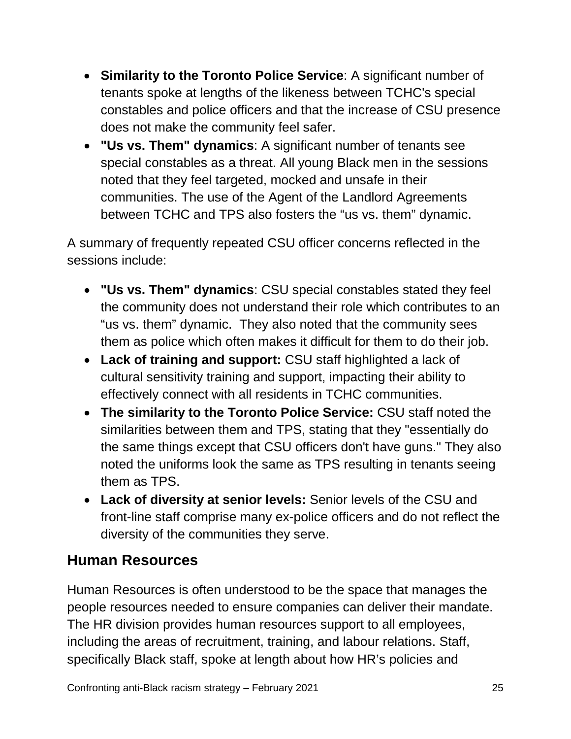- **Similarity to the Toronto Police Service**: A significant number of tenants spoke at lengths of the likeness between TCHC's special constables and police officers and that the increase of CSU presence does not make the community feel safer.
- **"Us vs. Them" dynamics**: A significant number of tenants see special constables as a threat. All young Black men in the sessions noted that they feel targeted, mocked and unsafe in their communities. The use of the Agent of the Landlord Agreements between TCHC and TPS also fosters the “us vs. them” dynamic.

A summary of frequently repeated CSU officer concerns reflected in the sessions include:

- **"Us vs. Them" dynamics**: CSU special constables stated they feel the community does not understand their role which contributes to an “us vs. them” dynamic. They also noted that the community sees them as police which often makes it difficult for them to do their job.
- **Lack of training and support:** CSU staff highlighted a lack of cultural sensitivity training and support, impacting their ability to effectively connect with all residents in TCHC communities.
- **The similarity to the Toronto Police Service:** CSU staff noted the similarities between them and TPS, stating that they "essentially do the same things except that CSU officers don't have guns." They also noted the uniforms look the same as TPS resulting in tenants seeing them as TPS.
- **Lack of diversity at senior levels:** Senior levels of the CSU and front-line staff comprise many ex-police officers and do not reflect the diversity of the communities they serve.

## Human Resources

Human Resources is often understood to be the space that manages the people resources needed to ensure companies can deliver their mandate. The HR division provides human resources support to all employees, including the areas of recruitment, training, and labour relations. Staff, specifically Black staff, spoke at length about how HR’s policies and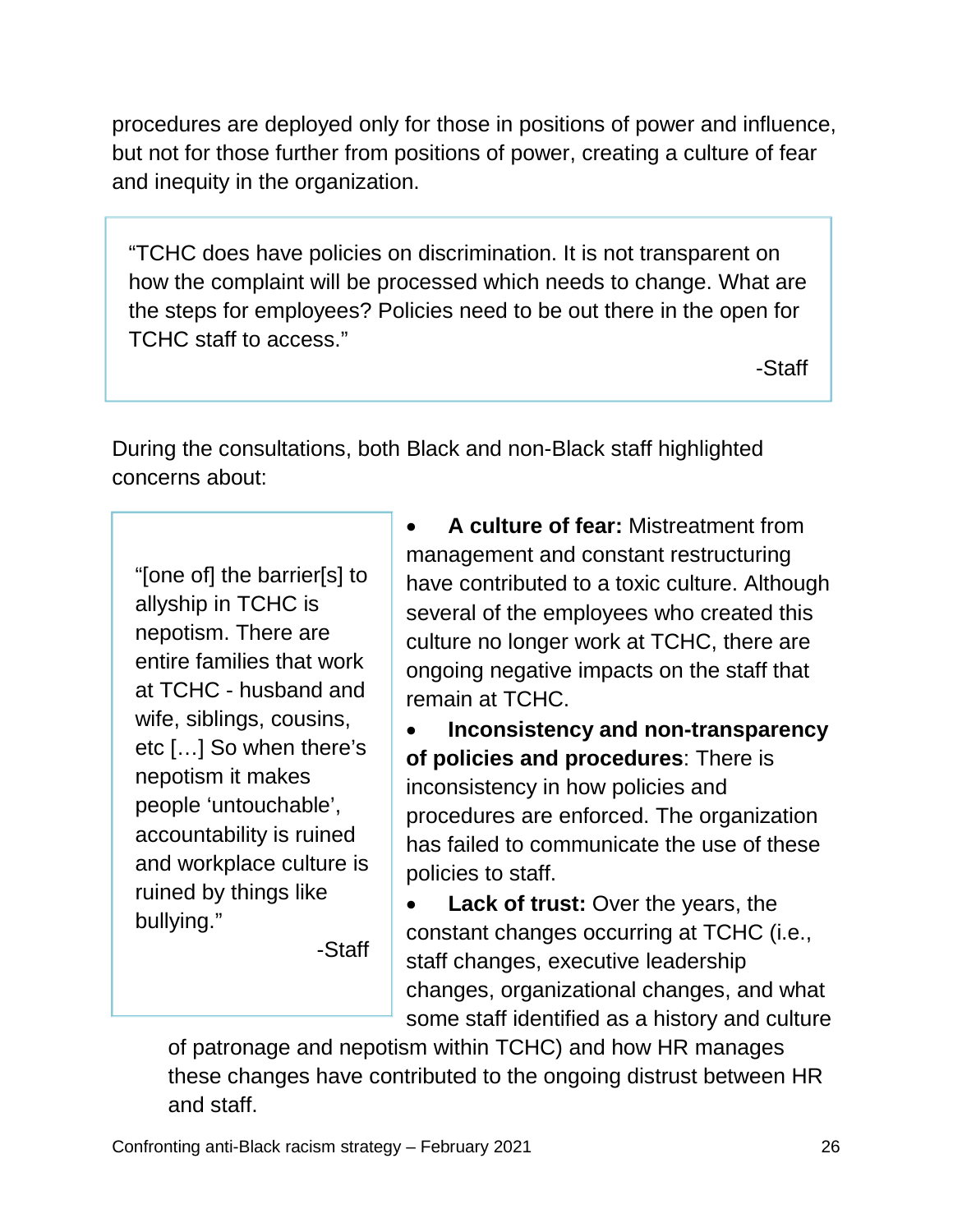procedures are deployed only for those in positions of power and influence, but not for those further from positions of power, creating a culture of fear and inequity in the organization.

> "TCHC does have policies on discrimination. It is not transparent on how the complaint will be processed which needs to change. What are the steps for employees? Policies need to be out there in the open for TCHC staff to access."
>
> -Staff

During the consultations, both Black and non-Black staff highlighted concerns about:

> "[one of] the barrier[s] to allyship in TCHC is nepotism. There are entire families that work at TCHC - husband and wife, siblings, cousins, etc […] So when there's nepotism it makes people 'untouchable', accountability is ruined and workplace culture is ruined by things like bullying."
>
> -Staff

- **A culture of fear:** Mistreatment from management and constant restructuring have contributed to a toxic culture. Although several of the employees who created this culture no longer work at TCHC, there are ongoing negative impacts on the staff that remain at TCHC.
- **Inconsistency and non-transparency of policies and procedures**: There is inconsistency in how policies and procedures are enforced. The organization has failed to communicate the use of these policies to staff.
- **Lack of trust:** Over the years, the constant changes occurring at TCHC (i.e., staff changes, executive leadership changes, organizational changes, and what some staff identified as a history and culture of patronage and nepotism within TCHC) and how HR manages these changes have contributed to the ongoing distrust between HR and staff.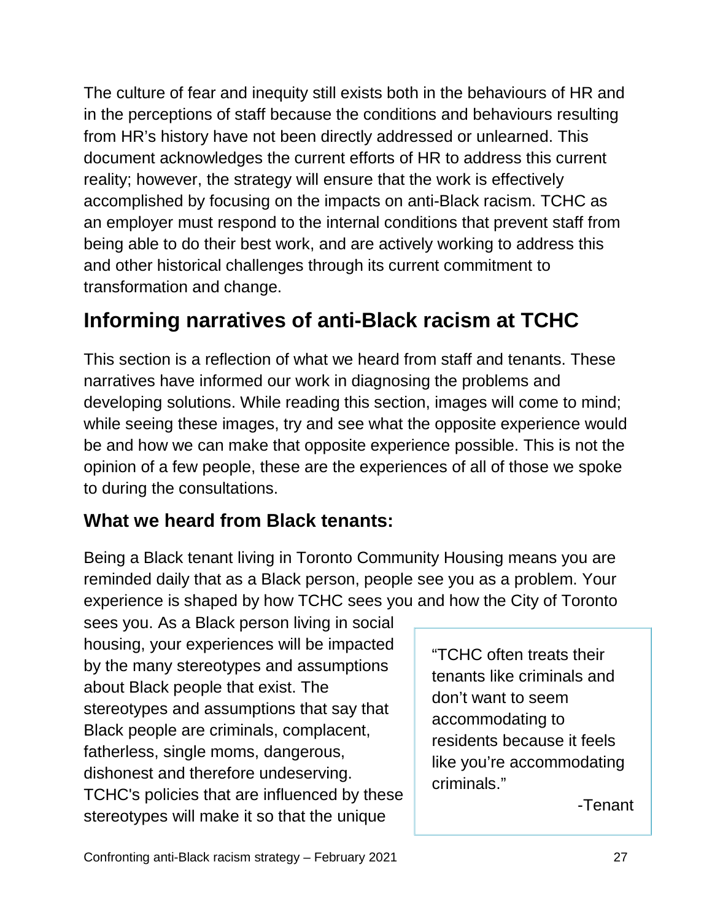The culture of fear and inequity still exists both in the behaviours of HR and in the perceptions of staff because the conditions and behaviours resulting from HR's history have not been directly addressed or unlearned. This document acknowledges the current efforts of HR to address this current reality; however, the strategy will ensure that the work is effectively accomplished by focusing on the impacts on anti-Black racism. TCHC as an employer must respond to the internal conditions that prevent staff from being able to do their best work, and are actively working to address this and other historical challenges through its current commitment to transformation and change.

## Informing narratives of anti-Black racism at TCHC

This section is a reflection of what we heard from staff and tenants. These narratives have informed our work in diagnosing the problems and developing solutions. While reading this section, images will come to mind; while seeing these images, try and see what the opposite experience would be and how we can make that opposite experience possible. This is not the opinion of a few people, these are the experiences of all of those we spoke to during the consultations.

### What we heard from Black tenants:

Being a Black tenant living in Toronto Community Housing means you are reminded daily that as a Black person, people see you as a problem. Your experience is shaped by how TCHC sees you and how the City of Toronto sees you. As a Black person living in social housing, your experiences will be impacted by the many stereotypes and assumptions about Black people that exist. The stereotypes and assumptions that say that Black people are criminals, complacent, fatherless, single moms, dangerous, dishonest and therefore undeserving. TCHC's policies that are influenced by these stereotypes will make it so that the unique

> "TCHC often treats their tenants like criminals and don't want to seem accommodating to residents because it feels like you're accommodating criminals."
>
> -Tenant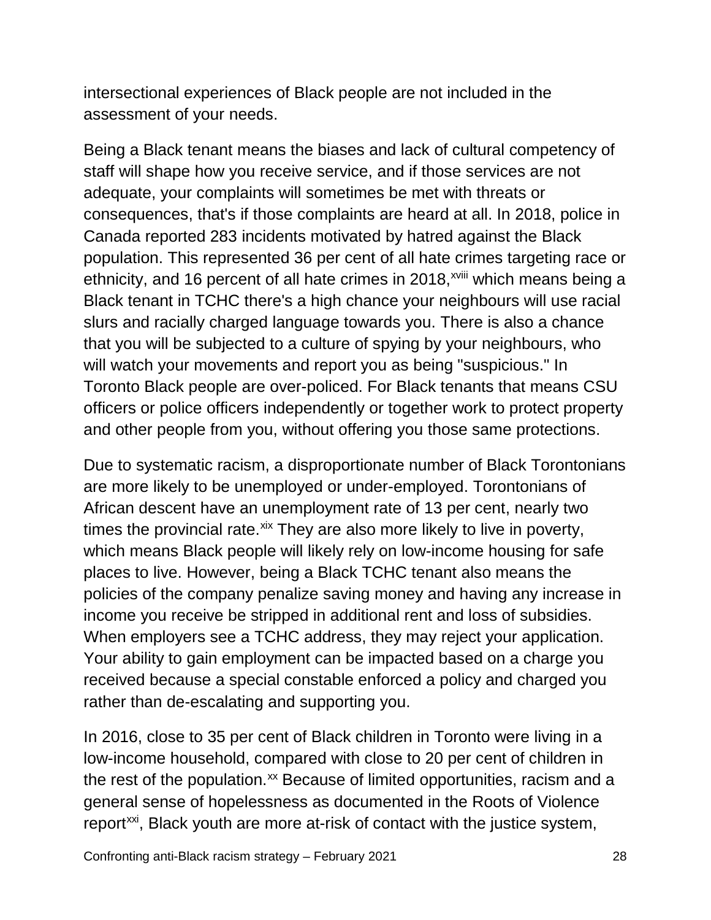intersectional experiences of Black people are not included in the assessment of your needs.

Being a Black tenant means the biases and lack of cultural competency of staff will shape how you receive service, and if those services are not adequate, your complaints will sometimes be met with threats or consequences, that's if those complaints are heard at all. In 2018, police in Canada reported 283 incidents motivated by hatred against the Black population. This represented 36 per cent of all hate crimes targeting race or ethnicity, and 16 percent of all hate crimes in 2018,[xviii] which means being a Black tenant in TCHC there's a high chance your neighbours will use racial slurs and racially charged language towards you. There is also a chance that you will be subjected to a culture of spying by your neighbours, who will watch your movements and report you as being "suspicious." In Toronto Black people are over-policed. For Black tenants that means CSU officers or police officers independently or together work to protect property and other people from you, without offering you those same protections.

Due to systematic racism, a disproportionate number of Black Torontonians are more likely to be unemployed or under-employed. Torontonians of African descent have an unemployment rate of 13 per cent, nearly two times the provincial rate.[xix] They are also more likely to live in poverty, which means Black people will likely rely on low-income housing for safe places to live. However, being a Black TCHC tenant also means the policies of the company penalize saving money and having any increase in income you receive be stripped in additional rent and loss of subsidies. When employers see a TCHC address, they may reject your application. Your ability to gain employment can be impacted based on a charge you received because a special constable enforced a policy and charged you rather than de-escalating and supporting you.

In 2016, close to 35 per cent of Black children in Toronto were living in a low-income household, compared with close to 20 per cent of children in the rest of the population.[xx] Because of limited opportunities, racism and a general sense of hopelessness as documented in the Roots of Violence report[xxi], Black youth are more at-risk of contact with the justice system,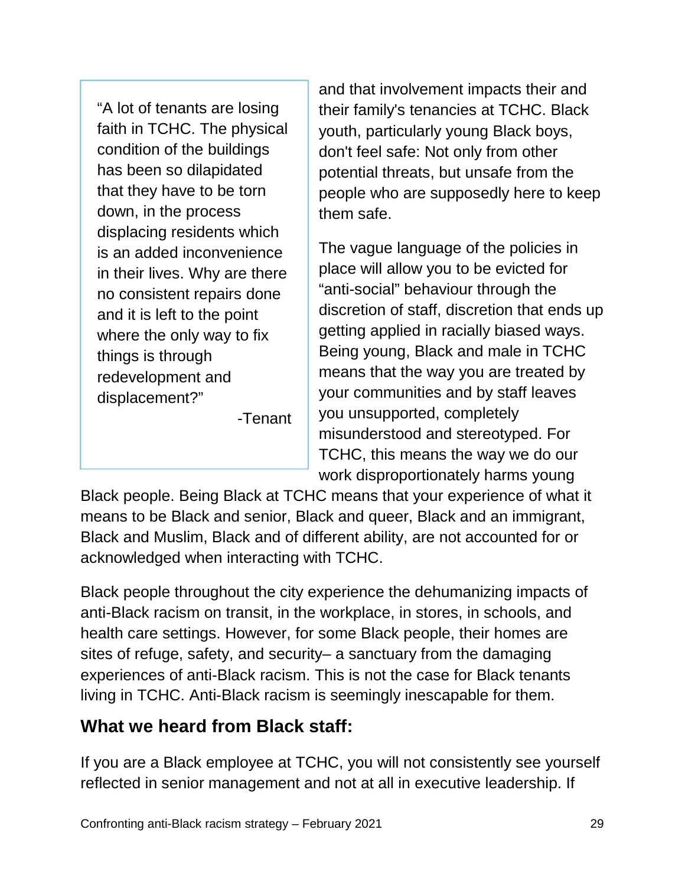> "A lot of tenants are losing faith in TCHC. The physical condition of the buildings has been so dilapidated that they have to be torn down, in the process displacing residents which is an added inconvenience in their lives. Why are there no consistent repairs done and it is left to the point where the only way to fix things is through redevelopment and displacement?"
>
> -Tenant

and that involvement impacts their and their family's tenancies at TCHC. Black youth, particularly young Black boys, don't feel safe: Not only from other potential threats, but unsafe from the people who are supposedly here to keep them safe.

The vague language of the policies in place will allow you to be evicted for "anti-social" behaviour through the discretion of staff, discretion that ends up getting applied in racially biased ways. Being young, Black and male in TCHC means that the way you are treated by your communities and by staff leaves you unsupported, completely misunderstood and stereotyped. For TCHC, this means the way we do our work disproportionately harms young Black people. Being Black at TCHC means that your experience of what it means to be Black and senior, Black and queer, Black and an immigrant, Black and Muslim, Black and of different ability, are not accounted for or acknowledged when interacting with TCHC.

Black people throughout the city experience the dehumanizing impacts of anti-Black racism on transit, in the workplace, in stores, in schools, and health care settings. However, for some Black people, their homes are sites of refuge, safety, and security– a sanctuary from the damaging experiences of anti-Black racism. This is not the case for Black tenants living in TCHC. Anti-Black racism is seemingly inescapable for them.

### What we heard from Black staff:

If you are a Black employee at TCHC, you will not consistently see yourself reflected in senior management and not at all in executive leadership. If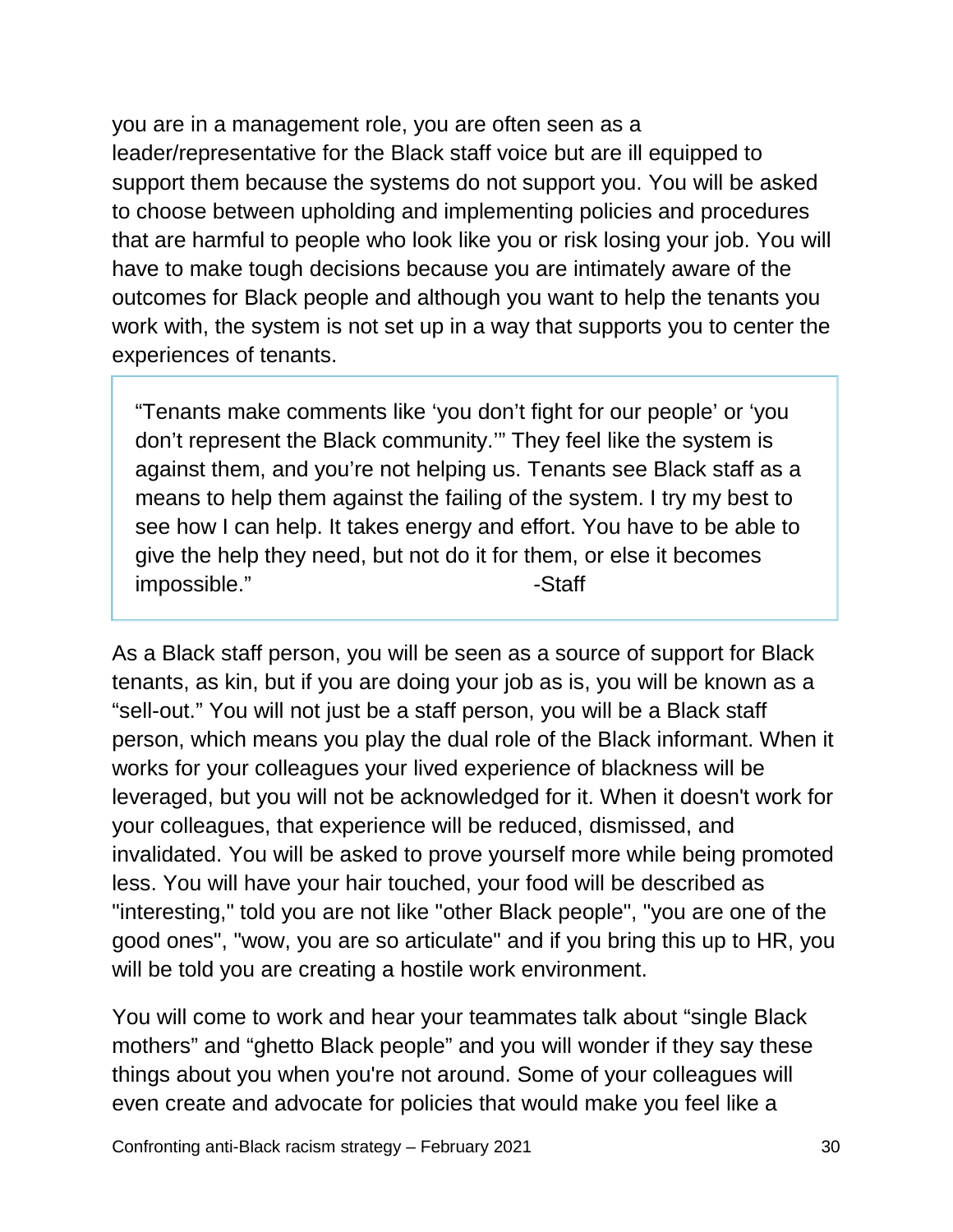you are in a management role, you are often seen as a leader/representative for the Black staff voice but are ill equipped to support them because the systems do not support you. You will be asked to choose between upholding and implementing policies and procedures that are harmful to people who look like you or risk losing your job. You will have to make tough decisions because you are intimately aware of the outcomes for Black people and although you want to help the tenants you work with, the system is not set up in a way that supports you to center the experiences of tenants.

> "Tenants make comments like 'you don't fight for our people' or 'you don't represent the Black community.'" They feel like the system is against them, and you're not helping us. Tenants see Black staff as a means to help them against the failing of the system. I try my best to see how I can help. It takes energy and effort. You have to be able to give the help they need, but not do it for them, or else it becomes impossible." -Staff

As a Black staff person, you will be seen as a source of support for Black tenants, as kin, but if you are doing your job as is, you will be known as a "sell-out." You will not just be a staff person, you will be a Black staff person, which means you play the dual role of the Black informant. When it works for your colleagues your lived experience of blackness will be leveraged, but you will not be acknowledged for it. When it doesn't work for your colleagues, that experience will be reduced, dismissed, and invalidated. You will be asked to prove yourself more while being promoted less. You will have your hair touched, your food will be described as "interesting," told you are not like "other Black people", "you are one of the good ones", "wow, you are so articulate" and if you bring this up to HR, you will be told you are creating a hostile work environment.

You will come to work and hear your teammates talk about "single Black mothers" and "ghetto Black people" and you will wonder if they say these things about you when you're not around. Some of your colleagues will even create and advocate for policies that would make you feel like a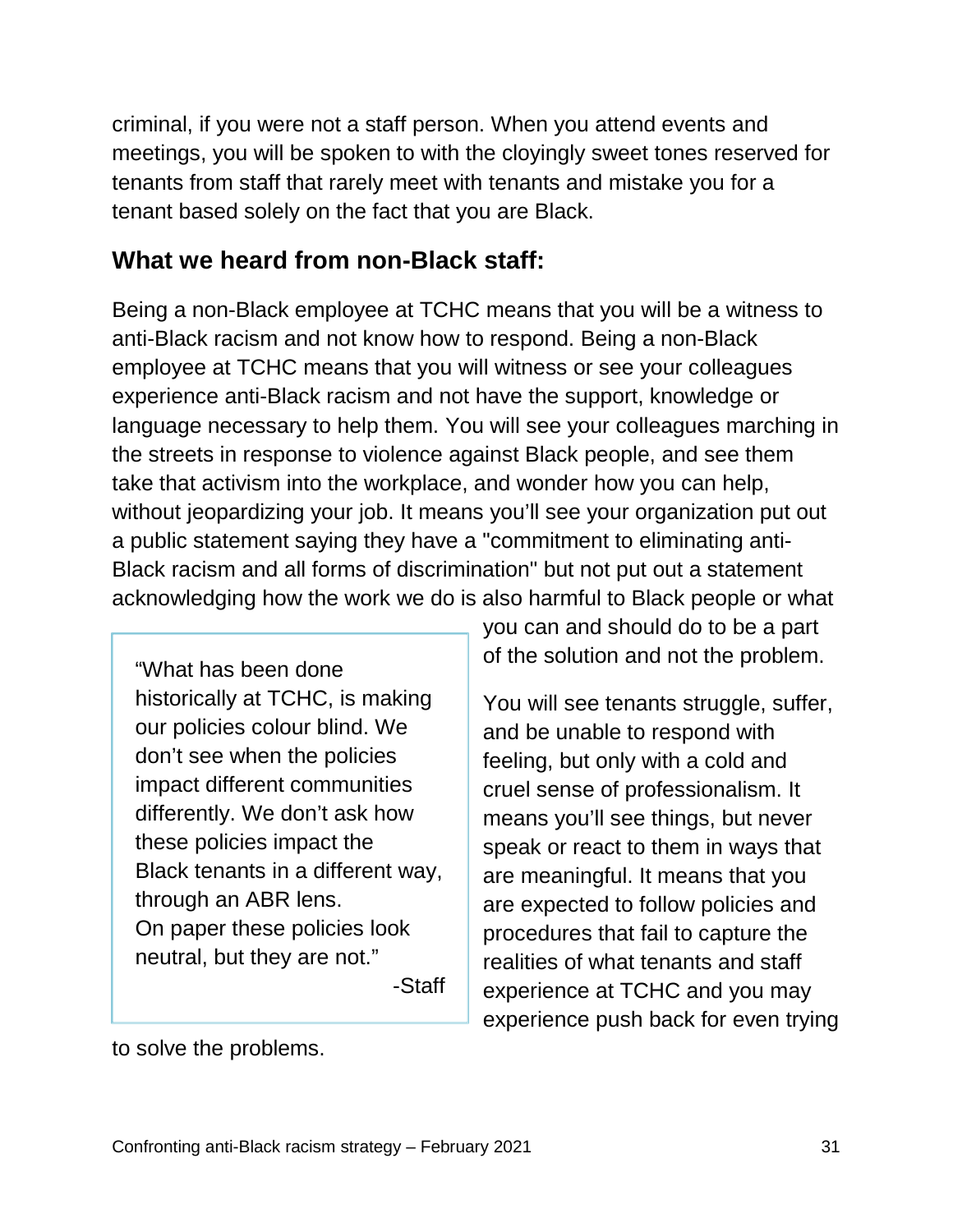criminal, if you were not a staff person. When you attend events and meetings, you will be spoken to with the cloyingly sweet tones reserved for tenants from staff that rarely meet with tenants and mistake you for a tenant based solely on the fact that you are Black.

## What we heard from non-Black staff:

Being a non-Black employee at TCHC means that you will be a witness to anti-Black racism and not know how to respond. Being a non-Black employee at TCHC means that you will witness or see your colleagues experience anti-Black racism and not have the support, knowledge or language necessary to help them. You will see your colleagues marching in the streets in response to violence against Black people, and see them take that activism into the workplace, and wonder how you can help, without jeopardizing your job. It means you'll see your organization put out a public statement saying they have a "commitment to eliminating anti-Black racism and all forms of discrimination" but not put out a statement acknowledging how the work we do is also harmful to Black people or what you can and should do to be a part of the solution and not the problem.

> "What has been done historically at TCHC, is making our policies colour blind. We don't see when the policies impact different communities differently. We don't ask how these policies impact the Black tenants in a different way, through an ABR lens. On paper these policies look neutral, but they are not."
>
> -Staff

You will see tenants struggle, suffer, and be unable to respond with feeling, but only with a cold and cruel sense of professionalism. It means you'll see things, but never speak or react to them in ways that are meaningful. It means that you are expected to follow policies and procedures that fail to capture the realities of what tenants and staff experience at TCHC and you may experience push back for even trying to solve the problems.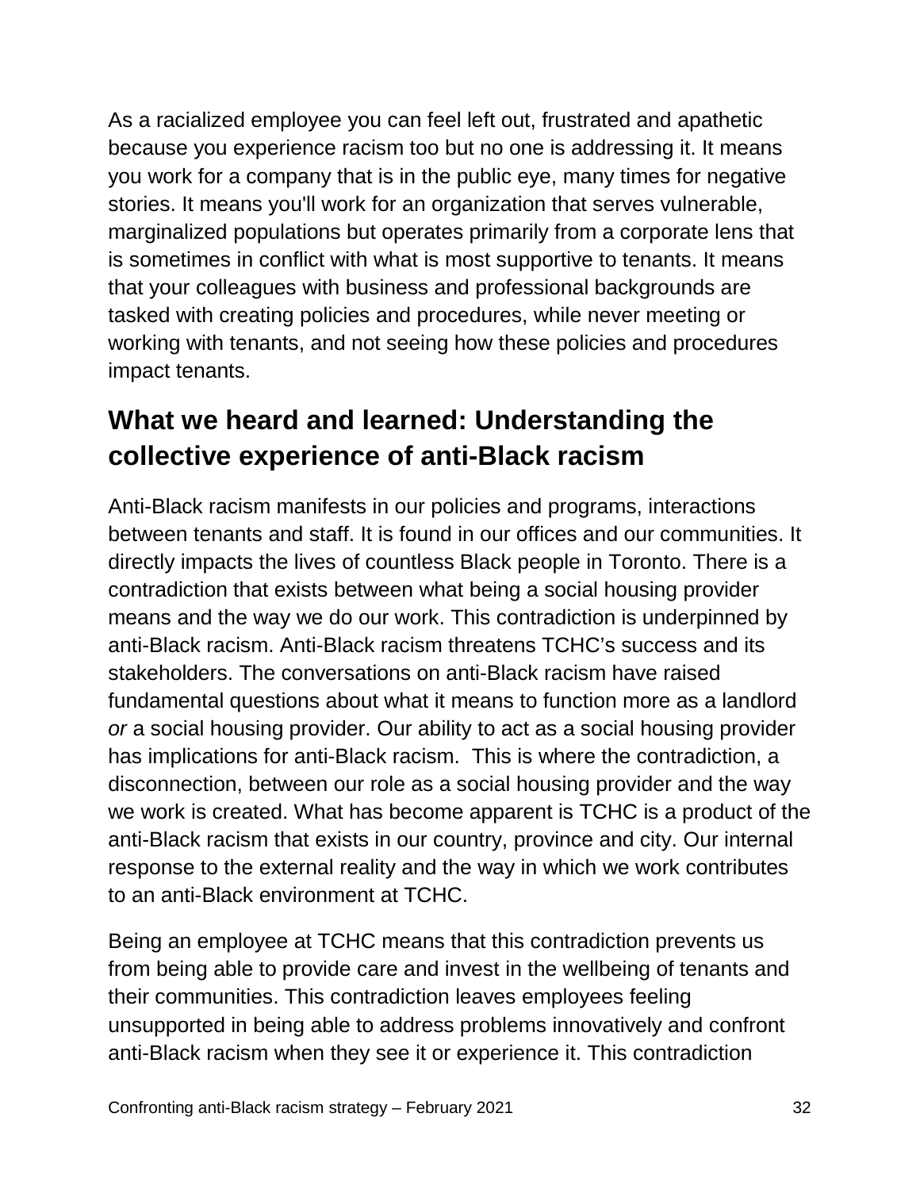As a racialized employee you can feel left out, frustrated and apathetic because you experience racism too but no one is addressing it. It means you work for a company that is in the public eye, many times for negative stories. It means you'll work for an organization that serves vulnerable, marginalized populations but operates primarily from a corporate lens that is sometimes in conflict with what is most supportive to tenants. It means that your colleagues with business and professional backgrounds are tasked with creating policies and procedures, while never meeting or working with tenants, and not seeing how these policies and procedures impact tenants.

## What we heard and learned: Understanding the collective experience of anti-Black racism

Anti-Black racism manifests in our policies and programs, interactions between tenants and staff. It is found in our offices and our communities. It directly impacts the lives of countless Black people in Toronto. There is a contradiction that exists between what being a social housing provider means and the way we do our work. This contradiction is underpinned by anti-Black racism. Anti-Black racism threatens TCHC's success and its stakeholders. The conversations on anti-Black racism have raised fundamental questions about what it means to function more as a landlord *or* a social housing provider. Our ability to act as a social housing provider has implications for anti-Black racism. This is where the contradiction, a disconnection, between our role as a social housing provider and the way we work is created. What has become apparent is TCHC is a product of the anti-Black racism that exists in our country, province and city. Our internal response to the external reality and the way in which we work contributes to an anti-Black environment at TCHC.

Being an employee at TCHC means that this contradiction prevents us from being able to provide care and invest in the wellbeing of tenants and their communities. This contradiction leaves employees feeling unsupported in being able to address problems innovatively and confront anti-Black racism when they see it or experience it. This contradiction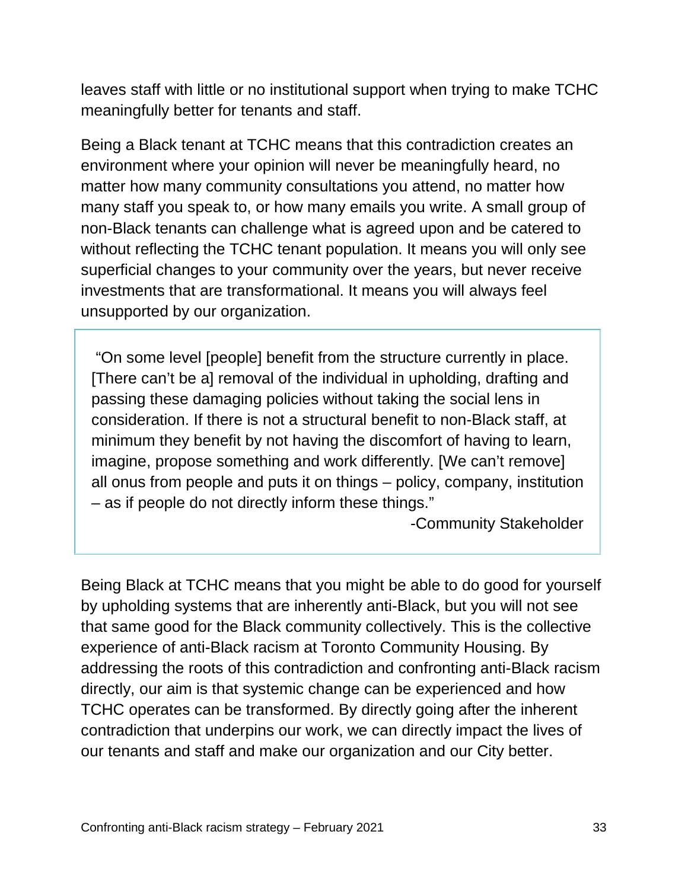leaves staff with little or no institutional support when trying to make TCHC meaningfully better for tenants and staff.

Being a Black tenant at TCHC means that this contradiction creates an environment where your opinion will never be meaningfully heard, no matter how many community consultations you attend, no matter how many staff you speak to, or how many emails you write. A small group of non-Black tenants can challenge what is agreed upon and be catered to without reflecting the TCHC tenant population. It means you will only see superficial changes to your community over the years, but never receive investments that are transformational. It means you will always feel unsupported by our organization.

> "On some level [people] benefit from the structure currently in place. [There can't be a] removal of the individual in upholding, drafting and passing these damaging policies without taking the social lens in consideration. If there is not a structural benefit to non-Black staff, at minimum they benefit by not having the discomfort of having to learn, imagine, propose something and work differently. [We can't remove] all onus from people and puts it on things – policy, company, institution – as if people do not directly inform these things."
>
> -Community Stakeholder

Being Black at TCHC means that you might be able to do good for yourself by upholding systems that are inherently anti-Black, but you will not see that same good for the Black community collectively. This is the collective experience of anti-Black racism at Toronto Community Housing. By addressing the roots of this contradiction and confronting anti-Black racism directly, our aim is that systemic change can be experienced and how TCHC operates can be transformed. By directly going after the inherent contradiction that underpins our work, we can directly impact the lives of our tenants and staff and make our organization and our City better.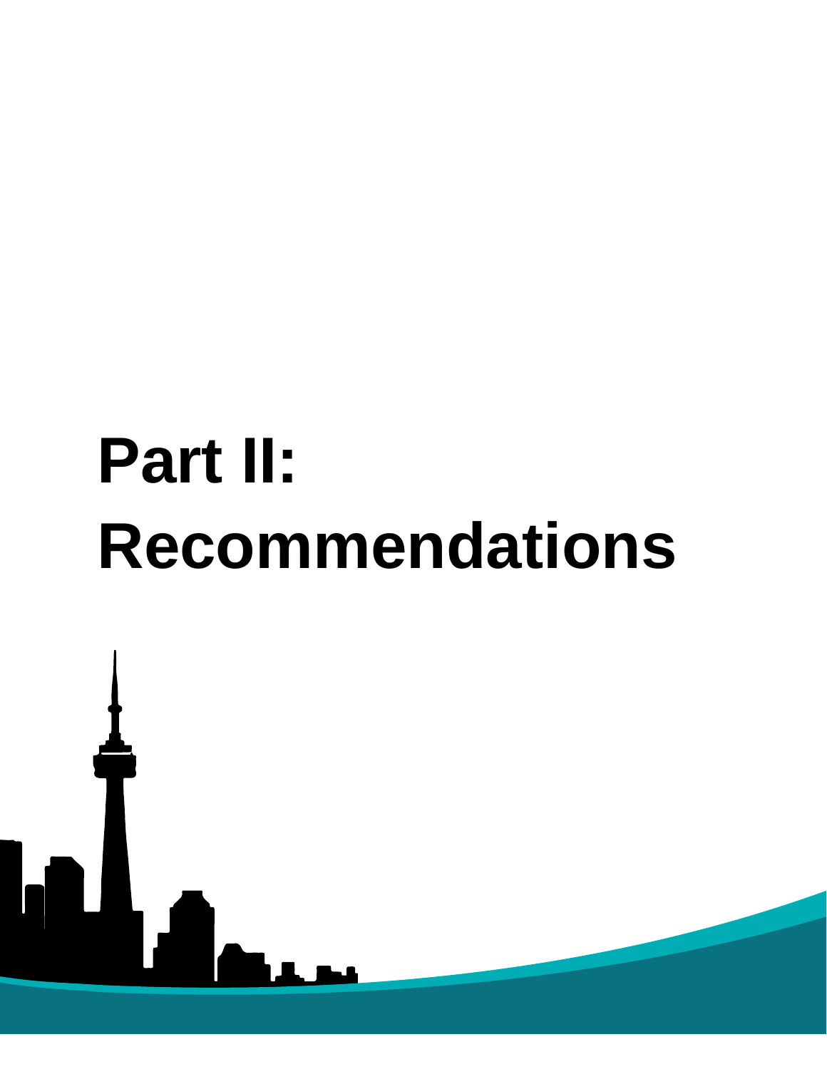# Part II: Recommendations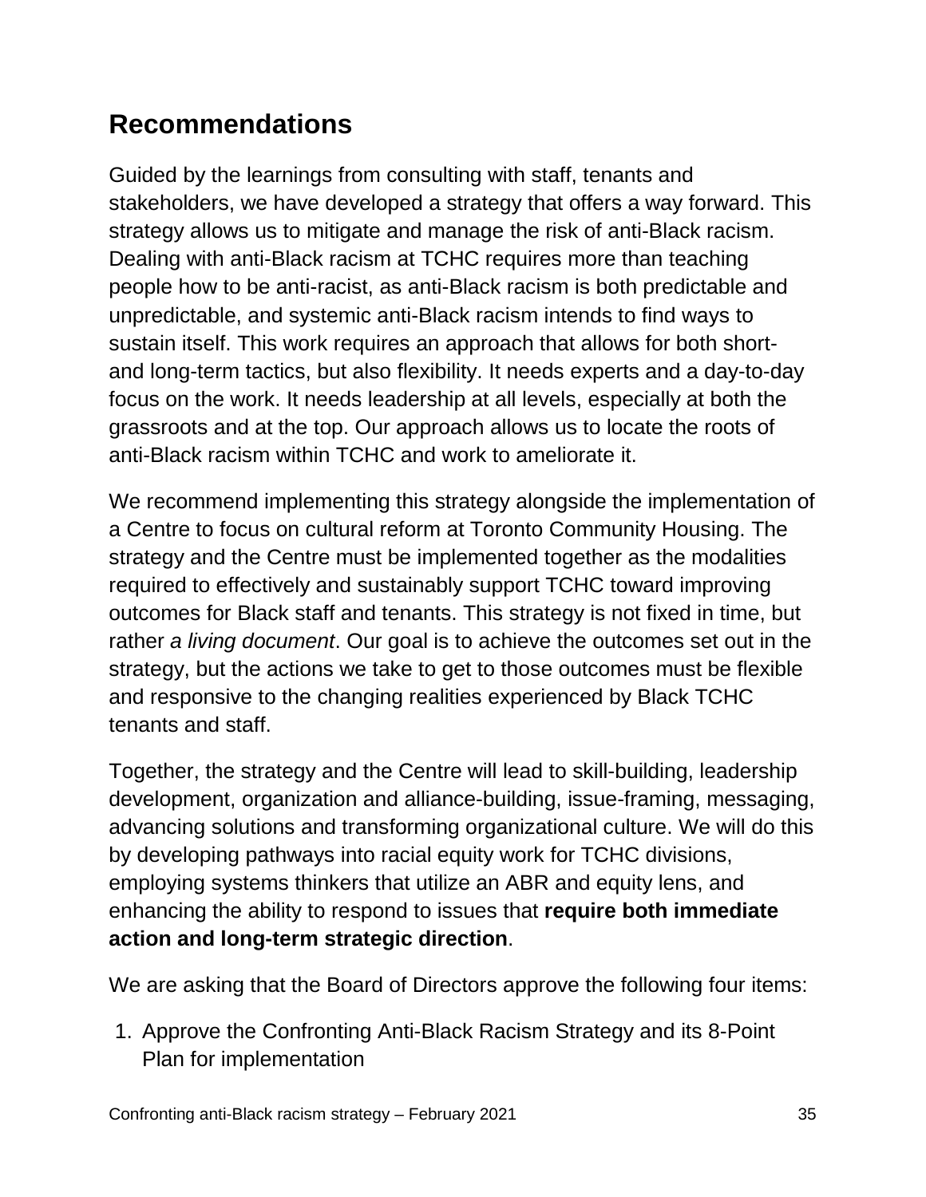## Recommendations

Guided by the learnings from consulting with staff, tenants and stakeholders, we have developed a strategy that offers a way forward. This strategy allows us to mitigate and manage the risk of anti-Black racism. Dealing with anti-Black racism at TCHC requires more than teaching people how to be anti-racist, as anti-Black racism is both predictable and unpredictable, and systemic anti-Black racism intends to find ways to sustain itself. This work requires an approach that allows for both short- and long-term tactics, but also flexibility. It needs experts and a day-to-day focus on the work. It needs leadership at all levels, especially at both the grassroots and at the top. Our approach allows us to locate the roots of anti-Black racism within TCHC and work to ameliorate it.

We recommend implementing this strategy alongside the implementation of a Centre to focus on cultural reform at Toronto Community Housing. The strategy and the Centre must be implemented together as the modalities required to effectively and sustainably support TCHC toward improving outcomes for Black staff and tenants. This strategy is not fixed in time, but rather *a living document*. Our goal is to achieve the outcomes set out in the strategy, but the actions we take to get to those outcomes must be flexible and responsive to the changing realities experienced by Black TCHC tenants and staff.

Together, the strategy and the Centre will lead to skill-building, leadership development, organization and alliance-building, issue-framing, messaging, advancing solutions and transforming organizational culture. We will do this by developing pathways into racial equity work for TCHC divisions, employing systems thinkers that utilize an ABR and equity lens, and enhancing the ability to respond to issues that **require both immediate action and long-term strategic direction**.

We are asking that the Board of Directors approve the following four items:

1. Approve the Confronting Anti-Black Racism Strategy and its 8-Point Plan for implementation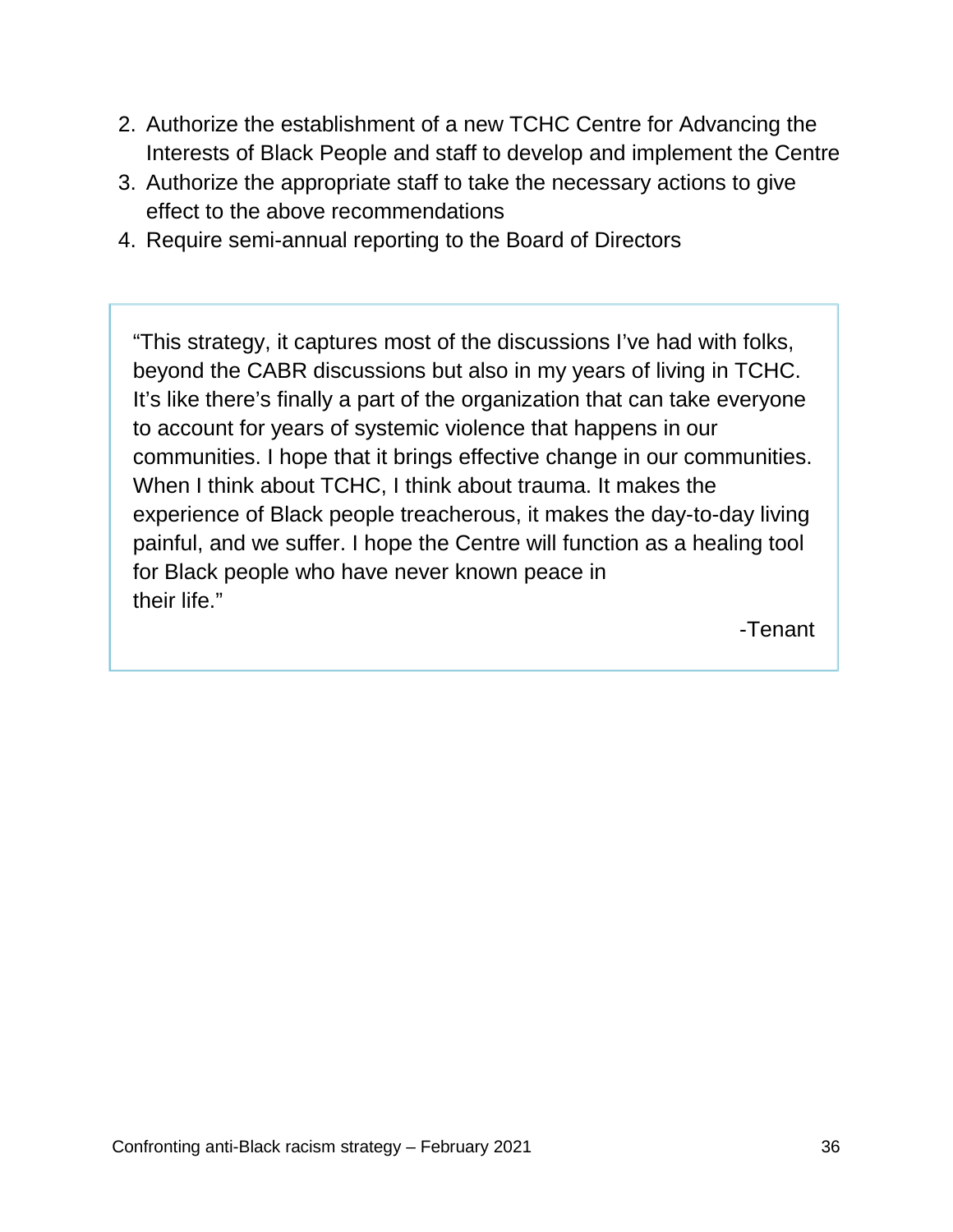2. Authorize the establishment of a new TCHC Centre for Advancing the Interests of Black People and staff to develop and implement the Centre
3. Authorize the appropriate staff to take the necessary actions to give effect to the above recommendations
4. Require semi-annual reporting to the Board of Directors

> "This strategy, it captures most of the discussions I've had with folks, beyond the CABR discussions but also in my years of living in TCHC. It's like there's finally a part of the organization that can take everyone to account for years of systemic violence that happens in our communities. I hope that it brings effective change in our communities. When I think about TCHC, I think about trauma. It makes the experience of Black people treacherous, it makes the day-to-day living painful, and we suffer. I hope the Centre will function as a healing tool for Black people who have never known peace in their life."
>
> -Tenant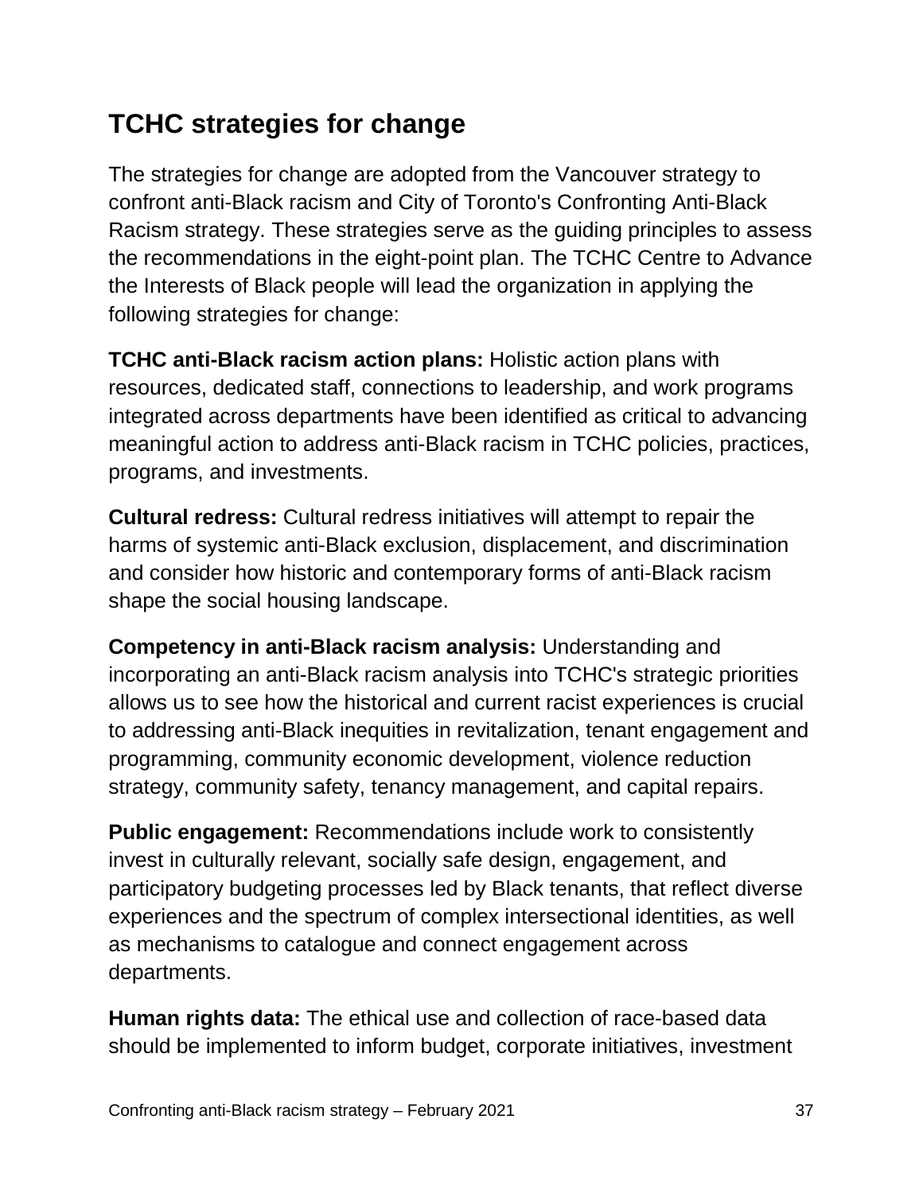## TCHC strategies for change

The strategies for change are adopted from the Vancouver strategy to confront anti-Black racism and City of Toronto's Confronting Anti-Black Racism strategy. These strategies serve as the guiding principles to assess the recommendations in the eight-point plan. The TCHC Centre to Advance the Interests of Black people will lead the organization in applying the following strategies for change:

**TCHC anti-Black racism action plans:** Holistic action plans with resources, dedicated staff, connections to leadership, and work programs integrated across departments have been identified as critical to advancing meaningful action to address anti-Black racism in TCHC policies, practices, programs, and investments.

**Cultural redress:** Cultural redress initiatives will attempt to repair the harms of systemic anti-Black exclusion, displacement, and discrimination and consider how historic and contemporary forms of anti-Black racism shape the social housing landscape.

**Competency in anti-Black racism analysis:** Understanding and incorporating an anti-Black racism analysis into TCHC's strategic priorities allows us to see how the historical and current racist experiences is crucial to addressing anti-Black inequities in revitalization, tenant engagement and programming, community economic development, violence reduction strategy, community safety, tenancy management, and capital repairs.

**Public engagement:** Recommendations include work to consistently invest in culturally relevant, socially safe design, engagement, and participatory budgeting processes led by Black tenants, that reflect diverse experiences and the spectrum of complex intersectional identities, as well as mechanisms to catalogue and connect engagement across departments.

**Human rights data:** The ethical use and collection of race-based data should be implemented to inform budget, corporate initiatives, investment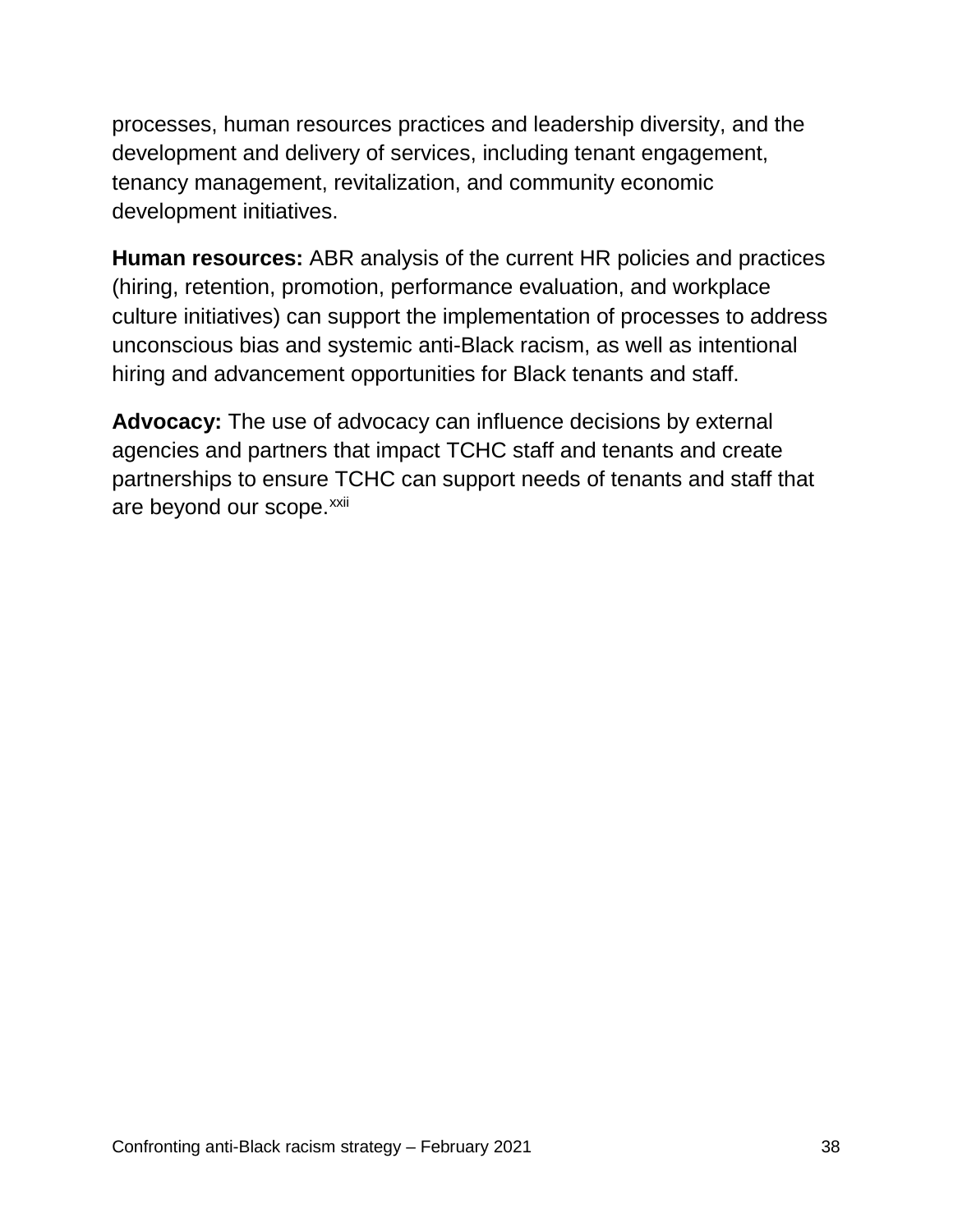processes, human resources practices and leadership diversity, and the development and delivery of services, including tenant engagement, tenancy management, revitalization, and community economic development initiatives.

**Human resources:** ABR analysis of the current HR policies and practices (hiring, retention, promotion, performance evaluation, and workplace culture initiatives) can support the implementation of processes to address unconscious bias and systemic anti-Black racism, as well as intentional hiring and advancement opportunities for Black tenants and staff.

**Advocacy:** The use of advocacy can influence decisions by external agencies and partners that impact TCHC staff and tenants and create partnerships to ensure TCHC can support needs of tenants and staff that are beyond our scope.[xxii]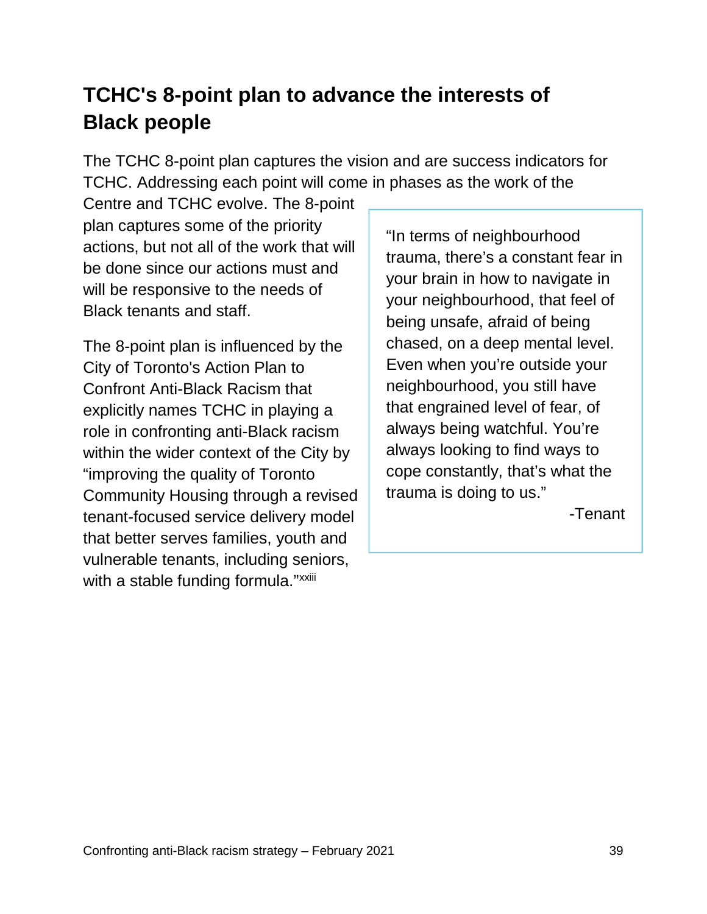## TCHC's 8-point plan to advance the interests of Black people

The TCHC 8-point plan captures the vision and are success indicators for TCHC. Addressing each point will come in phases as the work of the Centre and TCHC evolve. The 8-point plan captures some of the priority actions, but not all of the work that will be done since our actions must and will be responsive to the needs of Black tenants and staff.

The 8-point plan is influenced by the City of Toronto's Action Plan to Confront Anti-Black Racism that explicitly names TCHC in playing a role in confronting anti-Black racism within the wider context of the City by "improving the quality of Toronto Community Housing through a revised tenant-focused service delivery model that better serves families, youth and vulnerable tenants, including seniors, with a stable funding formula."[xxiii]

> "In terms of neighbourhood trauma, there's a constant fear in your brain in how to navigate in your neighbourhood, that feel of being unsafe, afraid of being chased, on a deep mental level. Even when you're outside your neighbourhood, you still have that engrained level of fear, of always being watchful. You're always looking to find ways to cope constantly, that's what the trauma is doing to us."
>
> -Tenant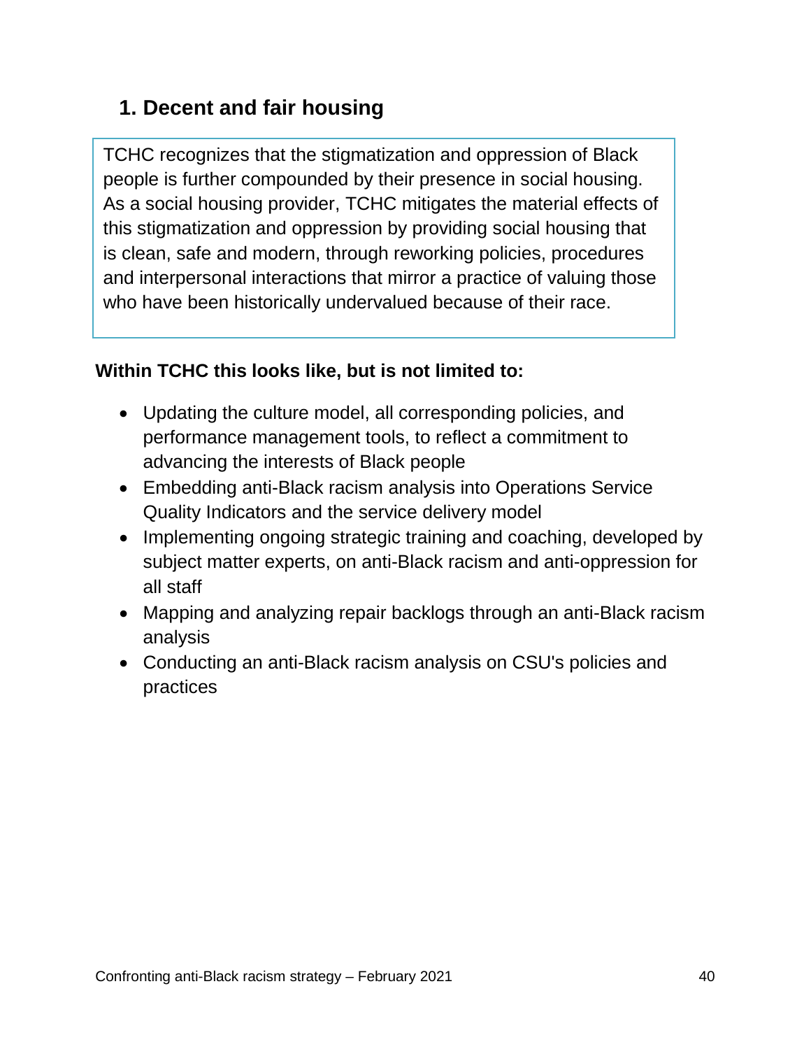## 1. Decent and fair housing

TCHC recognizes that the stigmatization and oppression of Black people is further compounded by their presence in social housing. As a social housing provider, TCHC mitigates the material effects of this stigmatization and oppression by providing social housing that is clean, safe and modern, through reworking policies, procedures and interpersonal interactions that mirror a practice of valuing those who have been historically undervalued because of their race.

**Within TCHC this looks like, but is not limited to:**

- Updating the culture model, all corresponding policies, and performance management tools, to reflect a commitment to advancing the interests of Black people
- Embedding anti-Black racism analysis into Operations Service Quality Indicators and the service delivery model
- Implementing ongoing strategic training and coaching, developed by subject matter experts, on anti-Black racism and anti-oppression for all staff
- Mapping and analyzing repair backlogs through an anti-Black racism analysis
- Conducting an anti-Black racism analysis on CSU's policies and practices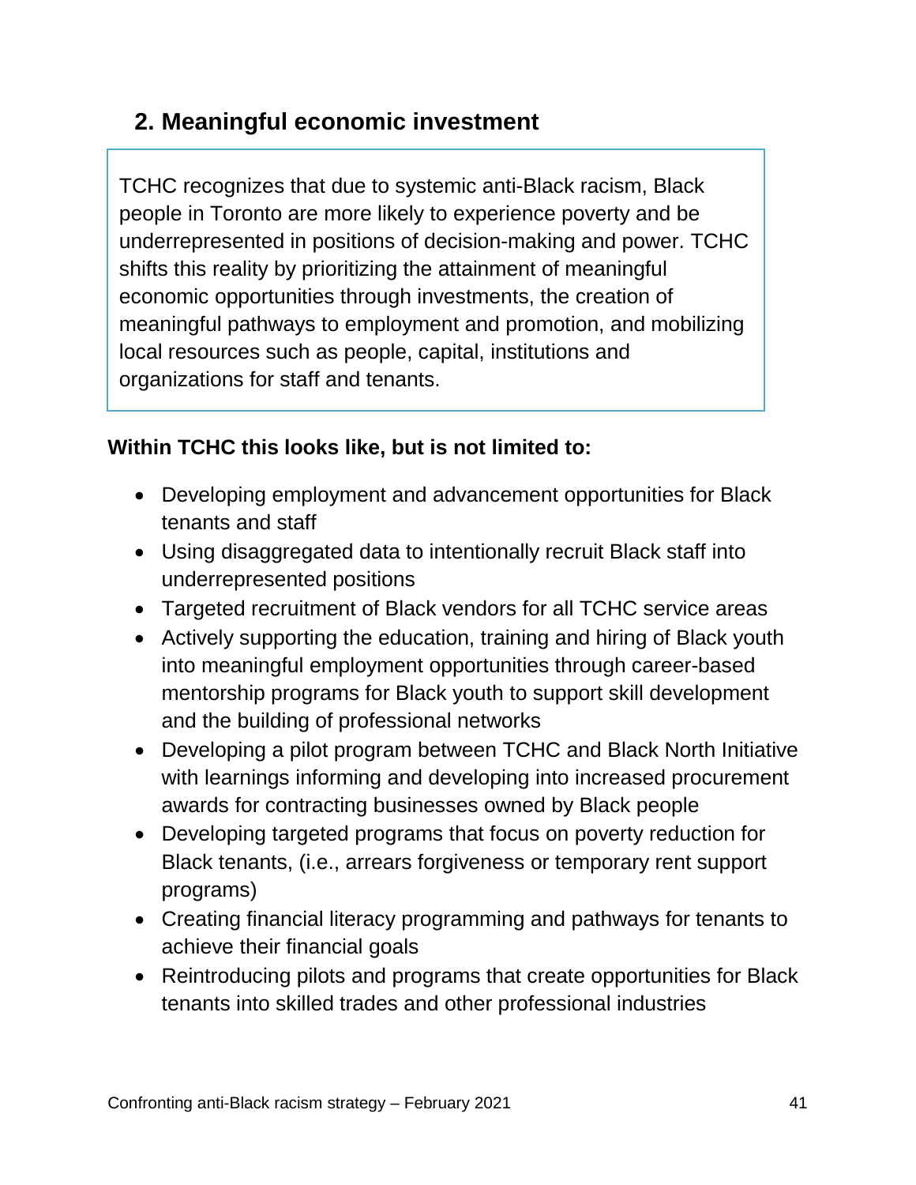## 2. Meaningful economic investment

TCHC recognizes that due to systemic anti-Black racism, Black people in Toronto are more likely to experience poverty and be underrepresented in positions of decision-making and power. TCHC shifts this reality by prioritizing the attainment of meaningful economic opportunities through investments, the creation of meaningful pathways to employment and promotion, and mobilizing local resources such as people, capital, institutions and organizations for staff and tenants.

**Within TCHC this looks like, but is not limited to:**

- Developing employment and advancement opportunities for Black tenants and staff
- Using disaggregated data to intentionally recruit Black staff into underrepresented positions
- Targeted recruitment of Black vendors for all TCHC service areas
- Actively supporting the education, training and hiring of Black youth into meaningful employment opportunities through career-based mentorship programs for Black youth to support skill development and the building of professional networks
- Developing a pilot program between TCHC and Black North Initiative with learnings informing and developing into increased procurement awards for contracting businesses owned by Black people
- Developing targeted programs that focus on poverty reduction for Black tenants, (i.e., arrears forgiveness or temporary rent support programs)
- Creating financial literacy programming and pathways for tenants to achieve their financial goals
- Reintroducing pilots and programs that create opportunities for Black tenants into skilled trades and other professional industries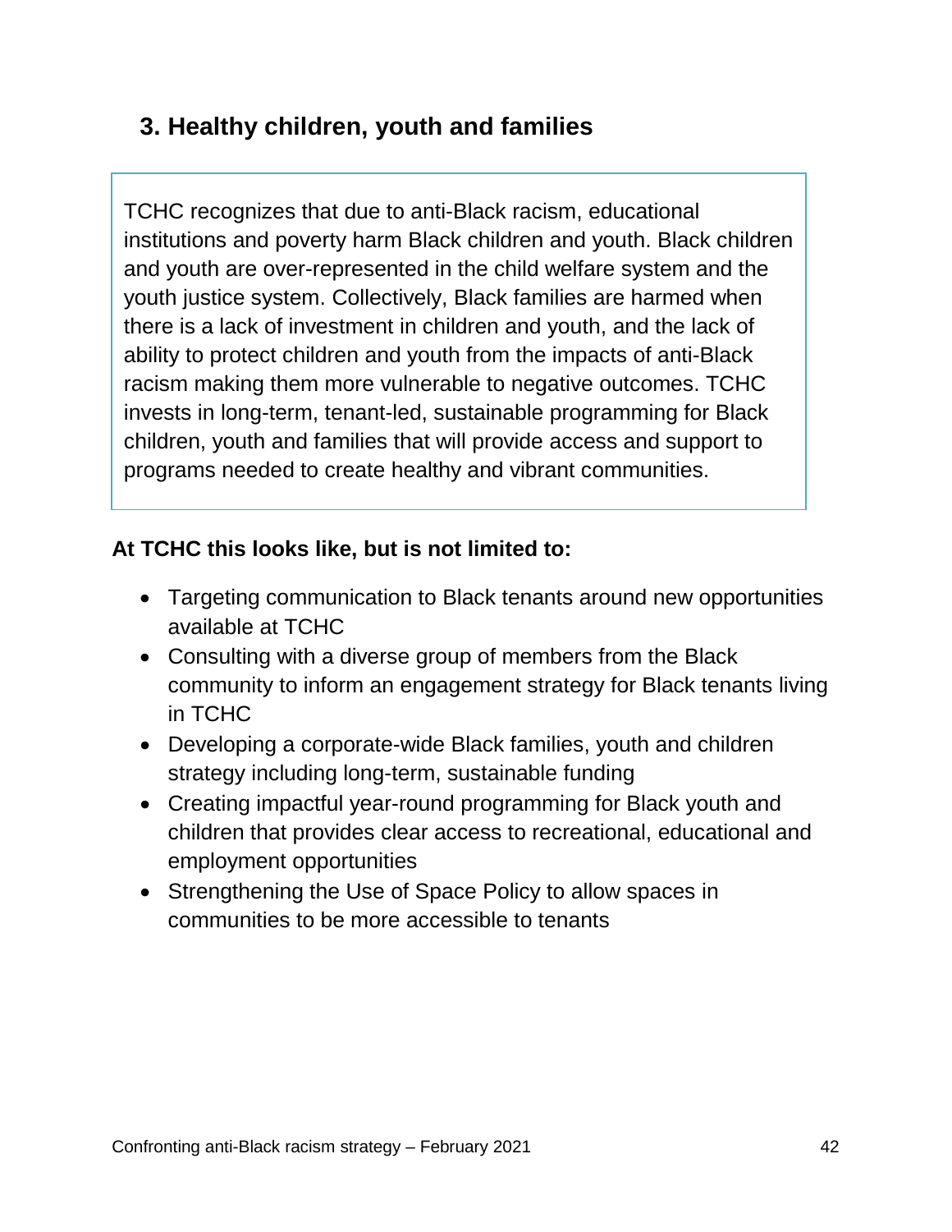## 3. Healthy children, youth and families

TCHC recognizes that due to anti-Black racism, educational institutions and poverty harm Black children and youth. Black children and youth are over-represented in the child welfare system and the youth justice system. Collectively, Black families are harmed when there is a lack of investment in children and youth, and the lack of ability to protect children and youth from the impacts of anti-Black racism making them more vulnerable to negative outcomes. TCHC invests in long-term, tenant-led, sustainable programming for Black children, youth and families that will provide access and support to programs needed to create healthy and vibrant communities.

**At TCHC this looks like, but is not limited to:**

- Targeting communication to Black tenants around new opportunities available at TCHC
- Consulting with a diverse group of members from the Black community to inform an engagement strategy for Black tenants living in TCHC
- Developing a corporate-wide Black families, youth and children strategy including long-term, sustainable funding
- Creating impactful year-round programming for Black youth and children that provides clear access to recreational, educational and employment opportunities
- Strengthening the Use of Space Policy to allow spaces in communities to be more accessible to tenants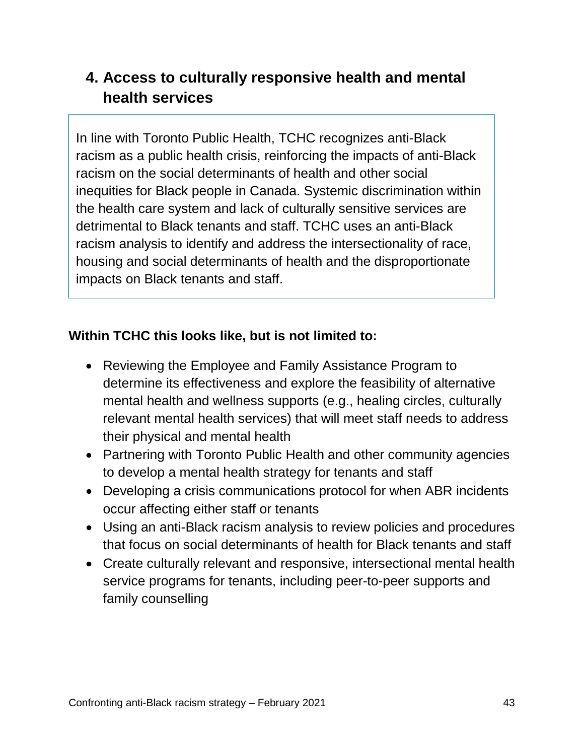## 4. Access to culturally responsive health and mental health services

In line with Toronto Public Health, TCHC recognizes anti-Black racism as a public health crisis, reinforcing the impacts of anti-Black racism on the social determinants of health and other social inequities for Black people in Canada. Systemic discrimination within the health care system and lack of culturally sensitive services are detrimental to Black tenants and staff. TCHC uses an anti-Black racism analysis to identify and address the intersectionality of race, housing and social determinants of health and the disproportionate impacts on Black tenants and staff.

**Within TCHC this looks like, but is not limited to:**

- Reviewing the Employee and Family Assistance Program to determine its effectiveness and explore the feasibility of alternative mental health and wellness supports (e.g., healing circles, culturally relevant mental health services) that will meet staff needs to address their physical and mental health
- Partnering with Toronto Public Health and other community agencies to develop a mental health strategy for tenants and staff
- Developing a crisis communications protocol for when ABR incidents occur affecting either staff or tenants
- Using an anti-Black racism analysis to review policies and procedures that focus on social determinants of health for Black tenants and staff
- Create culturally relevant and responsive, intersectional mental health service programs for tenants, including peer-to-peer supports and family counselling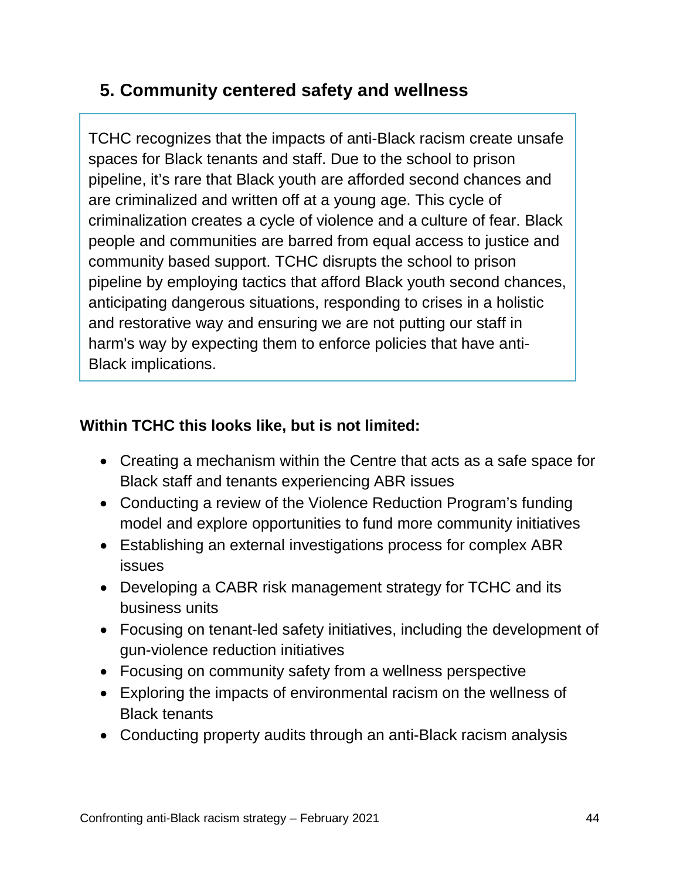## 5. Community centered safety and wellness

TCHC recognizes that the impacts of anti-Black racism create unsafe spaces for Black tenants and staff. Due to the school to prison pipeline, it's rare that Black youth are afforded second chances and are criminalized and written off at a young age. This cycle of criminalization creates a cycle of violence and a culture of fear. Black people and communities are barred from equal access to justice and community based support. TCHC disrupts the school to prison pipeline by employing tactics that afford Black youth second chances, anticipating dangerous situations, responding to crises in a holistic and restorative way and ensuring we are not putting our staff in harm's way by expecting them to enforce policies that have anti-Black implications.

**Within TCHC this looks like, but is not limited:**

- Creating a mechanism within the Centre that acts as a safe space for Black staff and tenants experiencing ABR issues
- Conducting a review of the Violence Reduction Program's funding model and explore opportunities to fund more community initiatives
- Establishing an external investigations process for complex ABR issues
- Developing a CABR risk management strategy for TCHC and its business units
- Focusing on tenant-led safety initiatives, including the development of gun-violence reduction initiatives
- Focusing on community safety from a wellness perspective
- Exploring the impacts of environmental racism on the wellness of Black tenants
- Conducting property audits through an anti-Black racism analysis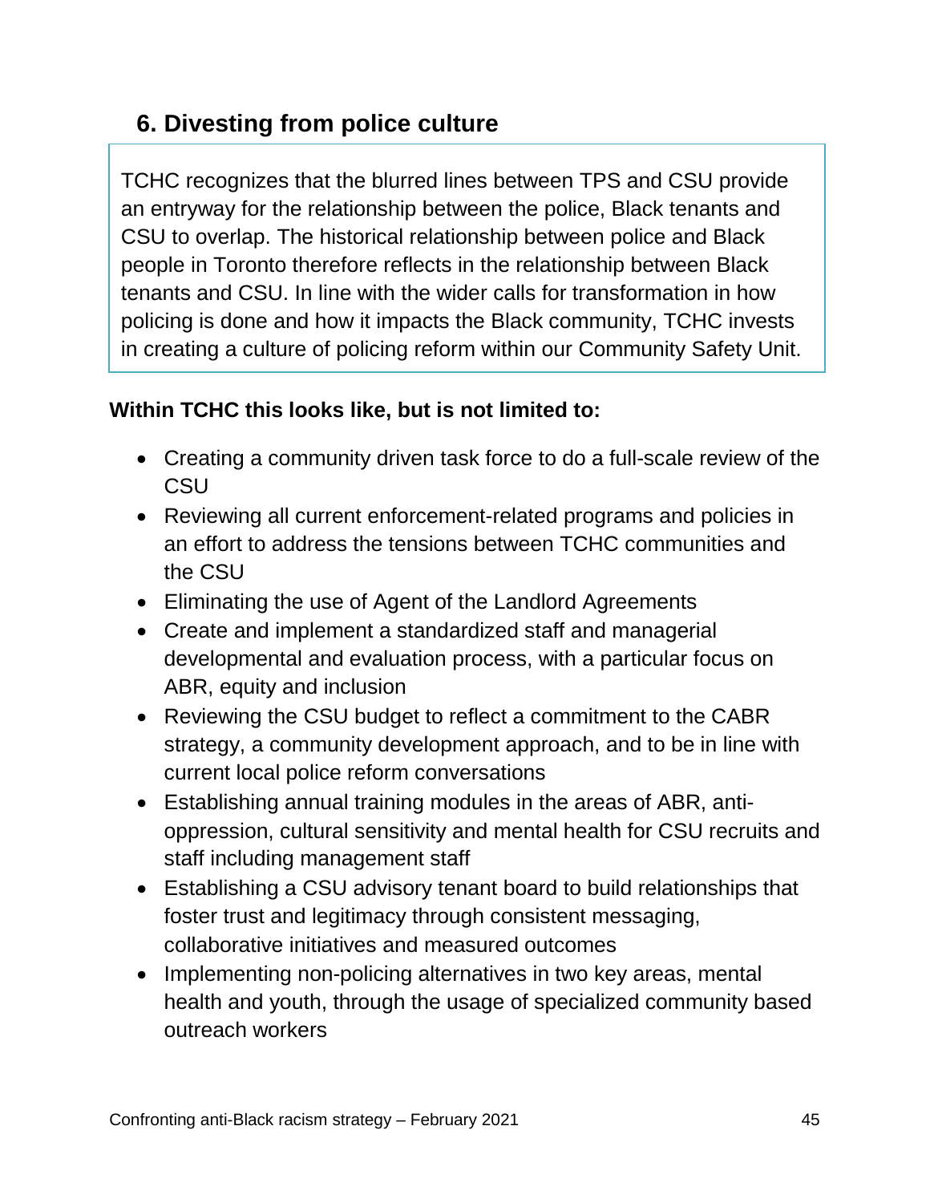## 6. Divesting from police culture

TCHC recognizes that the blurred lines between TPS and CSU provide an entryway for the relationship between the police, Black tenants and CSU to overlap. The historical relationship between police and Black people in Toronto therefore reflects in the relationship between Black tenants and CSU. In line with the wider calls for transformation in how policing is done and how it impacts the Black community, TCHC invests in creating a culture of policing reform within our Community Safety Unit.

**Within TCHC this looks like, but is not limited to:**

- Creating a community driven task force to do a full-scale review of the CSU
- Reviewing all current enforcement-related programs and policies in an effort to address the tensions between TCHC communities and the CSU
- Eliminating the use of Agent of the Landlord Agreements
- Create and implement a standardized staff and managerial developmental and evaluation process, with a particular focus on ABR, equity and inclusion
- Reviewing the CSU budget to reflect a commitment to the CABR strategy, a community development approach, and to be in line with current local police reform conversations
- Establishing annual training modules in the areas of ABR, anti-oppression, cultural sensitivity and mental health for CSU recruits and staff including management staff
- Establishing a CSU advisory tenant board to build relationships that foster trust and legitimacy through consistent messaging, collaborative initiatives and measured outcomes
- Implementing non-policing alternatives in two key areas, mental health and youth, through the usage of specialized community based outreach workers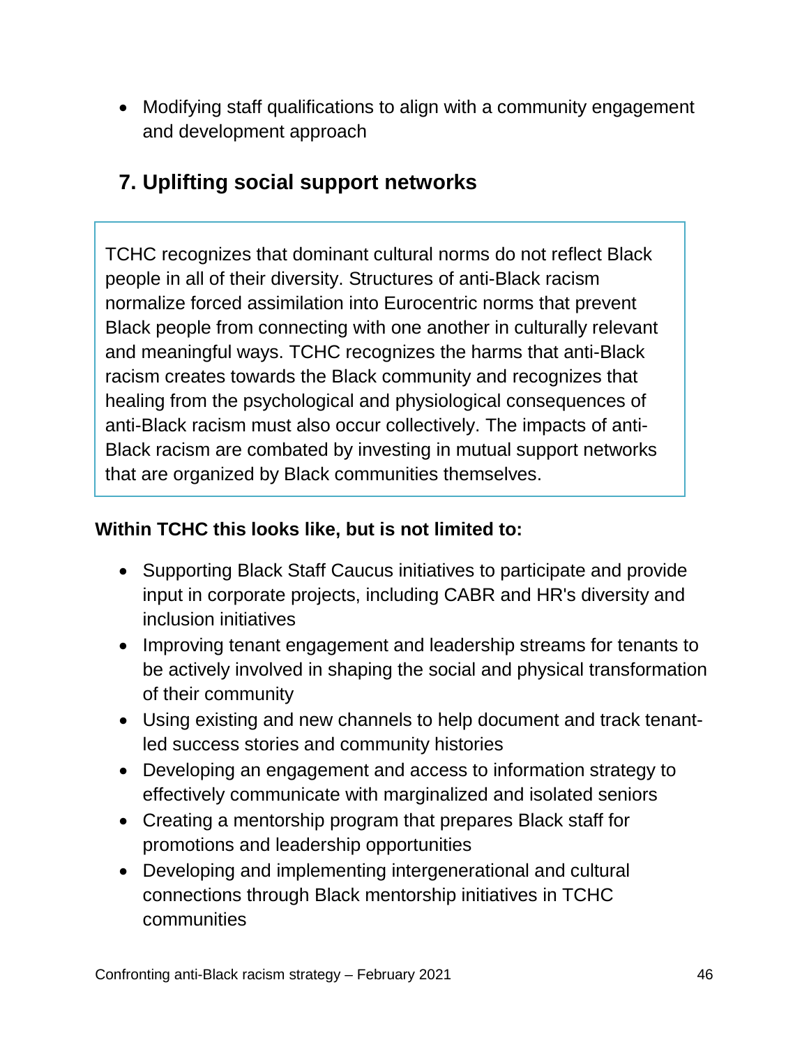- Modifying staff qualifications to align with a community engagement and development approach

## 7. Uplifting social support networks

TCHC recognizes that dominant cultural norms do not reflect Black people in all of their diversity. Structures of anti-Black racism normalize forced assimilation into Eurocentric norms that prevent Black people from connecting with one another in culturally relevant and meaningful ways. TCHC recognizes the harms that anti-Black racism creates towards the Black community and recognizes that healing from the psychological and physiological consequences of anti-Black racism must also occur collectively. The impacts of anti-Black racism are combated by investing in mutual support networks that are organized by Black communities themselves.

**Within TCHC this looks like, but is not limited to:**

- Supporting Black Staff Caucus initiatives to participate and provide input in corporate projects, including CABR and HR's diversity and inclusion initiatives
- Improving tenant engagement and leadership streams for tenants to be actively involved in shaping the social and physical transformation of their community
- Using existing and new channels to help document and track tenant-led success stories and community histories
- Developing an engagement and access to information strategy to effectively communicate with marginalized and isolated seniors
- Creating a mentorship program that prepares Black staff for promotions and leadership opportunities
- Developing and implementing intergenerational and cultural connections through Black mentorship initiatives in TCHC communities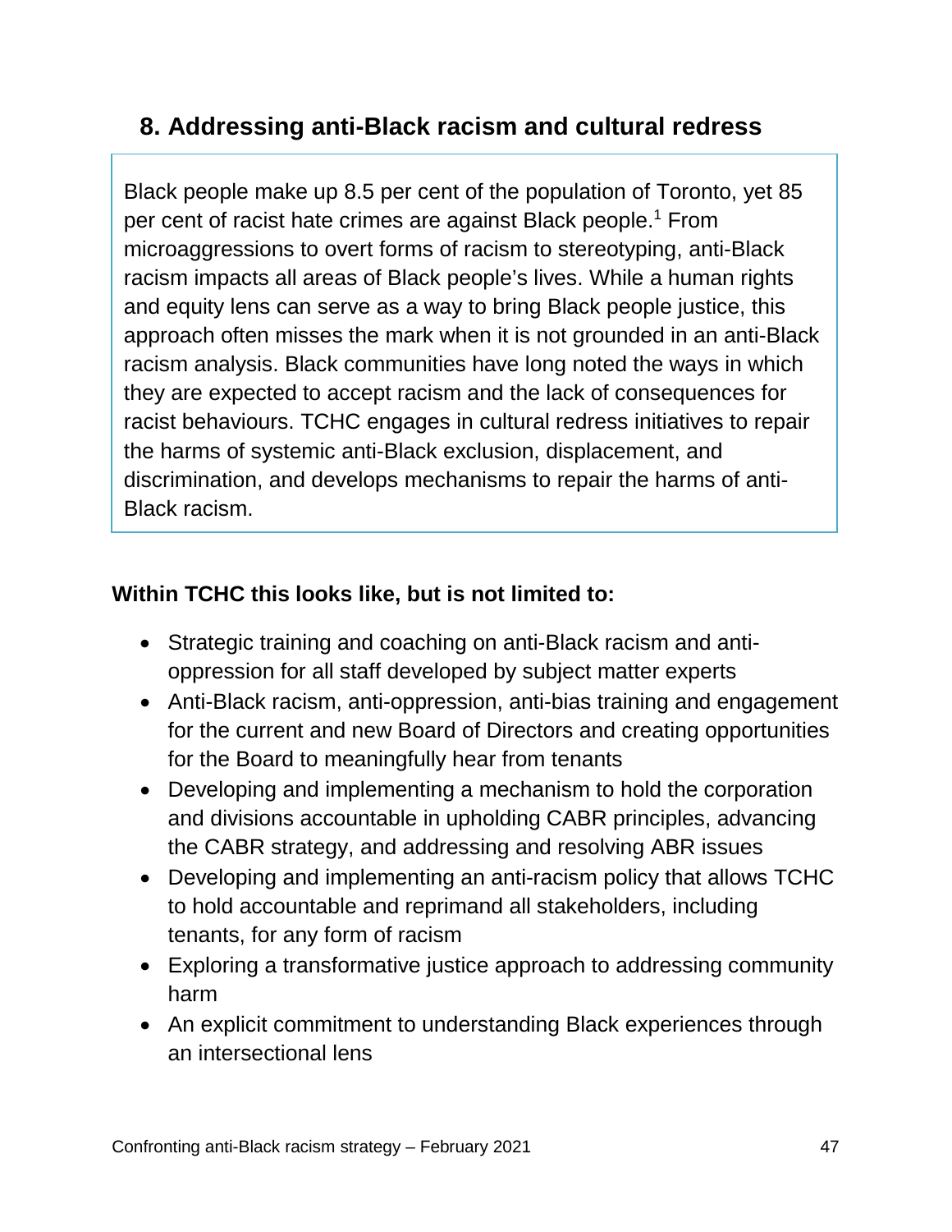## 8. Addressing anti-Black racism and cultural redress

Black people make up 8.5 per cent of the population of Toronto, yet 85 per cent of racist hate crimes are against Black people.[1] From microaggressions to overt forms of racism to stereotyping, anti-Black racism impacts all areas of Black people's lives. While a human rights and equity lens can serve as a way to bring Black people justice, this approach often misses the mark when it is not grounded in an anti-Black racism analysis. Black communities have long noted the ways in which they are expected to accept racism and the lack of consequences for racist behaviours. TCHC engages in cultural redress initiatives to repair the harms of systemic anti-Black exclusion, displacement, and discrimination, and develops mechanisms to repair the harms of anti-Black racism.

**Within TCHC this looks like, but is not limited to:**

- Strategic training and coaching on anti-Black racism and anti-oppression for all staff developed by subject matter experts
- Anti-Black racism, anti-oppression, anti-bias training and engagement for the current and new Board of Directors and creating opportunities for the Board to meaningfully hear from tenants
- Developing and implementing a mechanism to hold the corporation and divisions accountable in upholding CABR principles, advancing the CABR strategy, and addressing and resolving ABR issues
- Developing and implementing an anti-racism policy that allows TCHC to hold accountable and reprimand all stakeholders, including tenants, for any form of racism
- Exploring a transformative justice approach to addressing community harm
- An explicit commitment to understanding Black experiences through an intersectional lens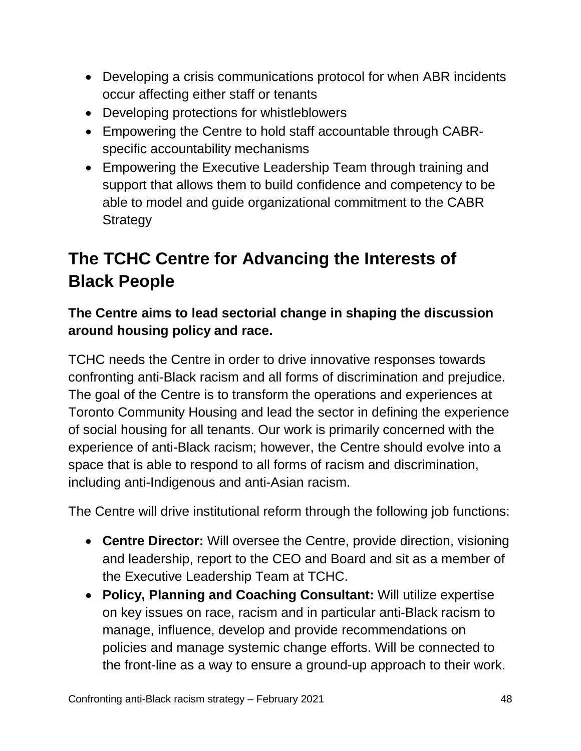- Developing a crisis communications protocol for when ABR incidents occur affecting either staff or tenants
- Developing protections for whistleblowers
- Empowering the Centre to hold staff accountable through CABR-specific accountability mechanisms
- Empowering the Executive Leadership Team through training and support that allows them to build confidence and competency to be able to model and guide organizational commitment to the CABR Strategy

## The TCHC Centre for Advancing the Interests of Black People

### The Centre aims to lead sectorial change in shaping the discussion around housing policy and race.

TCHC needs the Centre in order to drive innovative responses towards confronting anti-Black racism and all forms of discrimination and prejudice. The goal of the Centre is to transform the operations and experiences at Toronto Community Housing and lead the sector in defining the experience of social housing for all tenants. Our work is primarily concerned with the experience of anti-Black racism; however, the Centre should evolve into a space that is able to respond to all forms of racism and discrimination, including anti-Indigenous and anti-Asian racism.

The Centre will drive institutional reform through the following job functions:

- **Centre Director:** Will oversee the Centre, provide direction, visioning and leadership, report to the CEO and Board and sit as a member of the Executive Leadership Team at TCHC.
- **Policy, Planning and Coaching Consultant:** Will utilize expertise on key issues on race, racism and in particular anti-Black racism to manage, influence, develop and provide recommendations on policies and manage systemic change efforts. Will be connected to the front-line as a way to ensure a ground-up approach to their work.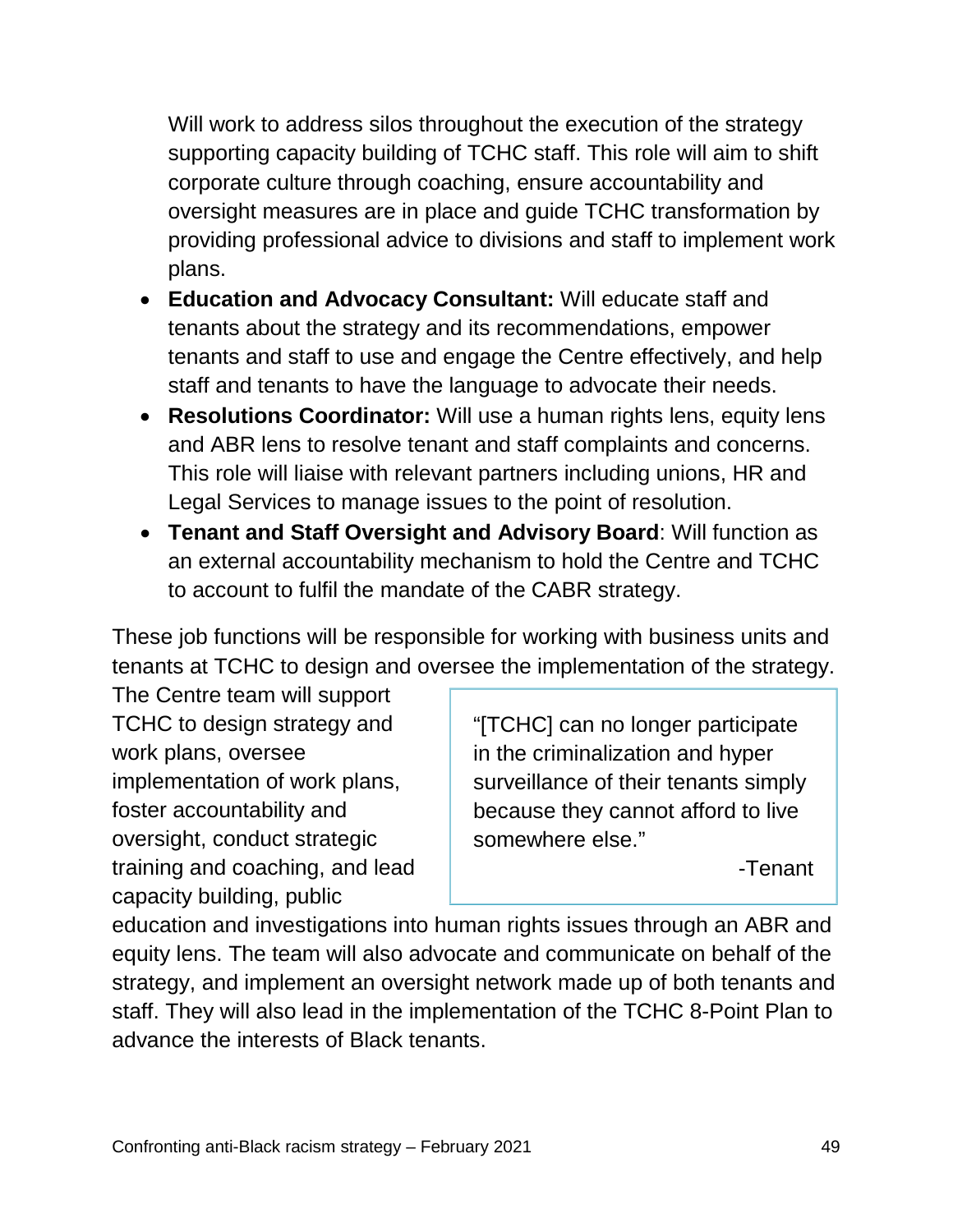Will work to address silos throughout the execution of the strategy supporting capacity building of TCHC staff. This role will aim to shift corporate culture through coaching, ensure accountability and oversight measures are in place and guide TCHC transformation by providing professional advice to divisions and staff to implement work plans.

- **Education and Advocacy Consultant:** Will educate staff and tenants about the strategy and its recommendations, empower tenants and staff to use and engage the Centre effectively, and help staff and tenants to have the language to advocate their needs.
- **Resolutions Coordinator:** Will use a human rights lens, equity lens and ABR lens to resolve tenant and staff complaints and concerns. This role will liaise with relevant partners including unions, HR and Legal Services to manage issues to the point of resolution.
- **Tenant and Staff Oversight and Advisory Board**: Will function as an external accountability mechanism to hold the Centre and TCHC to account to fulfil the mandate of the CABR strategy.

These job functions will be responsible for working with business units and tenants at TCHC to design and oversee the implementation of the strategy. The Centre team will support TCHC to design strategy and work plans, oversee implementation of work plans, foster accountability and oversight, conduct strategic training and coaching, and lead capacity building, public education and investigations into human rights issues through an ABR and equity lens. The team will also advocate and communicate on behalf of the strategy, and implement an oversight network made up of both tenants and staff. They will also lead in the implementation of the TCHC 8-Point Plan to advance the interests of Black tenants.

> "[TCHC] can no longer participate in the criminalization and hyper surveillance of their tenants simply because they cannot afford to live somewhere else."
>
> -Tenant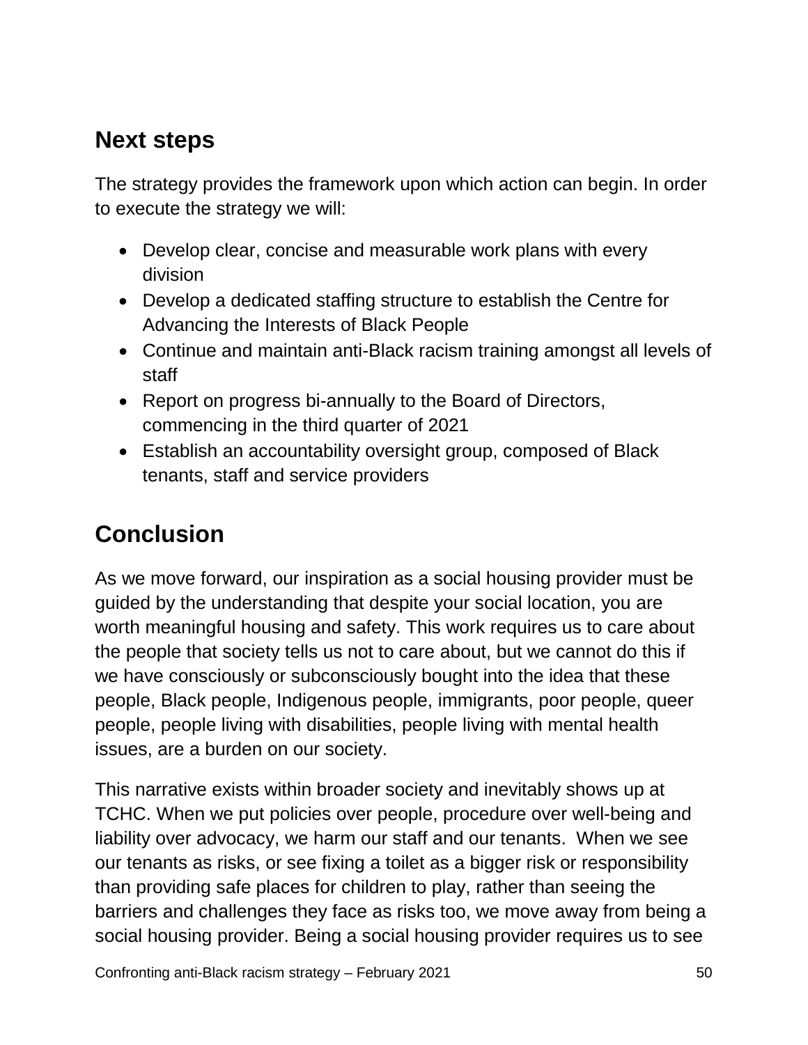## Next steps

The strategy provides the framework upon which action can begin. In order to execute the strategy we will:

- Develop clear, concise and measurable work plans with every division
- Develop a dedicated staffing structure to establish the Centre for Advancing the Interests of Black People
- Continue and maintain anti-Black racism training amongst all levels of staff
- Report on progress bi-annually to the Board of Directors, commencing in the third quarter of 2021
- Establish an accountability oversight group, composed of Black tenants, staff and service providers

## Conclusion

As we move forward, our inspiration as a social housing provider must be guided by the understanding that despite your social location, you are worth meaningful housing and safety. This work requires us to care about the people that society tells us not to care about, but we cannot do this if we have consciously or subconsciously bought into the idea that these people, Black people, Indigenous people, immigrants, poor people, queer people, people living with disabilities, people living with mental health issues, are a burden on our society.

This narrative exists within broader society and inevitably shows up at TCHC. When we put policies over people, procedure over well-being and liability over advocacy, we harm our staff and our tenants. When we see our tenants as risks, or see fixing a toilet as a bigger risk or responsibility than providing safe places for children to play, rather than seeing the barriers and challenges they face as risks too, we move away from being a social housing provider. Being a social housing provider requires us to see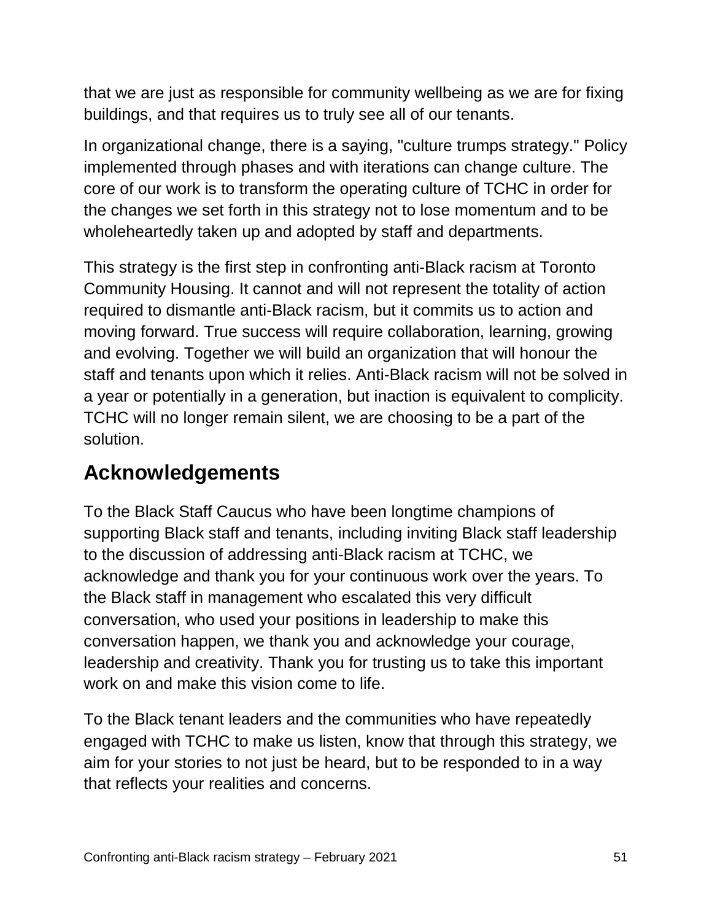that we are just as responsible for community wellbeing as we are for fixing buildings, and that requires us to truly see all of our tenants.

In organizational change, there is a saying, "culture trumps strategy." Policy implemented through phases and with iterations can change culture. The core of our work is to transform the operating culture of TCHC in order for the changes we set forth in this strategy not to lose momentum and to be wholeheartedly taken up and adopted by staff and departments.

This strategy is the first step in confronting anti-Black racism at Toronto Community Housing. It cannot and will not represent the totality of action required to dismantle anti-Black racism, but it commits us to action and moving forward. True success will require collaboration, learning, growing and evolving. Together we will build an organization that will honour the staff and tenants upon which it relies. Anti-Black racism will not be solved in a year or potentially in a generation, but inaction is equivalent to complicity. TCHC will no longer remain silent, we are choosing to be a part of the solution.

## Acknowledgements

To the Black Staff Caucus who have been longtime champions of supporting Black staff and tenants, including inviting Black staff leadership to the discussion of addressing anti-Black racism at TCHC, we acknowledge and thank you for your continuous work over the years. To the Black staff in management who escalated this very difficult conversation, who used your positions in leadership to make this conversation happen, we thank you and acknowledge your courage, leadership and creativity. Thank you for trusting us to take this important work on and make this vision come to life.

To the Black tenant leaders and the communities who have repeatedly engaged with TCHC to make us listen, know that through this strategy, we aim for your stories to not just be heard, but to be responded to in a way that reflects your realities and concerns.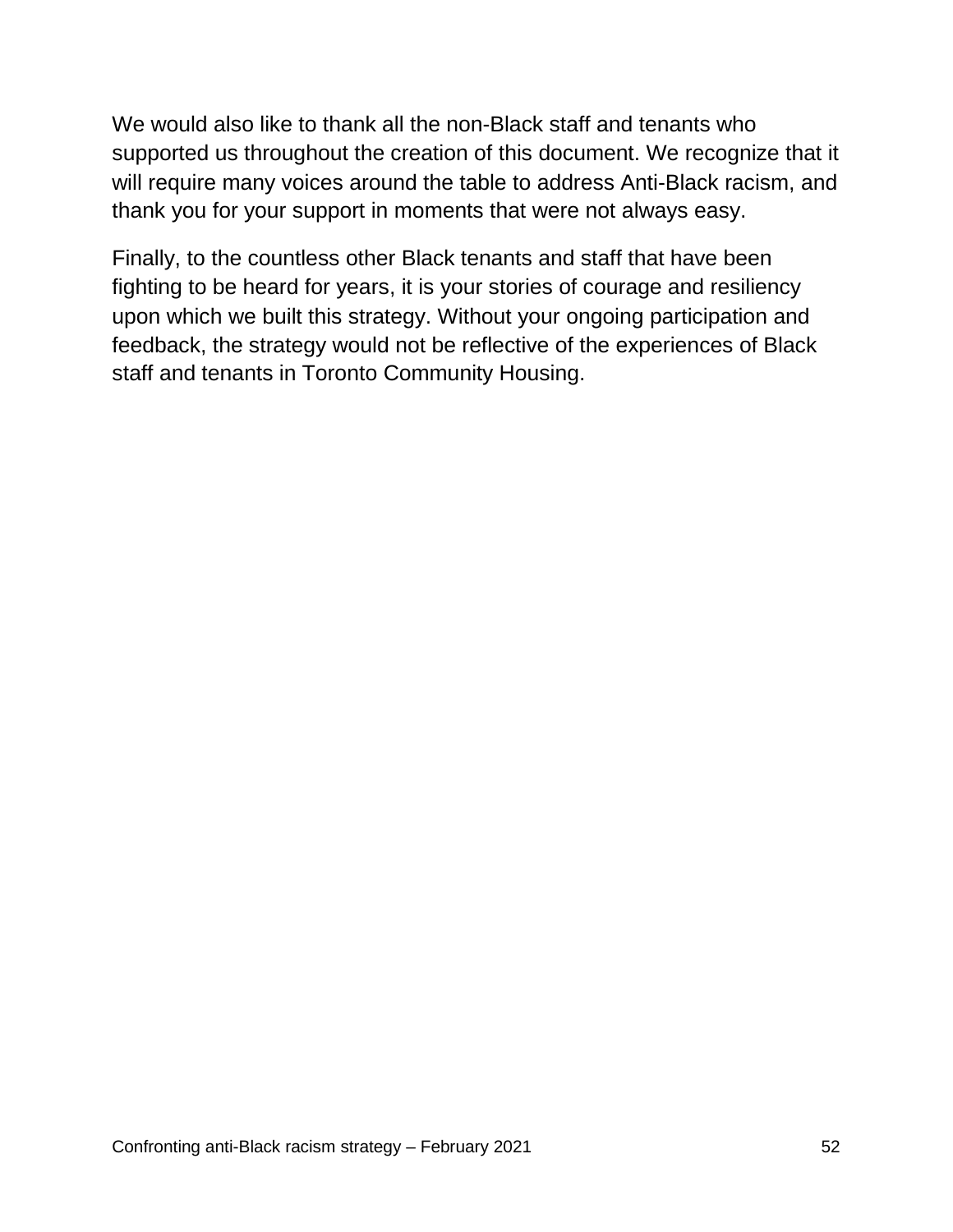We would also like to thank all the non-Black staff and tenants who supported us throughout the creation of this document. We recognize that it will require many voices around the table to address Anti-Black racism, and thank you for your support in moments that were not always easy.

Finally, to the countless other Black tenants and staff that have been fighting to be heard for years, it is your stories of courage and resiliency upon which we built this strategy. Without your ongoing participation and feedback, the strategy would not be reflective of the experiences of Black staff and tenants in Toronto Community Housing.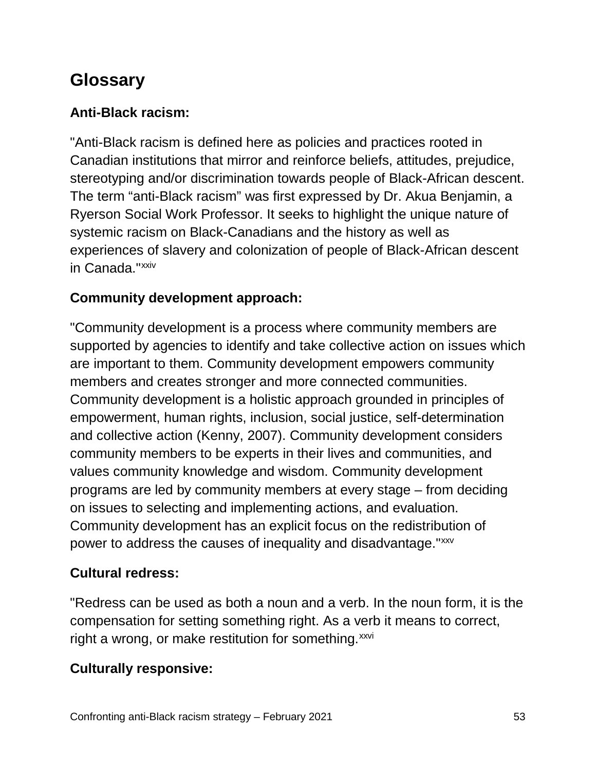## Glossary

### Anti-Black racism:

"Anti-Black racism is defined here as policies and practices rooted in Canadian institutions that mirror and reinforce beliefs, attitudes, prejudice, stereotyping and/or discrimination towards people of Black-African descent. The term “anti-Black racism” was first expressed by Dr. Akua Benjamin, a Ryerson Social Work Professor. It seeks to highlight the unique nature of systemic racism on Black-Canadians and the history as well as experiences of slavery and colonization of people of Black-African descent in Canada."[xxiv]

### Community development approach:

"Community development is a process where community members are supported by agencies to identify and take collective action on issues which are important to them. Community development empowers community members and creates stronger and more connected communities. Community development is a holistic approach grounded in principles of empowerment, human rights, inclusion, social justice, self-determination and collective action (Kenny, 2007). Community development considers community members to be experts in their lives and communities, and values community knowledge and wisdom. Community development programs are led by community members at every stage – from deciding on issues to selecting and implementing actions, and evaluation. Community development has an explicit focus on the redistribution of power to address the causes of inequality and disadvantage."[xxv]

### Cultural redress:

"Redress can be used as both a noun and a verb. In the noun form, it is the compensation for setting something right. As a verb it means to correct, right a wrong, or make restitution for something.[xxvi]

### Culturally responsive: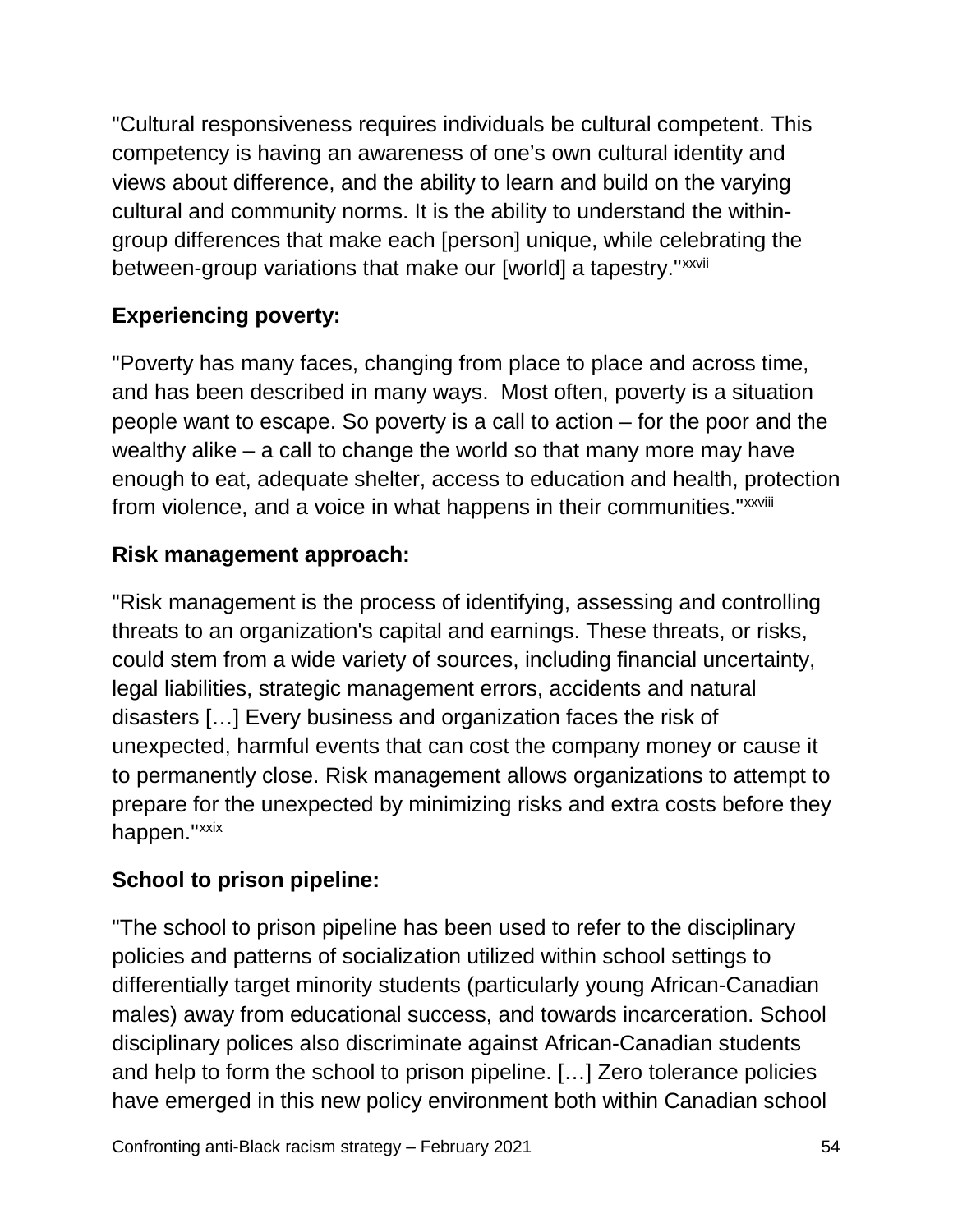"Cultural responsiveness requires individuals be cultural competent. This competency is having an awareness of one's own cultural identity and views about difference, and the ability to learn and build on the varying cultural and community norms. It is the ability to understand the within-group differences that make each [person] unique, while celebrating the between-group variations that make our [world] a tapestry."[xxvii]

**Experiencing poverty:**

"Poverty has many faces, changing from place to place and across time, and has been described in many ways. Most often, poverty is a situation people want to escape. So poverty is a call to action – for the poor and the wealthy alike – a call to change the world so that many more may have enough to eat, adequate shelter, access to education and health, protection from violence, and a voice in what happens in their communities."[xxviii]

**Risk management approach:**

"Risk management is the process of identifying, assessing and controlling threats to an organization's capital and earnings. These threats, or risks, could stem from a wide variety of sources, including financial uncertainty, legal liabilities, strategic management errors, accidents and natural disasters […] Every business and organization faces the risk of unexpected, harmful events that can cost the company money or cause it to permanently close. Risk management allows organizations to attempt to prepare for the unexpected by minimizing risks and extra costs before they happen."[xxix]

**School to prison pipeline:**

"The school to prison pipeline has been used to refer to the disciplinary policies and patterns of socialization utilized within school settings to differentially target minority students (particularly young African-Canadian males) away from educational success, and towards incarceration. School disciplinary polices also discriminate against African-Canadian students and help to form the school to prison pipeline. […] Zero tolerance policies have emerged in this new policy environment both within Canadian school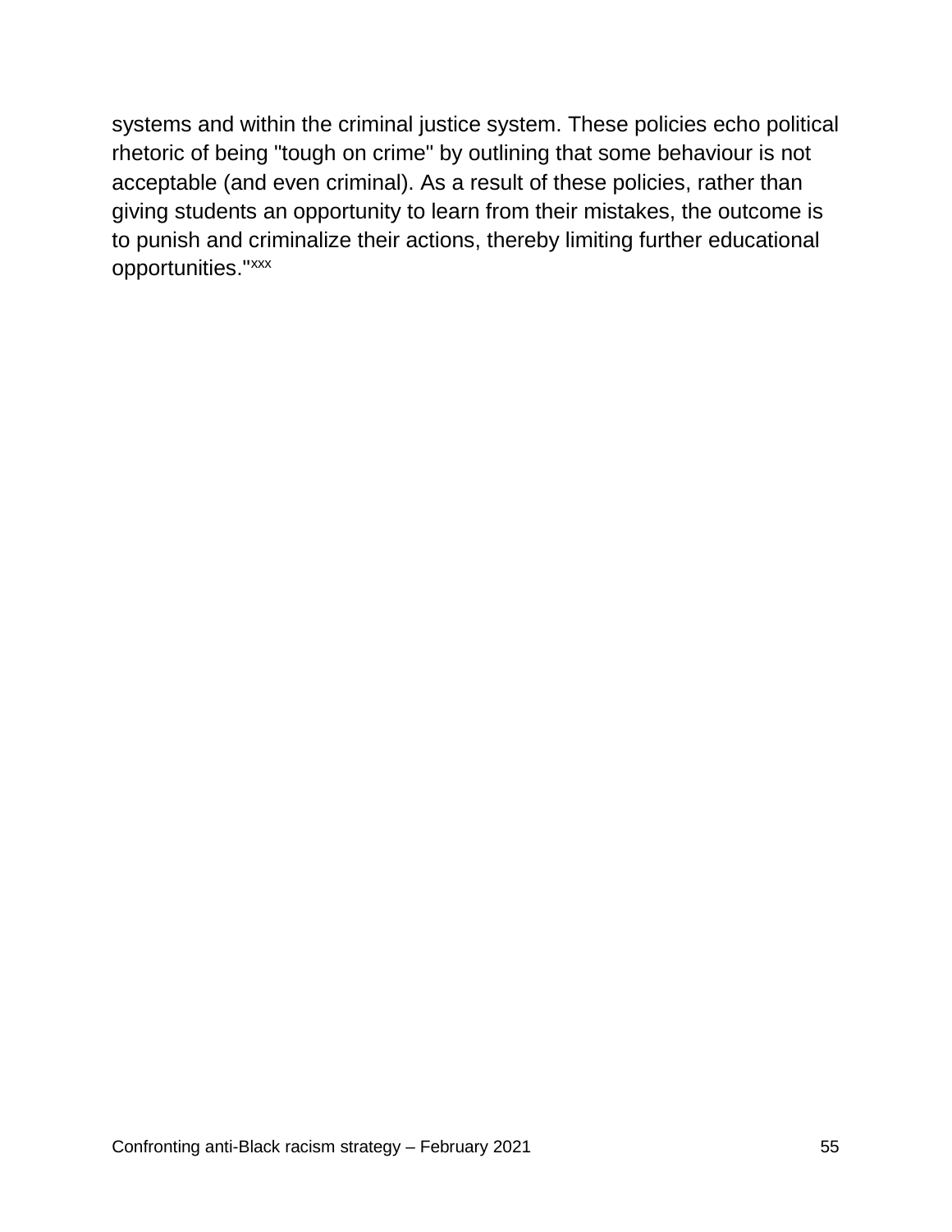systems and within the criminal justice system. These policies echo political rhetoric of being "tough on crime" by outlining that some behaviour is not acceptable (and even criminal). As a result of these policies, rather than giving students an opportunity to learn from their mistakes, the outcome is to punish and criminalize their actions, thereby limiting further educational opportunities."[xxx]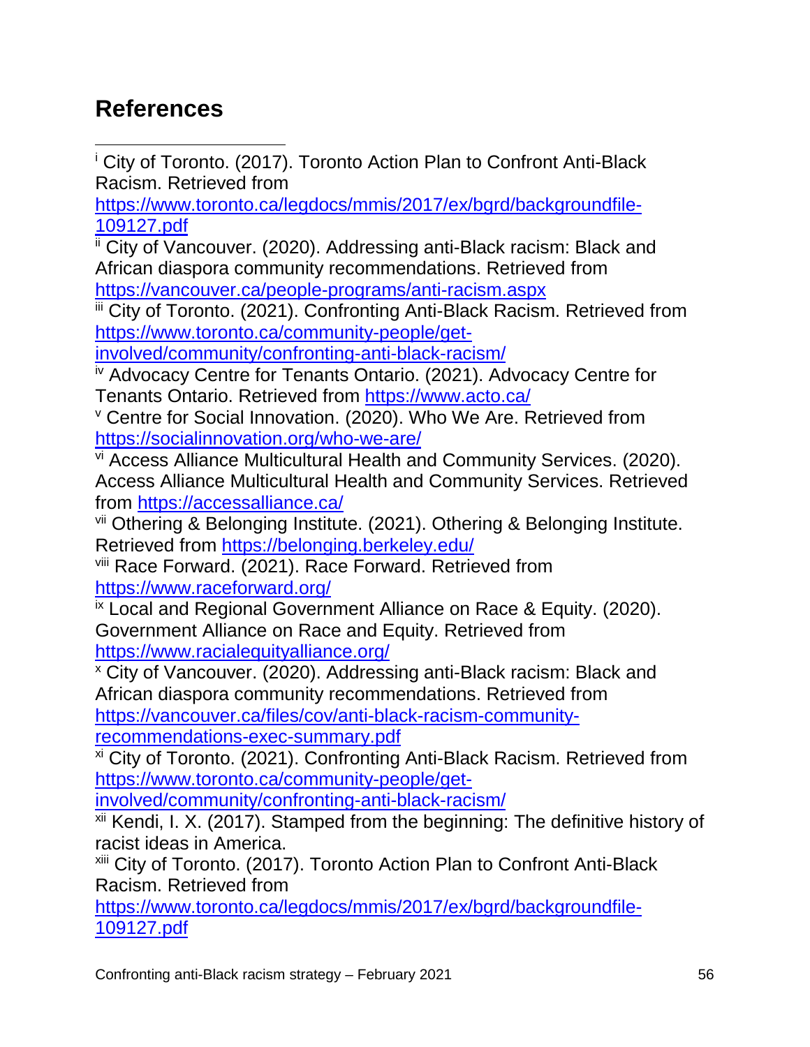## References

[i] City of Toronto. (2017). Toronto Action Plan to Confront Anti-Black Racism. Retrieved from https://www.toronto.ca/legdocs/mmis/2017/ex/bgrd/backgroundfile-109127.pdf

[ii] City of Vancouver. (2020). Addressing anti-Black racism: Black and African diaspora community recommendations. Retrieved from https://vancouver.ca/people-programs/anti-racism.aspx

[iii] City of Toronto. (2021). Confronting Anti-Black Racism. Retrieved from https://www.toronto.ca/community-people/get-involved/community/confronting-anti-black-racism/

[iv] Advocacy Centre for Tenants Ontario. (2021). Advocacy Centre for Tenants Ontario. Retrieved from https://www.acto.ca/

[v] Centre for Social Innovation. (2020). Who We Are. Retrieved from https://socialinnovation.org/who-we-are/

[vi] Access Alliance Multicultural Health and Community Services. (2020). Access Alliance Multicultural Health and Community Services. Retrieved from https://accessalliance.ca/

[vii] Othering & Belonging Institute. (2021). Othering & Belonging Institute. Retrieved from https://belonging.berkeley.edu/

[viii] Race Forward. (2021). Race Forward. Retrieved from https://www.raceforward.org/

[ix] Local and Regional Government Alliance on Race & Equity. (2020). Government Alliance on Race and Equity. Retrieved from https://www.racialequityalliance.org/

[x] City of Vancouver. (2020). Addressing anti-Black racism: Black and African diaspora community recommendations. Retrieved from https://vancouver.ca/files/cov/anti-black-racism-community-recommendations-exec-summary.pdf

[xi] City of Toronto. (2021). Confronting Anti-Black Racism. Retrieved from https://www.toronto.ca/community-people/get-involved/community/confronting-anti-black-racism/

[xii] Kendi, I. X. (2017). Stamped from the beginning: The definitive history of racist ideas in America.

[xiii] City of Toronto. (2017). Toronto Action Plan to Confront Anti-Black Racism. Retrieved from https://www.toronto.ca/legdocs/mmis/2017/ex/bgrd/backgroundfile-109127.pdf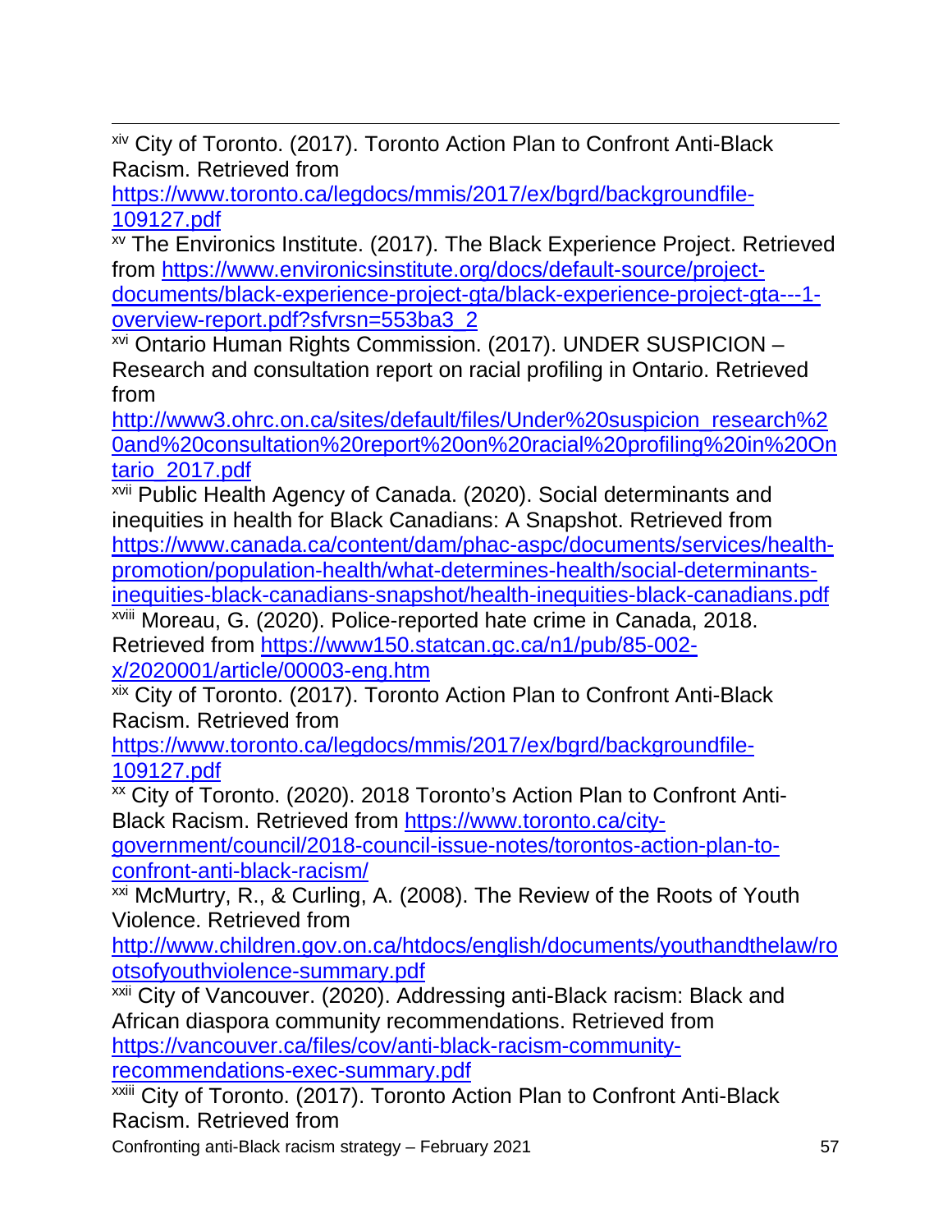[xiv] City of Toronto. (2017). Toronto Action Plan to Confront Anti-Black Racism. Retrieved from https://www.toronto.ca/legdocs/mmis/2017/ex/bgrd/backgroundfile-109127.pdf

[xv] The Environics Institute. (2017). The Black Experience Project. Retrieved from https://www.environicsinstitute.org/docs/default-source/project-documents/black-experience-project-gta/black-experience-project-gta---1-overview-report.pdf?sfvrsn=553ba3_2

[xvi] Ontario Human Rights Commission. (2017). UNDER SUSPICION – Research and consultation report on racial profiling in Ontario. Retrieved from http://www3.ohrc.on.ca/sites/default/files/Under%20suspicion_research%20and%20consultation%20report%20on%20racial%20profiling%20in%20Ontario_2017.pdf

[xvii] Public Health Agency of Canada. (2020). Social determinants and inequities in health for Black Canadians: A Snapshot. Retrieved from https://www.canada.ca/content/dam/phac-aspc/documents/services/health-promotion/population-health/what-determines-health/social-determinants-inequities-black-canadians-snapshot/health-inequities-black-canadians.pdf

[xviii] Moreau, G. (2020). Police-reported hate crime in Canada, 2018. Retrieved from https://www150.statcan.gc.ca/n1/pub/85-002-x/2020001/article/00003-eng.htm

[xix] City of Toronto. (2017). Toronto Action Plan to Confront Anti-Black Racism. Retrieved from https://www.toronto.ca/legdocs/mmis/2017/ex/bgrd/backgroundfile-109127.pdf

[xx] City of Toronto. (2020). 2018 Toronto's Action Plan to Confront Anti-Black Racism. Retrieved from https://www.toronto.ca/city-government/council/2018-council-issue-notes/torontos-action-plan-to-confront-anti-black-racism/

[xxi] McMurtry, R., & Curling, A. (2008). The Review of the Roots of Youth Violence. Retrieved from http://www.children.gov.on.ca/htdocs/english/documents/youthandthelaw/rootsofyouthviolence-summary.pdf

[xxii] City of Vancouver. (2020). Addressing anti-Black racism: Black and African diaspora community recommendations. Retrieved from https://vancouver.ca/files/cov/anti-black-racism-community-recommendations-exec-summary.pdf

[xxiii] City of Toronto. (2017). Toronto Action Plan to Confront Anti-Black Racism. Retrieved from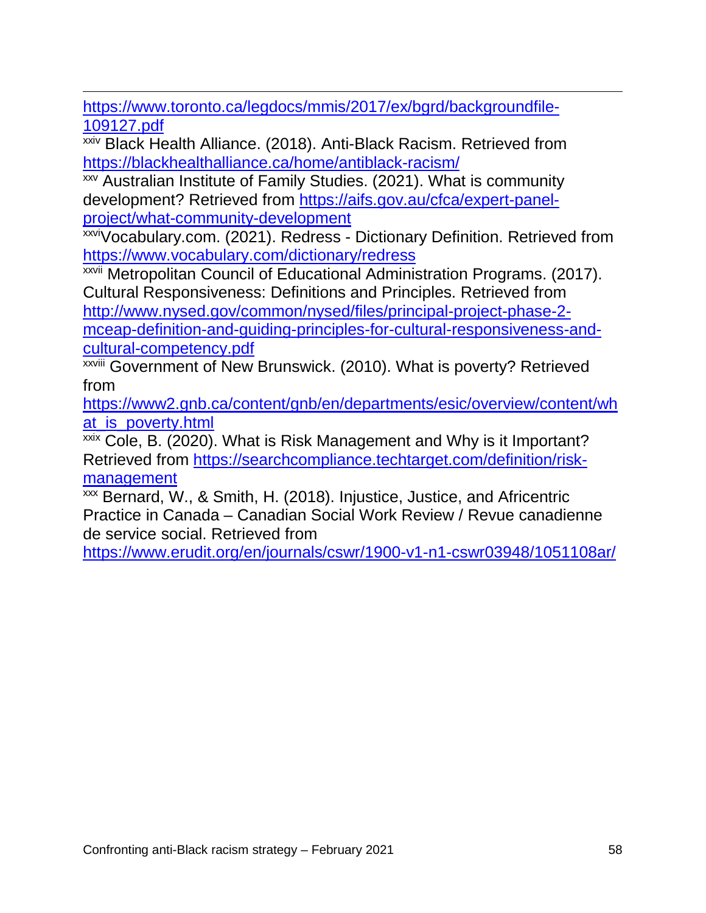https://www.toronto.ca/legdocs/mmis/2017/ex/bgrd/backgroundfile-109127.pdf

[xxiv] Black Health Alliance. (2018). Anti-Black Racism. Retrieved from https://blackhealthalliance.ca/home/antiblack-racism/

[xxv] Australian Institute of Family Studies. (2021). What is community development? Retrieved from https://aifs.gov.au/cfca/expert-panel-project/what-community-development

[xxvi] Vocabulary.com. (2021). Redress - Dictionary Definition. Retrieved from https://www.vocabulary.com/dictionary/redress

[xxvii] Metropolitan Council of Educational Administration Programs. (2017). Cultural Responsiveness: Definitions and Principles. Retrieved from http://www.nysed.gov/common/nysed/files/principal-project-phase-2-mceap-definition-and-guiding-principles-for-cultural-responsiveness-and-cultural-competency.pdf

[xxviii] Government of New Brunswick. (2010). What is poverty? Retrieved from https://www2.gnb.ca/content/gnb/en/departments/esic/overview/content/what_is_poverty.html

[xxix] Cole, B. (2020). What is Risk Management and Why is it Important? Retrieved from https://searchcompliance.techtarget.com/definition/risk-management

[xxx] Bernard, W., & Smith, H. (2018). Injustice, Justice, and Africentric Practice in Canada – Canadian Social Work Review / Revue canadienne de service social. Retrieved from https://www.erudit.org/en/journals/cswr/1900-v1-n1-cswr03948/1051108ar/